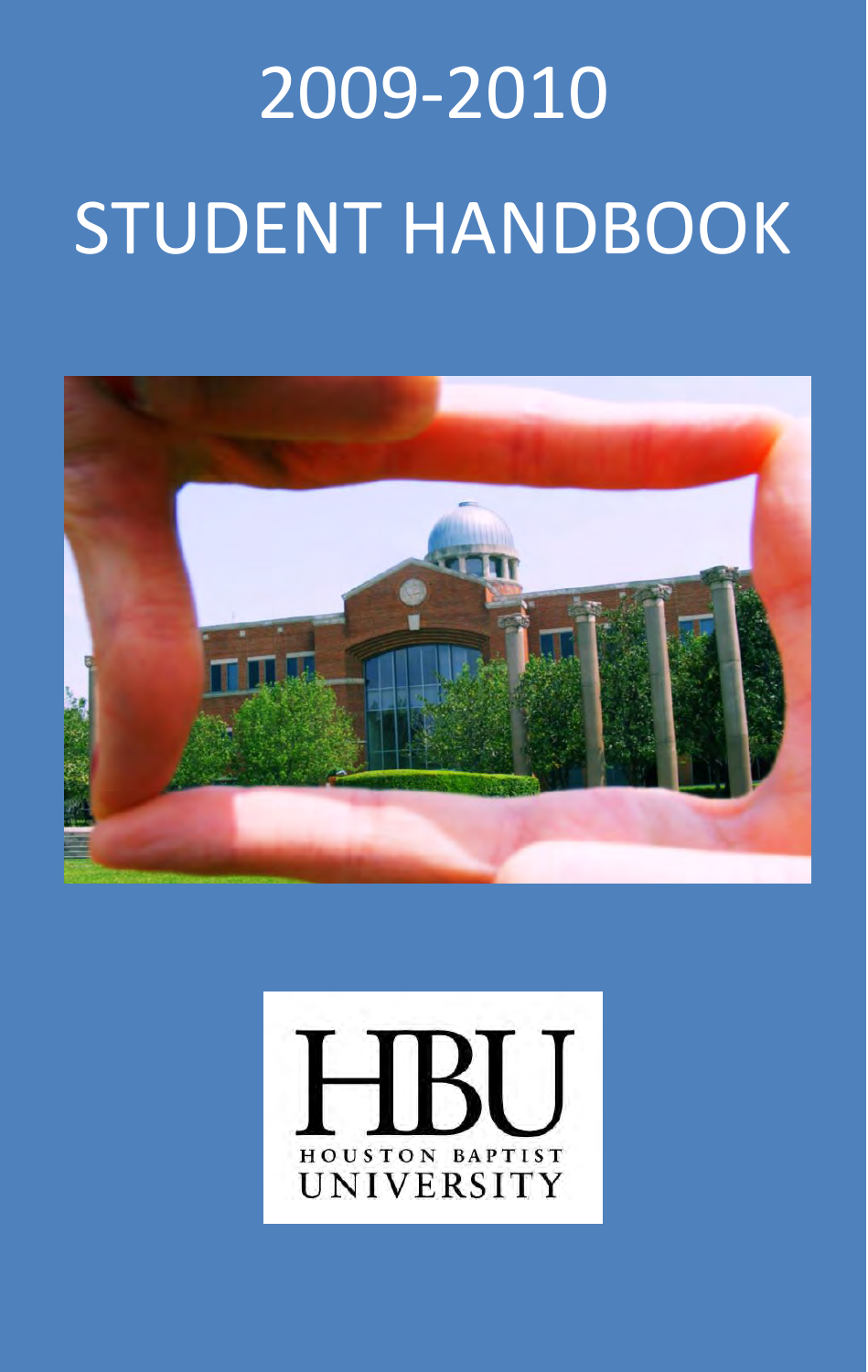# 2009-2010

# STUDENT HANDBOOK

HBU

HOUSTON BAPTIST UNIVERSITY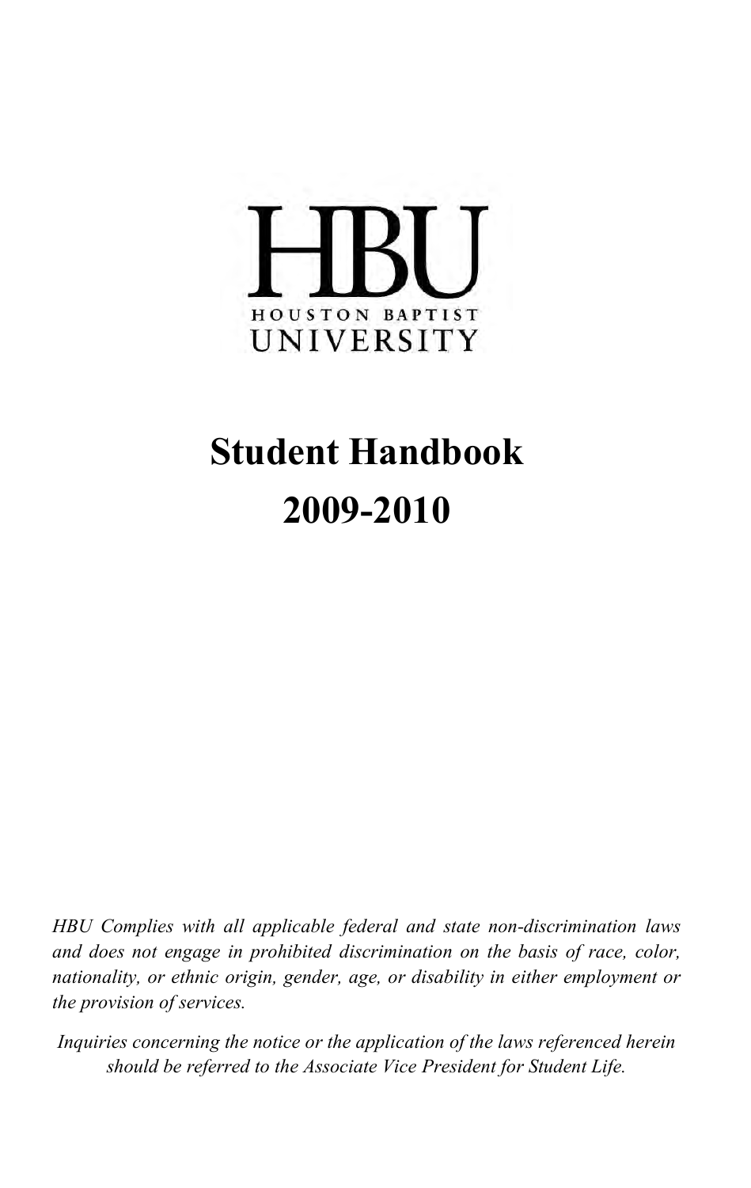HBU

HOUSTON BAPTIST
UNIVERSITY

# Student Handbook
# 2009-2010

*HBU Complies with all applicable federal and state non-discrimination laws and does not engage in prohibited discrimination on the basis of race, color, nationality, or ethnic origin, gender, age, or disability in either employment or the provision of services.*

*Inquiries concerning the notice or the application of the laws referenced herein should be referred to the Associate Vice President for Student Life.*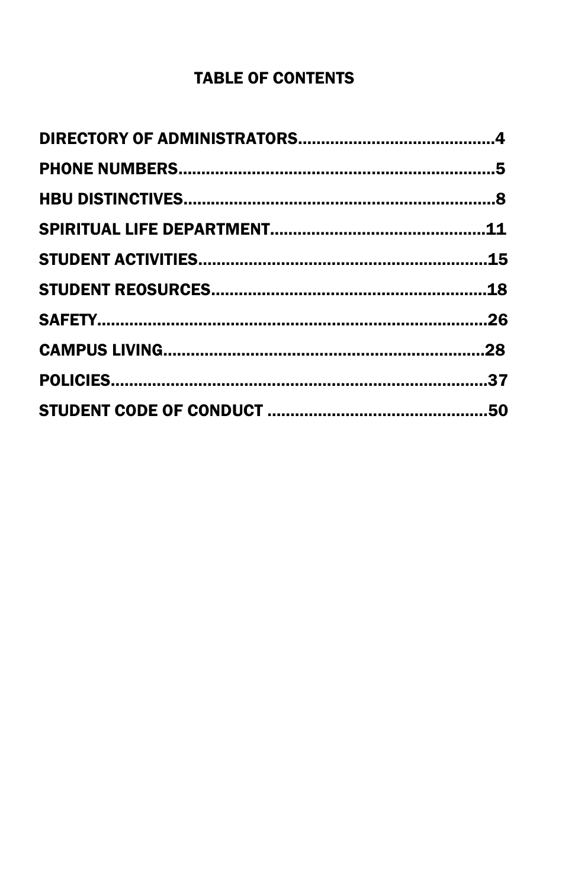# TABLE OF CONTENTS

DIRECTORY OF ADMINISTRATORS..........................................4

PHONE NUMBERS....................................................................5

HBU DISTINCTIVES..................................................................8

SPIRITUAL LIFE DEPARTMENT.............................................11

STUDENT ACTIVITIES.............................................................15

STUDENT REOSURCES..........................................................18

SAFETY...................................................................................26

CAMPUS LIVING....................................................................28

POLICIES................................................................................37

STUDENT CODE OF CONDUCT ...............................................50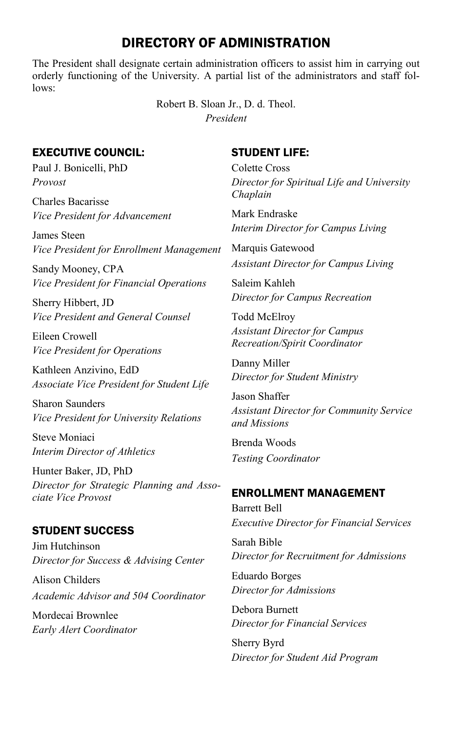# DIRECTORY OF ADMINISTRATION

The President shall designate certain administration officers to assist him in carrying out orderly functioning of the University. A partial list of the administrators and staff follows:

Robert B. Sloan Jr., D. d. Theol.
*President*

## EXECUTIVE COUNCIL:

Paul J. Bonicelli, PhD
*Provost*

Charles Bacarisse
*Vice President for Advancement*

James Steen
*Vice President for Enrollment Management*

Sandy Mooney, CPA
*Vice President for Financial Operations*

Sherry Hibbert, JD
*Vice President and General Counsel*

Eileen Crowell
*Vice President for Operations*

Kathleen Anzivino, EdD
*Associate Vice President for Student Life*

Sharon Saunders
*Vice President for University Relations*

Steve Moniaci
*Interim Director of Athletics*

Hunter Baker, JD, PhD
*Director for Strategic Planning and Associate Vice Provost*

## STUDENT SUCCESS

Jim Hutchinson
*Director for Success & Advising Center*

Alison Childers
*Academic Advisor and 504 Coordinator*

Mordecai Brownlee
*Early Alert Coordinator*

## STUDENT LIFE:

Colette Cross
*Director for Spiritual Life and University Chaplain*

Mark Endraske
*Interim Director for Campus Living*

Marquis Gatewood
*Assistant Director for Campus Living*

Saleim Kahleh
*Director for Campus Recreation*

Todd McElroy
*Assistant Director for Campus Recreation/Spirit Coordinator*

Danny Miller
*Director for Student Ministry*

Jason Shaffer
*Assistant Director for Community Service and Missions*

Brenda Woods
*Testing Coordinator*

## ENROLLMENT MANAGEMENT

Barrett Bell
*Executive Director for Financial Services*

Sarah Bible
*Director for Recruitment for Admissions*

Eduardo Borges
*Director for Admissions*

Debora Burnett
*Director for Financial Services*

Sherry Byrd
*Director for Student Aid Program*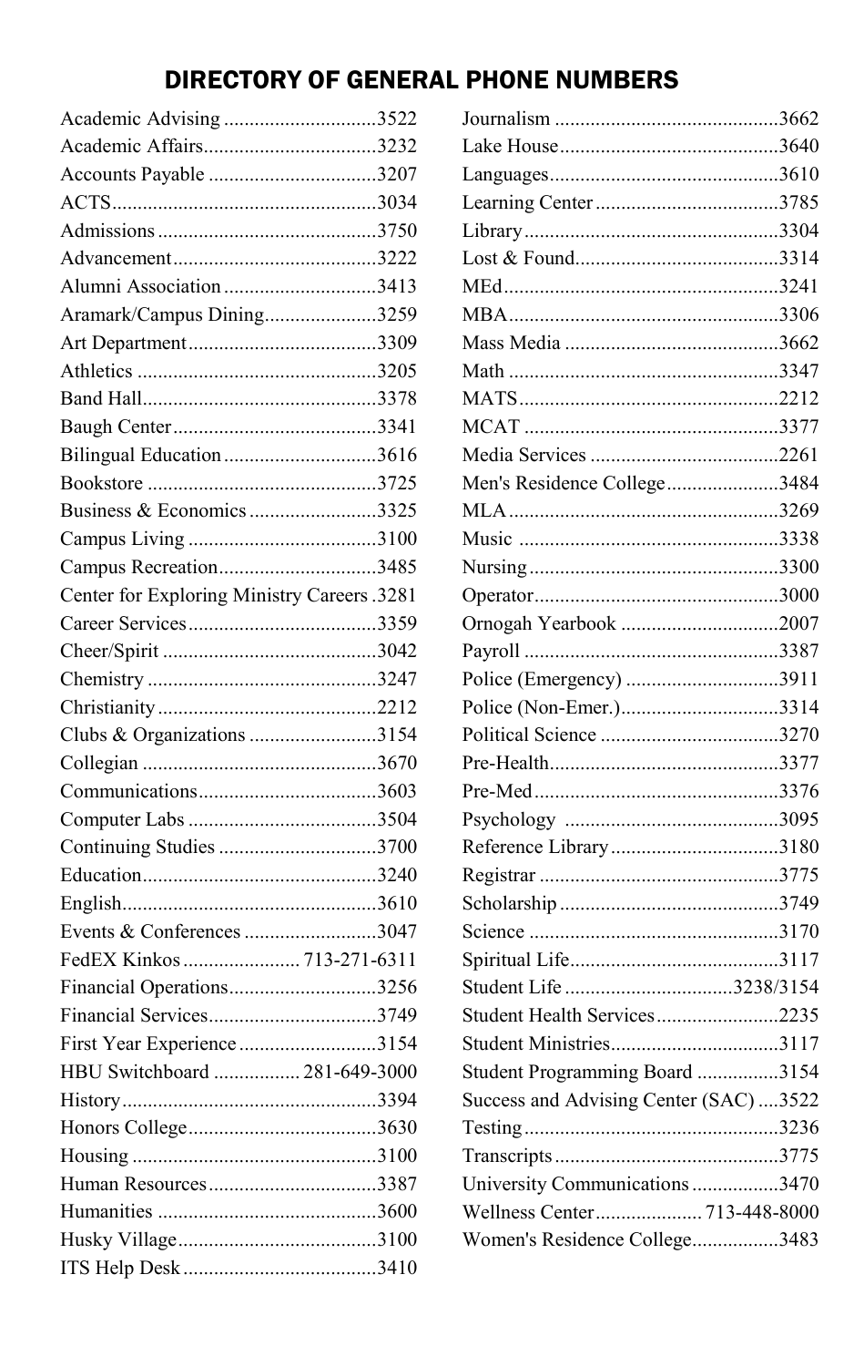# DIRECTORY OF GENERAL PHONE NUMBERS

| Department | Number |
|---|---|
| Academic Advising | 3522 |
| Academic Affairs | 3232 |
| Accounts Payable | 3207 |
| ACTS | 3034 |
| Admissions | 3750 |
| Advancement | 3222 |
| Alumni Association | 3413 |
| Aramark/Campus Dining | 3259 |
| Art Department | 3309 |
| Athletics | 3205 |
| Band Hall | 3378 |
| Baugh Center | 3341 |
| Bilingual Education | 3616 |
| Bookstore | 3725 |
| Business & Economics | 3325 |
| Campus Living | 3100 |
| Campus Recreation | 3485 |
| Center for Exploring Ministry Careers | 3281 |
| Career Services | 3359 |
| Cheer/Spirit | 3042 |
| Chemistry | 3247 |
| Christianity | 2212 |
| Clubs & Organizations | 3154 |
| Collegian | 3670 |
| Communications | 3603 |
| Computer Labs | 3504 |
| Continuing Studies | 3700 |
| Education | 3240 |
| English | 3610 |
| Events & Conferences | 3047 |
| FedEX Kinkos | 713-271-6311 |
| Financial Operations | 3256 |
| Financial Services | 3749 |
| First Year Experience | 3154 |
| HBU Switchboard | 281-649-3000 |
| History | 3394 |
| Honors College | 3630 |
| Housing | 3100 |
| Human Resources | 3387 |
| Humanities | 3600 |
| Husky Village | 3100 |
| ITS Help Desk | 3410 |
| Journalism | 3662 |
| Lake House | 3640 |
| Languages | 3610 |
| Learning Center | 3785 |
| Library | 3304 |
| Lost & Found | 3314 |
| MEd | 3241 |
| MBA | 3306 |
| Mass Media | 3662 |
| Math | 3347 |
| MATS | 2212 |
| MCAT | 3377 |
| Media Services | 2261 |
| Men's Residence College | 3484 |
| MLA | 3269 |
| Music | 3338 |
| Nursing | 3300 |
| Operator | 3000 |
| Ornogah Yearbook | 2007 |
| Payroll | 3387 |
| Police (Emergency) | 3911 |
| Police (Non-Emer.) | 3314 |
| Political Science | 3270 |
| Pre-Health | 3377 |
| Pre-Med | 3376 |
| Psychology | 3095 |
| Reference Library | 3180 |
| Registrar | 3775 |
| Scholarship | 3749 |
| Science | 3170 |
| Spiritual Life | 3117 |
| Student Life | 3238/3154 |
| Student Health Services | 2235 |
| Student Ministries | 3117 |
| Student Programming Board | 3154 |
| Success and Advising Center (SAC) | 3522 |
| Testing | 3236 |
| Transcripts | 3775 |
| University Communications | 3470 |
| Wellness Center | 713-448-8000 |
| Women's Residence College | 3483 |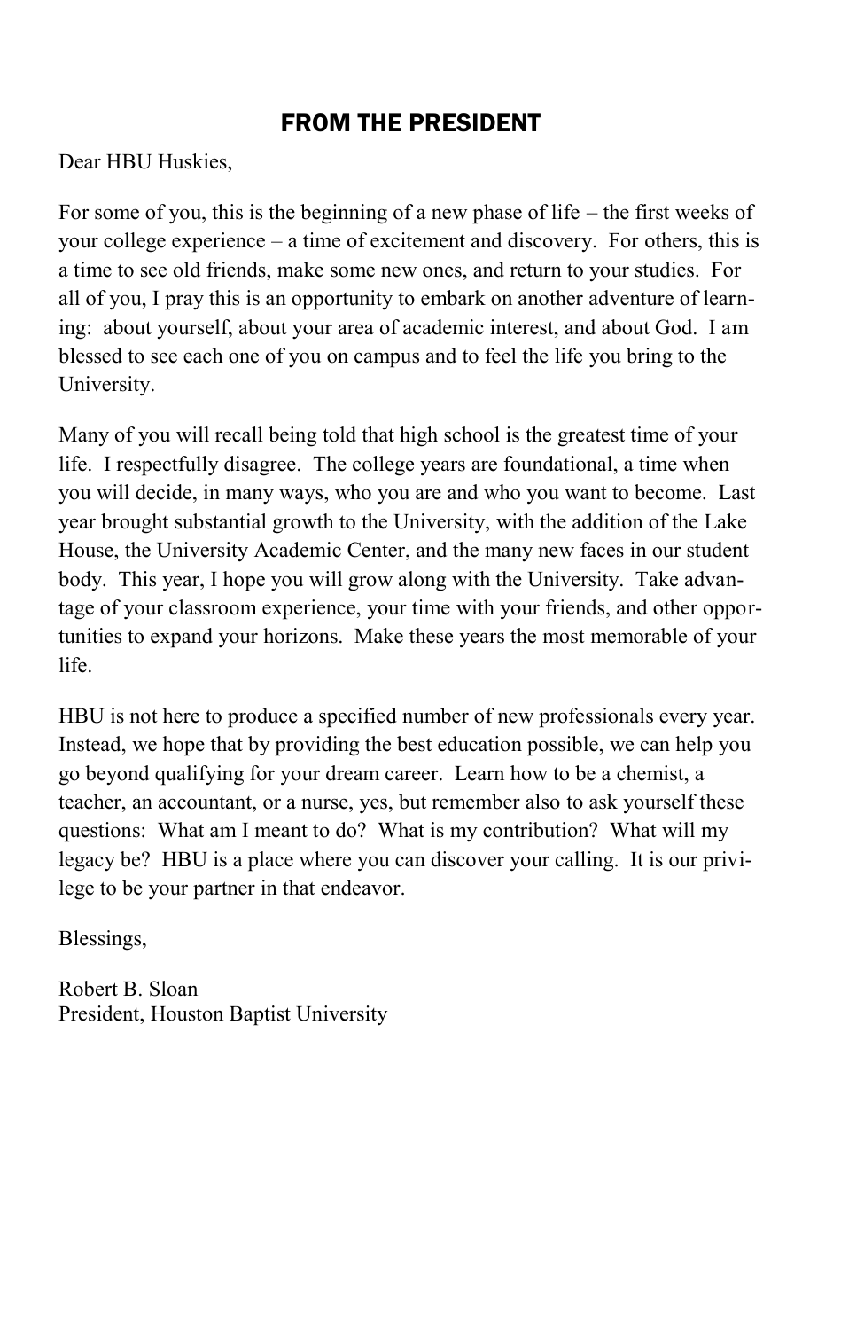## FROM THE PRESIDENT

Dear HBU Huskies,

For some of you, this is the beginning of a new phase of life – the first weeks of your college experience – a time of excitement and discovery. For others, this is a time to see old friends, make some new ones, and return to your studies. For all of you, I pray this is an opportunity to embark on another adventure of learning: about yourself, about your area of academic interest, and about God. I am blessed to see each one of you on campus and to feel the life you bring to the University.

Many of you will recall being told that high school is the greatest time of your life. I respectfully disagree. The college years are foundational, a time when you will decide, in many ways, who you are and who you want to become. Last year brought substantial growth to the University, with the addition of the Lake House, the University Academic Center, and the many new faces in our student body. This year, I hope you will grow along with the University. Take advantage of your classroom experience, your time with your friends, and other opportunities to expand your horizons. Make these years the most memorable of your life.

HBU is not here to produce a specified number of new professionals every year. Instead, we hope that by providing the best education possible, we can help you go beyond qualifying for your dream career. Learn how to be a chemist, a teacher, an accountant, or a nurse, yes, but remember also to ask yourself these questions: What am I meant to do? What is my contribution? What will my legacy be? HBU is a place where you can discover your calling. It is our privilege to be your partner in that endeavor.

Blessings,

Robert B. Sloan  
President, Houston Baptist University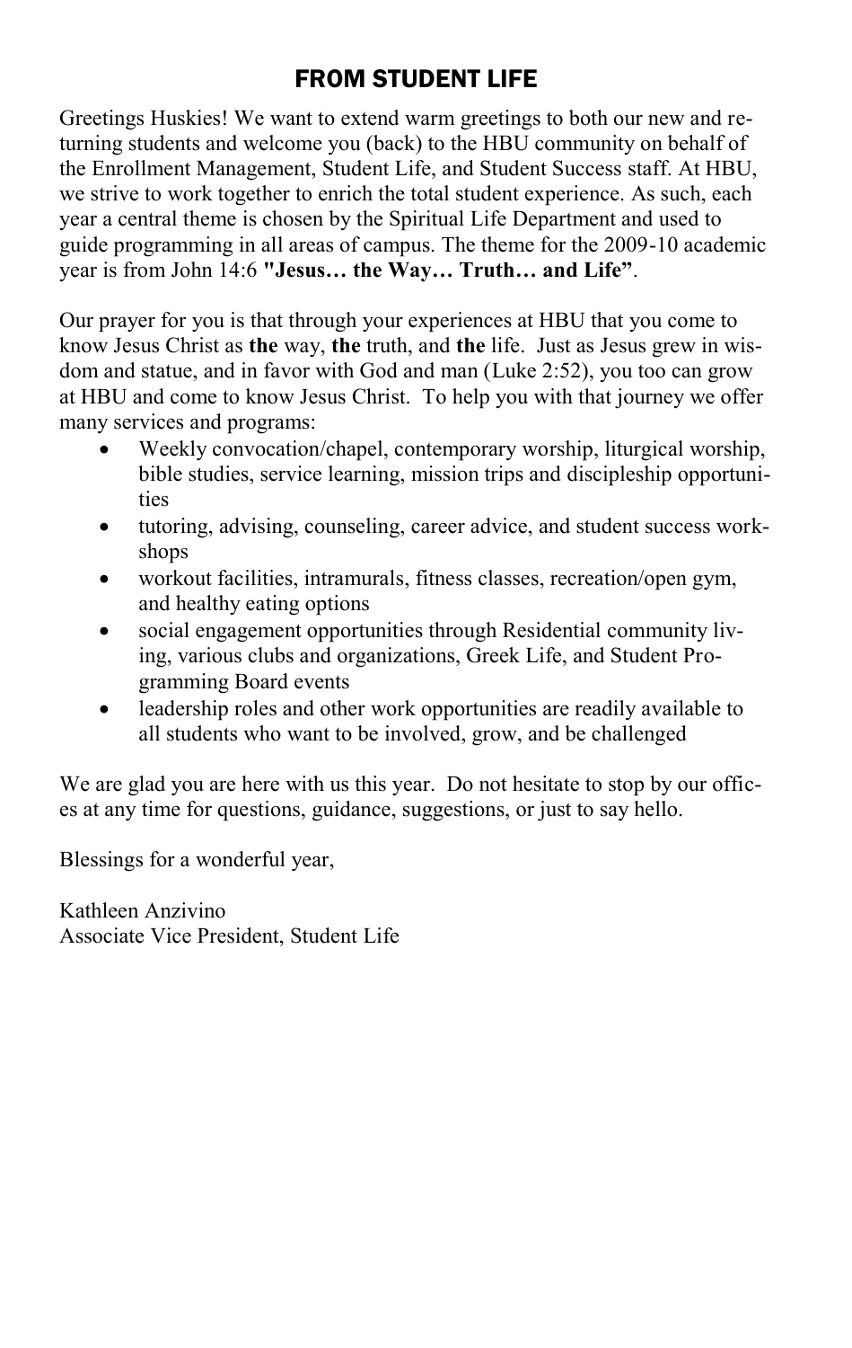# FROM STUDENT LIFE

Greetings Huskies! We want to extend warm greetings to both our new and returning students and welcome you (back) to the HBU community on behalf of the Enrollment Management, Student Life, and Student Success staff. At HBU, we strive to work together to enrich the total student experience. As such, each year a central theme is chosen by the Spiritual Life Department and used to guide programming in all areas of campus. The theme for the 2009-10 academic year is from John 14:6 **"Jesus… the Way… Truth… and Life"**.

Our prayer for you is that through your experiences at HBU that you come to know Jesus Christ as **the** way, **the** truth, and **the** life. Just as Jesus grew in wisdom and statue, and in favor with God and man (Luke 2:52), you too can grow at HBU and come to know Jesus Christ. To help you with that journey we offer many services and programs:

- Weekly convocation/chapel, contemporary worship, liturgical worship, bible studies, service learning, mission trips and discipleship opportunities
- tutoring, advising, counseling, career advice, and student success workshops
- workout facilities, intramurals, fitness classes, recreation/open gym, and healthy eating options
- social engagement opportunities through Residential community living, various clubs and organizations, Greek Life, and Student Programming Board events
- leadership roles and other work opportunities are readily available to all students who want to be involved, grow, and be challenged

We are glad you are here with us this year. Do not hesitate to stop by our offices at any time for questions, guidance, suggestions, or just to say hello.

Blessings for a wonderful year,

Kathleen Anzivino
Associate Vice President, Student Life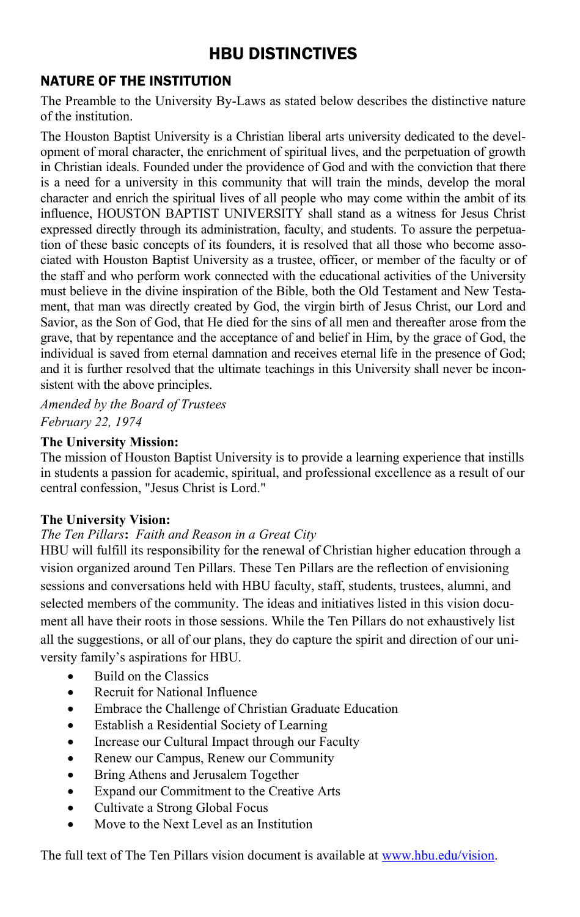# HBU DISTINCTIVES

## NATURE OF THE INSTITUTION

The Preamble to the University By-Laws as stated below describes the distinctive nature of the institution.

The Houston Baptist University is a Christian liberal arts university dedicated to the development of moral character, the enrichment of spiritual lives, and the perpetuation of growth in Christian ideals. Founded under the providence of God and with the conviction that there is a need for a university in this community that will train the minds, develop the moral character and enrich the spiritual lives of all people who may come within the ambit of its influence, HOUSTON BAPTIST UNIVERSITY shall stand as a witness for Jesus Christ expressed directly through its administration, faculty, and students. To assure the perpetuation of these basic concepts of its founders, it is resolved that all those who become associated with Houston Baptist University as a trustee, officer, or member of the faculty or of the staff and who perform work connected with the educational activities of the University must believe in the divine inspiration of the Bible, both the Old Testament and New Testament, that man was directly created by God, the virgin birth of Jesus Christ, our Lord and Savior, as the Son of God, that He died for the sins of all men and thereafter arose from the grave, that by repentance and the acceptance of and belief in Him, by the grace of God, the individual is saved from eternal damnation and receives eternal life in the presence of God; and it is further resolved that the ultimate teachings in this University shall never be inconsistent with the above principles.

*Amended by the Board of Trustees*
*February 22, 1974*

**The University Mission:**
The mission of Houston Baptist University is to provide a learning experience that instills in students a passion for academic, spiritual, and professional excellence as a result of our central confession, "Jesus Christ is Lord."

**The University Vision:**
*The Ten Pillars*: *Faith and Reason in a Great City*
HBU will fulfill its responsibility for the renewal of Christian higher education through a vision organized around Ten Pillars. These Ten Pillars are the reflection of envisioning sessions and conversations held with HBU faculty, staff, students, trustees, alumni, and selected members of the community. The ideas and initiatives listed in this vision document all have their roots in those sessions. While the Ten Pillars do not exhaustively list all the suggestions, or all of our plans, they do capture the spirit and direction of our university family's aspirations for HBU.

- Build on the Classics
- Recruit for National Influence
- Embrace the Challenge of Christian Graduate Education
- Establish a Residential Society of Learning
- Increase our Cultural Impact through our Faculty
- Renew our Campus, Renew our Community
- Bring Athens and Jerusalem Together
- Expand our Commitment to the Creative Arts
- Cultivate a Strong Global Focus
- Move to the Next Level as an Institution

The full text of The Ten Pillars vision document is available at [www.hbu.edu/vision](www.hbu.edu/vision).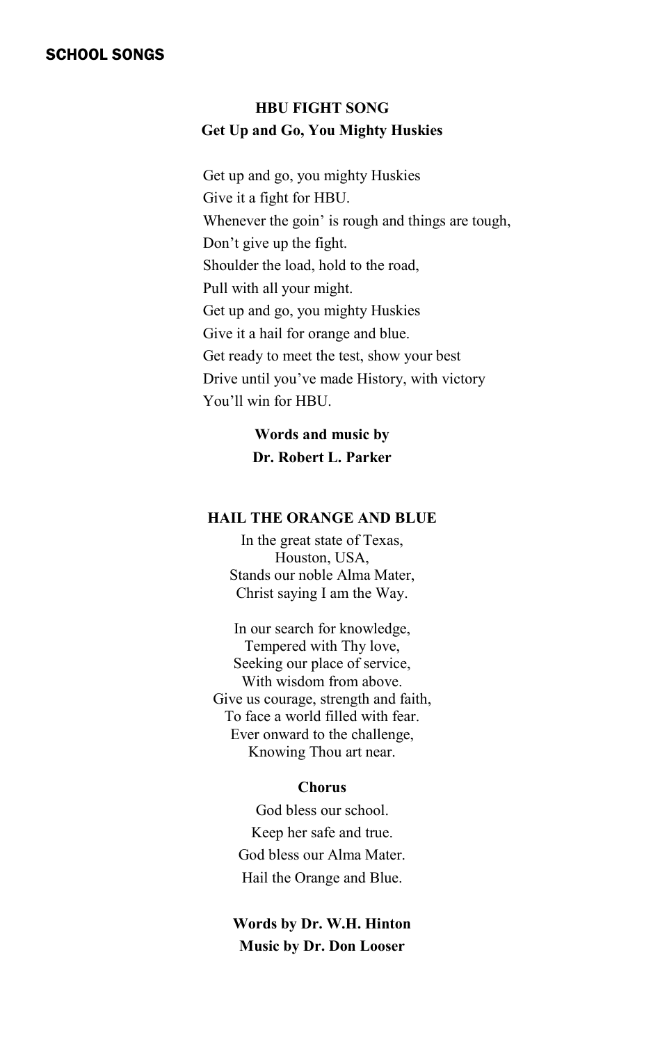## SCHOOL SONGS

### HBU FIGHT SONG

**Get Up and Go, You Mighty Huskies**

Get up and go, you mighty Huskies
Give it a fight for HBU.
Whenever the goin' is rough and things are tough,
Don't give up the fight.
Shoulder the load, hold to the road,
Pull with all your might.
Get up and go, you mighty Huskies
Give it a hail for orange and blue.
Get ready to meet the test, show your best
Drive until you've made History, with victory
You'll win for HBU.

**Words and music by**
**Dr. Robert L. Parker**

### HAIL THE ORANGE AND BLUE

In the great state of Texas,
Houston, USA,
Stands our noble Alma Mater,
Christ saying I am the Way.

In our search for knowledge,
Tempered with Thy love,
Seeking our place of service,
With wisdom from above.
Give us courage, strength and faith,
To face a world filled with fear.
Ever onward to the challenge,
Knowing Thou art near.

**Chorus**

God bless our school.
Keep her safe and true.
God bless our Alma Mater.
Hail the Orange and Blue.

**Words by Dr. W.H. Hinton**
**Music by Dr. Don Looser**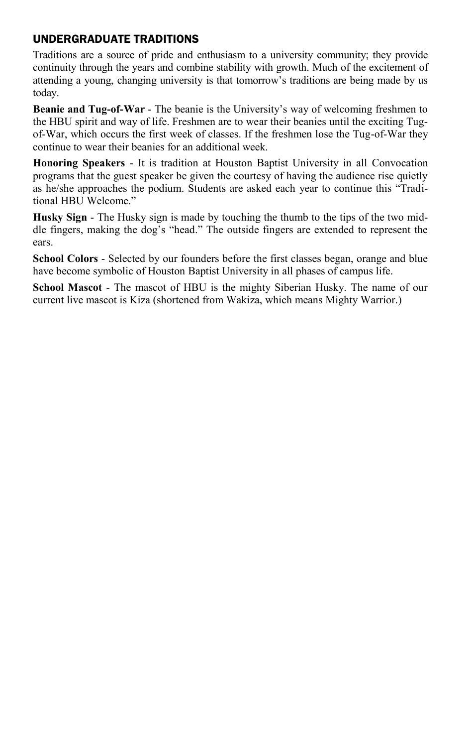## UNDERGRADUATE TRADITIONS

Traditions are a source of pride and enthusiasm to a university community; they provide continuity through the years and combine stability with growth. Much of the excitement of attending a young, changing university is that tomorrow's traditions are being made by us today.

**Beanie and Tug-of-War** - The beanie is the University's way of welcoming freshmen to the HBU spirit and way of life. Freshmen are to wear their beanies until the exciting Tug-of-War, which occurs the first week of classes. If the freshmen lose the Tug-of-War they continue to wear their beanies for an additional week.

**Honoring Speakers** - It is tradition at Houston Baptist University in all Convocation programs that the guest speaker be given the courtesy of having the audience rise quietly as he/she approaches the podium. Students are asked each year to continue this "Traditional HBU Welcome."

**Husky Sign** - The Husky sign is made by touching the thumb to the tips of the two middle fingers, making the dog's "head." The outside fingers are extended to represent the ears.

**School Colors** - Selected by our founders before the first classes began, orange and blue have become symbolic of Houston Baptist University in all phases of campus life.

**School Mascot** - The mascot of HBU is the mighty Siberian Husky. The name of our current live mascot is Kiza (shortened from Wakiza, which means Mighty Warrior.)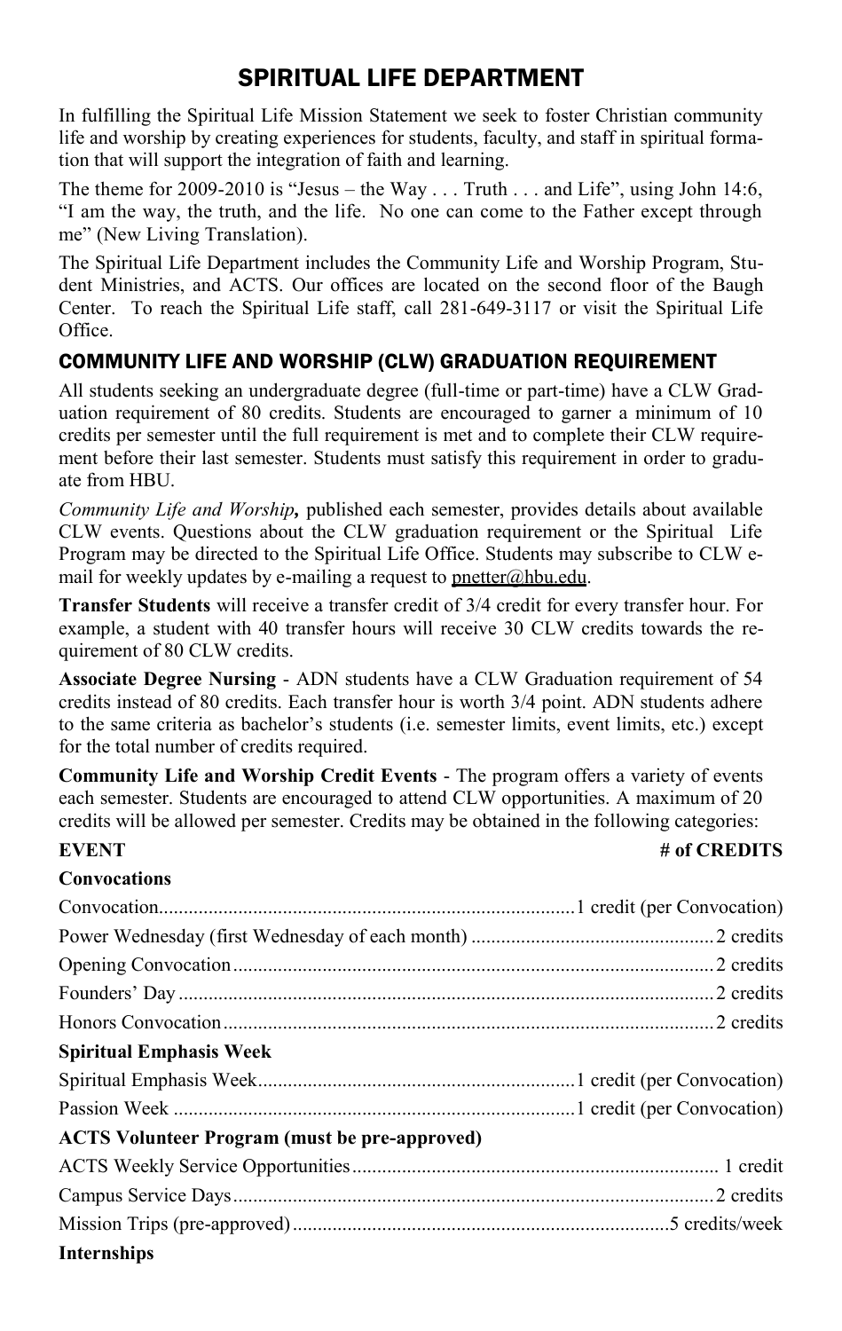## SPIRITUAL LIFE DEPARTMENT

In fulfilling the Spiritual Life Mission Statement we seek to foster Christian community life and worship by creating experiences for students, faculty, and staff in spiritual formation that will support the integration of faith and learning.

The theme for 2009-2010 is "Jesus – the Way . . . Truth . . . and Life", using John 14:6, "I am the way, the truth, and the life. No one can come to the Father except through me" (New Living Translation).

The Spiritual Life Department includes the Community Life and Worship Program, Student Ministries, and ACTS. Our offices are located on the second floor of the Baugh Center. To reach the Spiritual Life staff, call 281-649-3117 or visit the Spiritual Life Office.

### COMMUNITY LIFE AND WORSHIP (CLW) GRADUATION REQUIREMENT

All students seeking an undergraduate degree (full-time or part-time) have a CLW Graduation requirement of 80 credits. Students are encouraged to garner a minimum of 10 credits per semester until the full requirement is met and to complete their CLW requirement before their last semester. Students must satisfy this requirement in order to graduate from HBU.

*Community Life and Worship,* published each semester, provides details about available CLW events. Questions about the CLW graduation requirement or the Spiritual Life Program may be directed to the Spiritual Life Office. Students may subscribe to CLW e-mail for weekly updates by e-mailing a request to pnetter@hbu.edu.

**Transfer Students** will receive a transfer credit of 3/4 credit for every transfer hour. For example, a student with 40 transfer hours will receive 30 CLW credits towards the requirement of 80 CLW credits.

**Associate Degree Nursing** - ADN students have a CLW Graduation requirement of 54 credits instead of 80 credits. Each transfer hour is worth 3/4 point. ADN students adhere to the same criteria as bachelor's students (i.e. semester limits, event limits, etc.) except for the total number of credits required.

**Community Life and Worship Credit Events** - The program offers a variety of events each semester. Students are encouraged to attend CLW opportunities. A maximum of 20 credits will be allowed per semester. Credits may be obtained in the following categories:

| EVENT | # of CREDITS |
|---|---|
| **Convocations** | |
| Convocation | 1 credit (per Convocation) |
| Power Wednesday (first Wednesday of each month) | 2 credits |
| Opening Convocation | 2 credits |
| Founders' Day | 2 credits |
| Honors Convocation | 2 credits |
| **Spiritual Emphasis Week** | |
| Spiritual Emphasis Week | 1 credit (per Convocation) |
| Passion Week | 1 credit (per Convocation) |
| **ACTS Volunteer Program (must be pre-approved)** | |
| ACTS Weekly Service Opportunities | 1 credit |
| Campus Service Days | 2 credits |
| Mission Trips (pre-approved) | 5 credits/week |
| **Internships** | |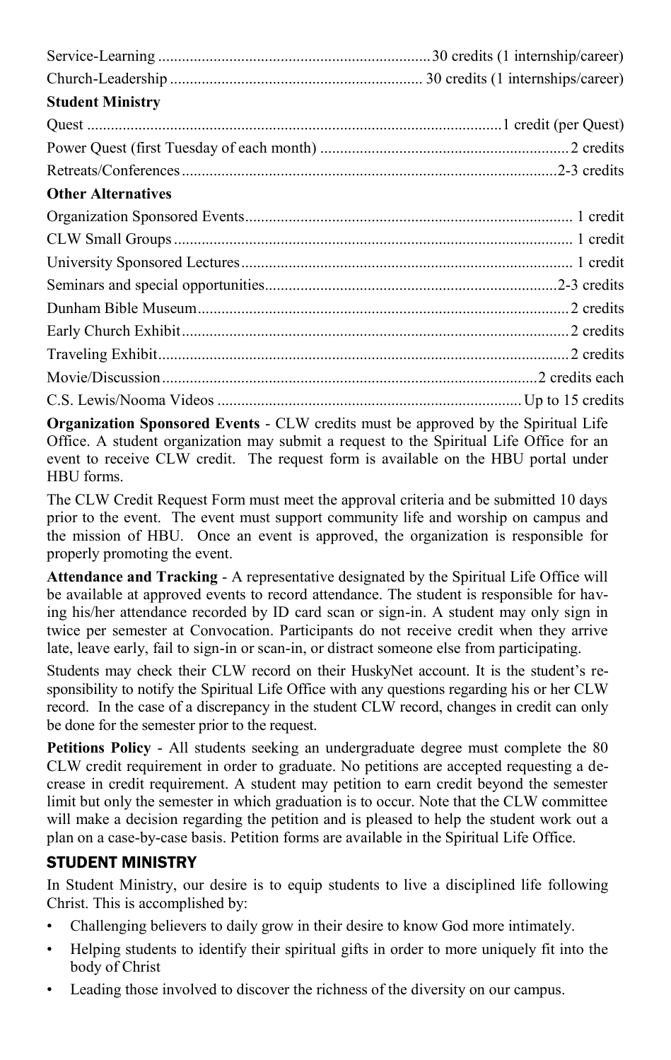Service-Learning .................................................................... 30 credits (1 internship/career)

Church-Leadership ............................................................... 30 credits (1 internships/career)

**Student Ministry**

Quest ......................................................................................................... 1 credit (per Quest)

Power Quest (first Tuesday of each month) ............................................................... 2 credits

Retreats/Conferences .............................................................................................. 2-3 credits

**Other Alternatives**

Organization Sponsored Events.................................................................................. 1 credit

CLW Small Groups ..................................................................................................... 1 credit

University Sponsored Lectures.................................................................................... 1 credit

Seminars and special opportunities......................................................................... 2-3 credits

Dunham Bible Museum............................................................................................. 2 credits

Early Church Exhibit................................................................................................. 2 credits

Traveling Exhibit....................................................................................................... 2 credits

Movie/Discussion .............................................................................................. 2 credits each

C.S. Lewis/Nooma Videos ............................................................................ Up to 15 credits

**Organization Sponsored Events** - CLW credits must be approved by the Spiritual Life Office. A student organization may submit a request to the Spiritual Life Office for an event to receive CLW credit. The request form is available on the HBU portal under HBU forms.

The CLW Credit Request Form must meet the approval criteria and be submitted 10 days prior to the event. The event must support community life and worship on campus and the mission of HBU. Once an event is approved, the organization is responsible for properly promoting the event.

**Attendance and Tracking** - A representative designated by the Spiritual Life Office will be available at approved events to record attendance. The student is responsible for having his/her attendance recorded by ID card scan or sign-in. A student may only sign in twice per semester at Convocation. Participants do not receive credit when they arrive late, leave early, fail to sign-in or scan-in, or distract someone else from participating.

Students may check their CLW record on their HuskyNet account. It is the student's responsibility to notify the Spiritual Life Office with any questions regarding his or her CLW record. In the case of a discrepancy in the student CLW record, changes in credit can only be done for the semester prior to the request.

**Petitions Policy** - All students seeking an undergraduate degree must complete the 80 CLW credit requirement in order to graduate. No petitions are accepted requesting a decrease in credit requirement. A student may petition to earn credit beyond the semester limit but only the semester in which graduation is to occur. Note that the CLW committee will make a decision regarding the petition and is pleased to help the student work out a plan on a case-by-case basis. Petition forms are available in the Spiritual Life Office.

## STUDENT MINISTRY

In Student Ministry, our desire is to equip students to live a disciplined life following Christ. This is accomplished by:

- Challenging believers to daily grow in their desire to know God more intimately.
- Helping students to identify their spiritual gifts in order to more uniquely fit into the body of Christ
- Leading those involved to discover the richness of the diversity on our campus.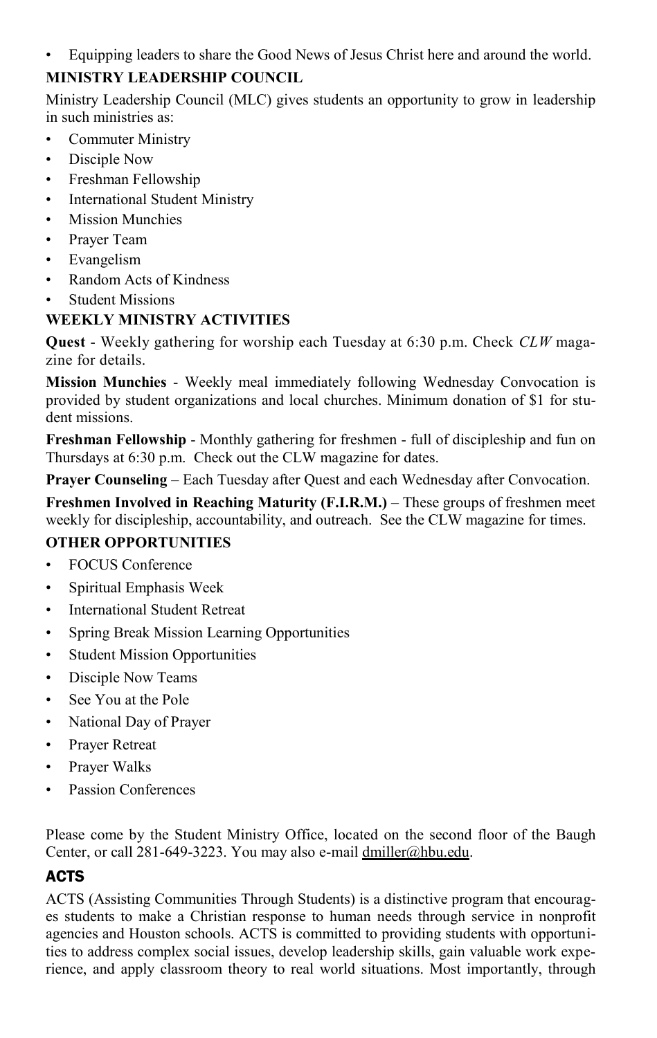- Equipping leaders to share the Good News of Jesus Christ here and around the world.

**MINISTRY LEADERSHIP COUNCIL**

Ministry Leadership Council (MLC) gives students an opportunity to grow in leadership in such ministries as:

- Commuter Ministry
- Disciple Now
- Freshman Fellowship
- International Student Ministry
- Mission Munchies
- Prayer Team
- Evangelism
- Random Acts of Kindness
- Student Missions

**WEEKLY MINISTRY ACTIVITIES**

**Quest** - Weekly gathering for worship each Tuesday at 6:30 p.m. Check *CLW* magazine for details.

**Mission Munchies** - Weekly meal immediately following Wednesday Convocation is provided by student organizations and local churches. Minimum donation of $1 for student missions.

**Freshman Fellowship** - Monthly gathering for freshmen - full of discipleship and fun on Thursdays at 6:30 p.m. Check out the CLW magazine for dates.

**Prayer Counseling** – Each Tuesday after Quest and each Wednesday after Convocation.

**Freshmen Involved in Reaching Maturity (F.I.R.M.)** – These groups of freshmen meet weekly for discipleship, accountability, and outreach. See the CLW magazine for times.

**OTHER OPPORTUNITIES**

- FOCUS Conference
- Spiritual Emphasis Week
- International Student Retreat
- Spring Break Mission Learning Opportunities
- Student Mission Opportunities
- Disciple Now Teams
- See You at the Pole
- National Day of Prayer
- Prayer Retreat
- Prayer Walks
- Passion Conferences

Please come by the Student Ministry Office, located on the second floor of the Baugh Center, or call 281-649-3223. You may also e-mail dmiller@hbu.edu.

## ACTS

ACTS (Assisting Communities Through Students) is a distinctive program that encourages students to make a Christian response to human needs through service in nonprofit agencies and Houston schools. ACTS is committed to providing students with opportunities to address complex social issues, develop leadership skills, gain valuable work experience, and apply classroom theory to real world situations. Most importantly, through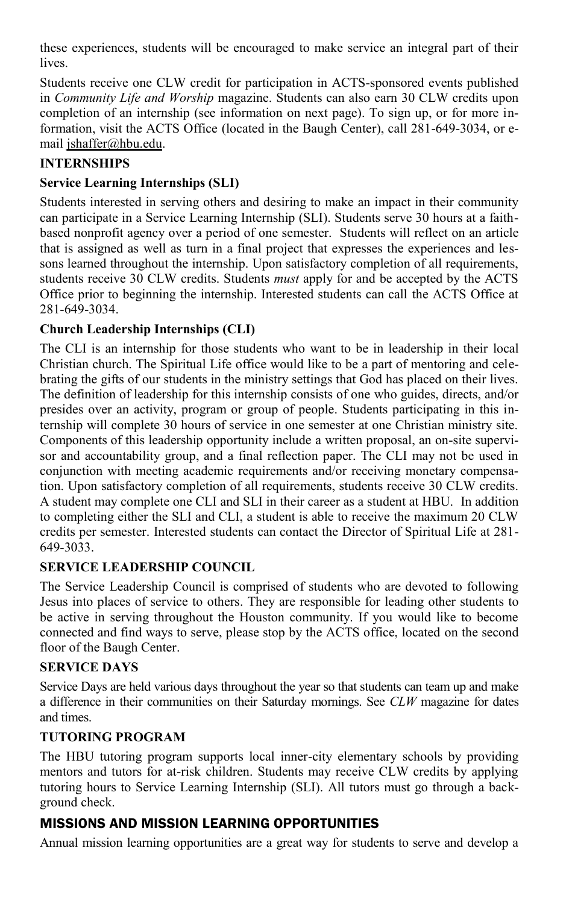these experiences, students will be encouraged to make service an integral part of their lives.

Students receive one CLW credit for participation in ACTS-sponsored events published in *Community Life and Worship* magazine. Students can also earn 30 CLW credits upon completion of an internship (see information on next page). To sign up, or for more information, visit the ACTS Office (located in the Baugh Center), call 281-649-3034, or e-mail jshaffer@hbu.edu.

## INTERNSHIPS

### Service Learning Internships (SLI)

Students interested in serving others and desiring to make an impact in their community can participate in a Service Learning Internship (SLI). Students serve 30 hours at a faith-based nonprofit agency over a period of one semester. Students will reflect on an article that is assigned as well as turn in a final project that expresses the experiences and lessons learned throughout the internship. Upon satisfactory completion of all requirements, students receive 30 CLW credits. Students *must* apply for and be accepted by the ACTS Office prior to beginning the internship. Interested students can call the ACTS Office at 281-649-3034.

### Church Leadership Internships (CLI)

The CLI is an internship for those students who want to be in leadership in their local Christian church. The Spiritual Life office would like to be a part of mentoring and celebrating the gifts of our students in the ministry settings that God has placed on their lives. The definition of leadership for this internship consists of one who guides, directs, and/or presides over an activity, program or group of people. Students participating in this internship will complete 30 hours of service in one semester at one Christian ministry site. Components of this leadership opportunity include a written proposal, an on-site supervisor and accountability group, and a final reflection paper. The CLI may not be used in conjunction with meeting academic requirements and/or receiving monetary compensation. Upon satisfactory completion of all requirements, students receive 30 CLW credits. A student may complete one CLI and SLI in their career as a student at HBU. In addition to completing either the SLI and CLI, a student is able to receive the maximum 20 CLW credits per semester. Interested students can contact the Director of Spiritual Life at 281-649-3033.

## SERVICE LEADERSHIP COUNCIL

The Service Leadership Council is comprised of students who are devoted to following Jesus into places of service to others. They are responsible for leading other students to be active in serving throughout the Houston community. If you would like to become connected and find ways to serve, please stop by the ACTS office, located on the second floor of the Baugh Center.

## SERVICE DAYS

Service Days are held various days throughout the year so that students can team up and make a difference in their communities on their Saturday mornings. See *CLW* magazine for dates and times.

## TUTORING PROGRAM

The HBU tutoring program supports local inner-city elementary schools by providing mentors and tutors for at-risk children. Students may receive CLW credits by applying tutoring hours to Service Learning Internship (SLI). All tutors must go through a background check.

## MISSIONS AND MISSION LEARNING OPPORTUNITIES

Annual mission learning opportunities are a great way for students to serve and develop a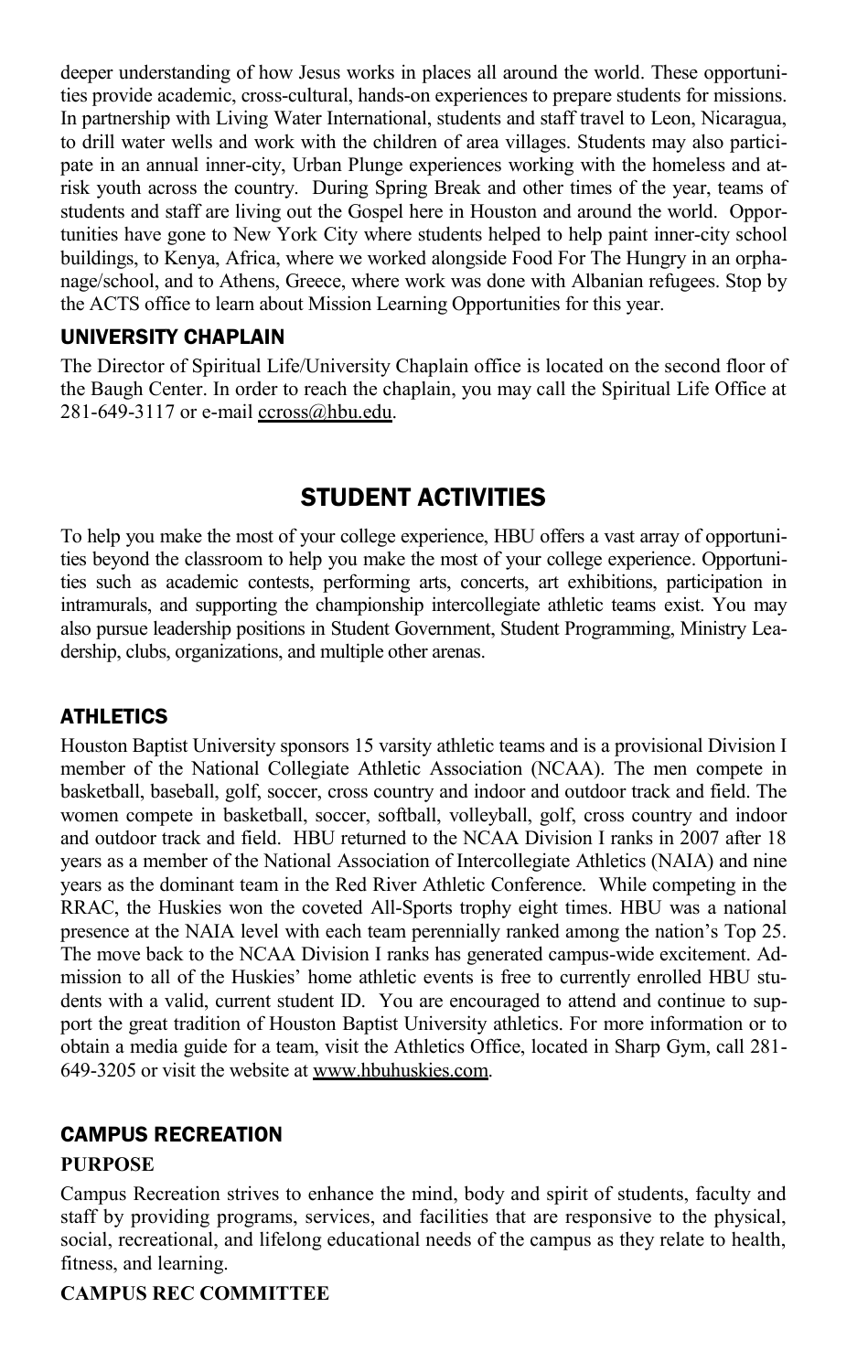deeper understanding of how Jesus works in places all around the world. These opportunities provide academic, cross-cultural, hands-on experiences to prepare students for missions. In partnership with Living Water International, students and staff travel to Leon, Nicaragua, to drill water wells and work with the children of area villages. Students may also participate in an annual inner-city, Urban Plunge experiences working with the homeless and at-risk youth across the country. During Spring Break and other times of the year, teams of students and staff are living out the Gospel here in Houston and around the world. Opportunities have gone to New York City where students helped to help paint inner-city school buildings, to Kenya, Africa, where we worked alongside Food For The Hungry in an orphanage/school, and to Athens, Greece, where work was done with Albanian refugees. Stop by the ACTS office to learn about Mission Learning Opportunities for this year.

### UNIVERSITY CHAPLAIN

The Director of Spiritual Life/University Chaplain office is located on the second floor of the Baugh Center. In order to reach the chaplain, you may call the Spiritual Life Office at 281-649-3117 or e-mail ccross@hbu.edu.

## STUDENT ACTIVITIES

To help you make the most of your college experience, HBU offers a vast array of opportunities beyond the classroom to help you make the most of your college experience. Opportunities such as academic contests, performing arts, concerts, art exhibitions, participation in intramurals, and supporting the championship intercollegiate athletic teams exist. You may also pursue leadership positions in Student Government, Student Programming, Ministry Leadership, clubs, organizations, and multiple other arenas.

### ATHLETICS

Houston Baptist University sponsors 15 varsity athletic teams and is a provisional Division I member of the National Collegiate Athletic Association (NCAA). The men compete in basketball, baseball, golf, soccer, cross country and indoor and outdoor track and field. The women compete in basketball, soccer, softball, volleyball, golf, cross country and indoor and outdoor track and field. HBU returned to the NCAA Division I ranks in 2007 after 18 years as a member of the National Association of Intercollegiate Athletics (NAIA) and nine years as the dominant team in the Red River Athletic Conference. While competing in the RRAC, the Huskies won the coveted All-Sports trophy eight times. HBU was a national presence at the NAIA level with each team perennially ranked among the nation's Top 25. The move back to the NCAA Division I ranks has generated campus-wide excitement. Admission to all of the Huskies' home athletic events is free to currently enrolled HBU students with a valid, current student ID. You are encouraged to attend and continue to support the great tradition of Houston Baptist University athletics. For more information or to obtain a media guide for a team, visit the Athletics Office, located in Sharp Gym, call 281-649-3205 or visit the website at www.hbuhuskies.com.

### CAMPUS RECREATION

**PURPOSE**

Campus Recreation strives to enhance the mind, body and spirit of students, faculty and staff by providing programs, services, and facilities that are responsive to the physical, social, recreational, and lifelong educational needs of the campus as they relate to health, fitness, and learning.

**CAMPUS REC COMMITTEE**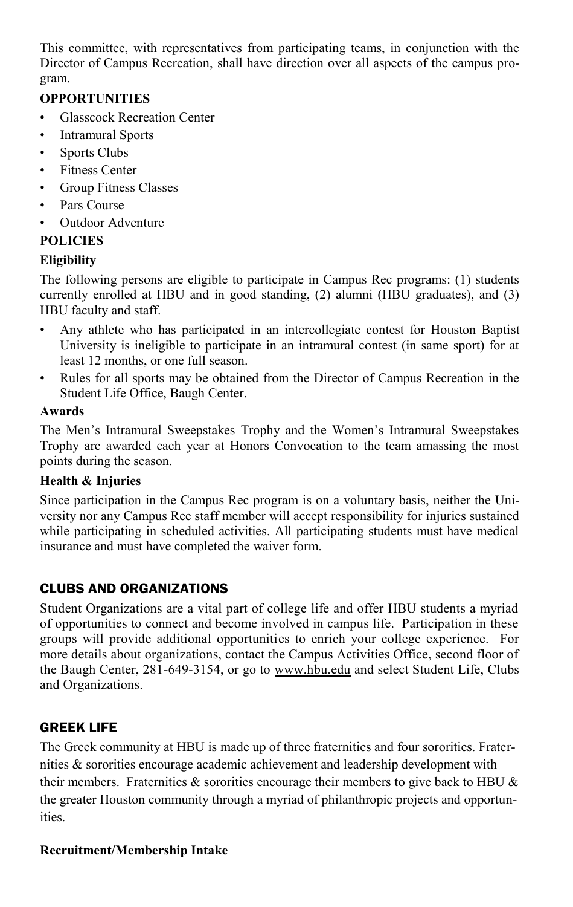This committee, with representatives from participating teams, in conjunction with the Director of Campus Recreation, shall have direction over all aspects of the campus program.

**OPPORTUNITIES**

- Glasscock Recreation Center
- Intramural Sports
- Sports Clubs
- Fitness Center
- Group Fitness Classes
- Pars Course
- Outdoor Adventure

**POLICIES**

**Eligibility**

The following persons are eligible to participate in Campus Rec programs: (1) students currently enrolled at HBU and in good standing, (2) alumni (HBU graduates), and (3) HBU faculty and staff.

- Any athlete who has participated in an intercollegiate contest for Houston Baptist University is ineligible to participate in an intramural contest (in same sport) for at least 12 months, or one full season.
- Rules for all sports may be obtained from the Director of Campus Recreation in the Student Life Office, Baugh Center.

**Awards**

The Men's Intramural Sweepstakes Trophy and the Women's Intramural Sweepstakes Trophy are awarded each year at Honors Convocation to the team amassing the most points during the season.

**Health & Injuries**

Since participation in the Campus Rec program is on a voluntary basis, neither the University nor any Campus Rec staff member will accept responsibility for injuries sustained while participating in scheduled activities. All participating students must have medical insurance and must have completed the waiver form.

## CLUBS AND ORGANIZATIONS

Student Organizations are a vital part of college life and offer HBU students a myriad of opportunities to connect and become involved in campus life. Participation in these groups will provide additional opportunities to enrich your college experience. For more details about organizations, contact the Campus Activities Office, second floor of the Baugh Center, 281-649-3154, or go to www.hbu.edu and select Student Life, Clubs and Organizations.

## GREEK LIFE

The Greek community at HBU is made up of three fraternities and four sororities. Fraternities & sororities encourage academic achievement and leadership development with their members. Fraternities & sororities encourage their members to give back to HBU & the greater Houston community through a myriad of philanthropic projects and opportunities.

**Recruitment/Membership Intake**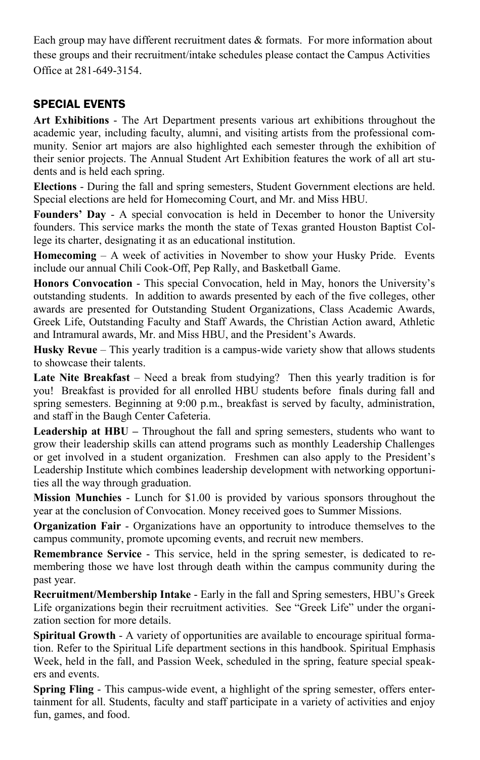Each group may have different recruitment dates & formats. For more information about these groups and their recruitment/intake schedules please contact the Campus Activities Office at 281-649-3154.

## SPECIAL EVENTS

**Art Exhibitions** - The Art Department presents various art exhibitions throughout the academic year, including faculty, alumni, and visiting artists from the professional community. Senior art majors are also highlighted each semester through the exhibition of their senior projects. The Annual Student Art Exhibition features the work of all art students and is held each spring.

**Elections** - During the fall and spring semesters, Student Government elections are held. Special elections are held for Homecoming Court, and Mr. and Miss HBU.

**Founders' Day** - A special convocation is held in December to honor the University founders. This service marks the month the state of Texas granted Houston Baptist College its charter, designating it as an educational institution.

**Homecoming** – A week of activities in November to show your Husky Pride. Events include our annual Chili Cook-Off, Pep Rally, and Basketball Game.

**Honors Convocation** - This special Convocation, held in May, honors the University's outstanding students. In addition to awards presented by each of the five colleges, other awards are presented for Outstanding Student Organizations, Class Academic Awards, Greek Life, Outstanding Faculty and Staff Awards, the Christian Action award, Athletic and Intramural awards, Mr. and Miss HBU, and the President's Awards.

**Husky Revue** – This yearly tradition is a campus-wide variety show that allows students to showcase their talents.

**Late Nite Breakfast** – Need a break from studying? Then this yearly tradition is for you! Breakfast is provided for all enrolled HBU students before finals during fall and spring semesters. Beginning at 9:00 p.m., breakfast is served by faculty, administration, and staff in the Baugh Center Cafeteria.

**Leadership at HBU –** Throughout the fall and spring semesters, students who want to grow their leadership skills can attend programs such as monthly Leadership Challenges or get involved in a student organization. Freshmen can also apply to the President's Leadership Institute which combines leadership development with networking opportunities all the way through graduation.

**Mission Munchies** - Lunch for $1.00 is provided by various sponsors throughout the year at the conclusion of Convocation. Money received goes to Summer Missions.

**Organization Fair** - Organizations have an opportunity to introduce themselves to the campus community, promote upcoming events, and recruit new members.

**Remembrance Service** - This service, held in the spring semester, is dedicated to remembering those we have lost through death within the campus community during the past year.

**Recruitment/Membership Intake** - Early in the fall and Spring semesters, HBU's Greek Life organizations begin their recruitment activities. See "Greek Life" under the organization section for more details.

**Spiritual Growth** - A variety of opportunities are available to encourage spiritual formation. Refer to the Spiritual Life department sections in this handbook. Spiritual Emphasis Week, held in the fall, and Passion Week, scheduled in the spring, feature special speakers and events.

**Spring Fling** - This campus-wide event, a highlight of the spring semester, offers entertainment for all. Students, faculty and staff participate in a variety of activities and enjoy fun, games, and food.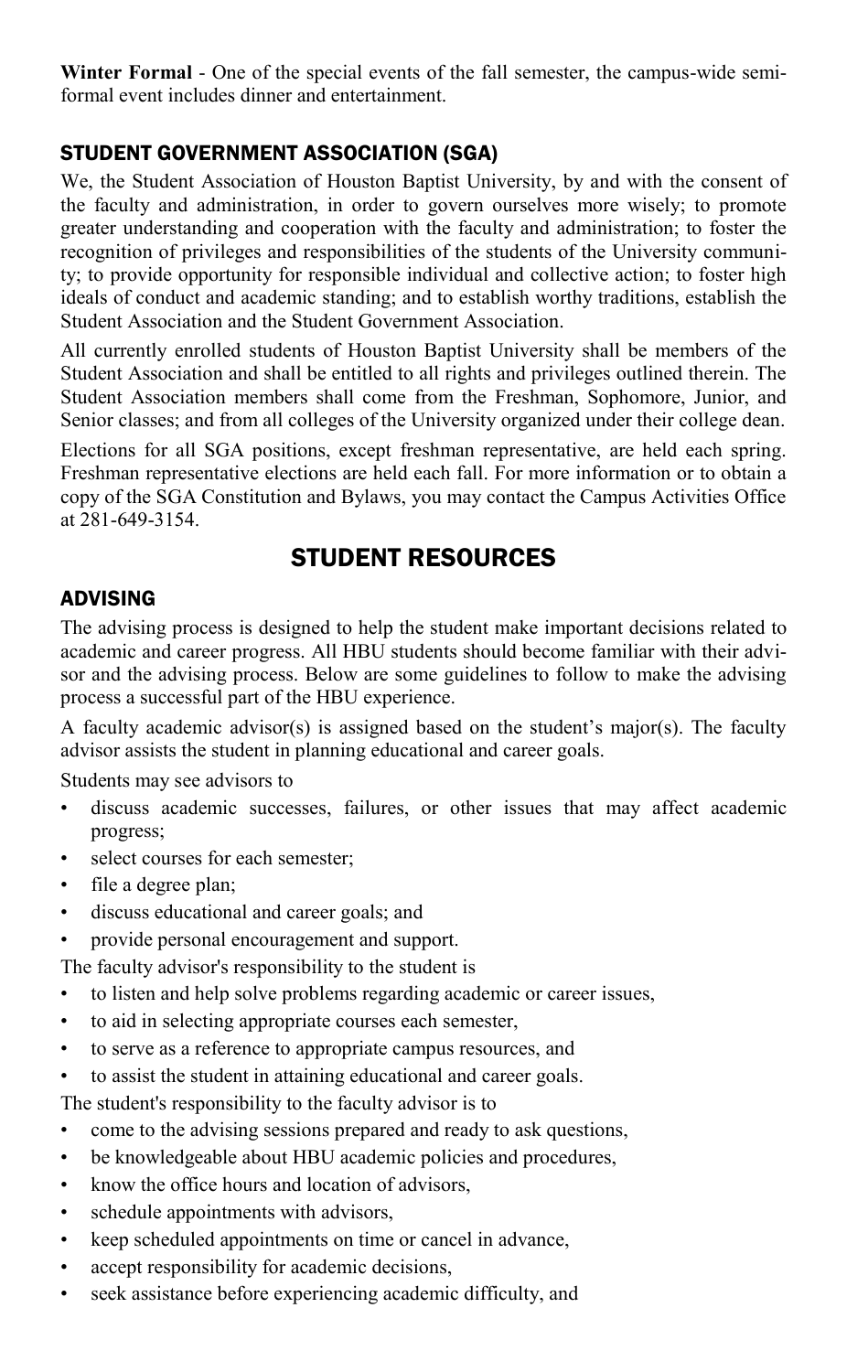**Winter Formal** - One of the special events of the fall semester, the campus-wide semi-formal event includes dinner and entertainment.

### STUDENT GOVERNMENT ASSOCIATION (SGA)

We, the Student Association of Houston Baptist University, by and with the consent of the faculty and administration, in order to govern ourselves more wisely; to promote greater understanding and cooperation with the faculty and administration; to foster the recognition of privileges and responsibilities of the students of the University community; to provide opportunity for responsible individual and collective action; to foster high ideals of conduct and academic standing; and to establish worthy traditions, establish the Student Association and the Student Government Association.

All currently enrolled students of Houston Baptist University shall be members of the Student Association and shall be entitled to all rights and privileges outlined therein. The Student Association members shall come from the Freshman, Sophomore, Junior, and Senior classes; and from all colleges of the University organized under their college dean.

Elections for all SGA positions, except freshman representative, are held each spring. Freshman representative elections are held each fall. For more information or to obtain a copy of the SGA Constitution and Bylaws, you may contact the Campus Activities Office at 281-649-3154.

## STUDENT RESOURCES

### ADVISING

The advising process is designed to help the student make important decisions related to academic and career progress. All HBU students should become familiar with their advisor and the advising process. Below are some guidelines to follow to make the advising process a successful part of the HBU experience.

A faculty academic advisor(s) is assigned based on the student's major(s). The faculty advisor assists the student in planning educational and career goals.

Students may see advisors to

- discuss academic successes, failures, or other issues that may affect academic progress;
- select courses for each semester;
- file a degree plan;
- discuss educational and career goals; and
- provide personal encouragement and support.

The faculty advisor's responsibility to the student is

- to listen and help solve problems regarding academic or career issues,
- to aid in selecting appropriate courses each semester,
- to serve as a reference to appropriate campus resources, and
- to assist the student in attaining educational and career goals.

The student's responsibility to the faculty advisor is to

- come to the advising sessions prepared and ready to ask questions,
- be knowledgeable about HBU academic policies and procedures,
- know the office hours and location of advisors,
- schedule appointments with advisors,
- keep scheduled appointments on time or cancel in advance,
- accept responsibility for academic decisions,
- seek assistance before experiencing academic difficulty, and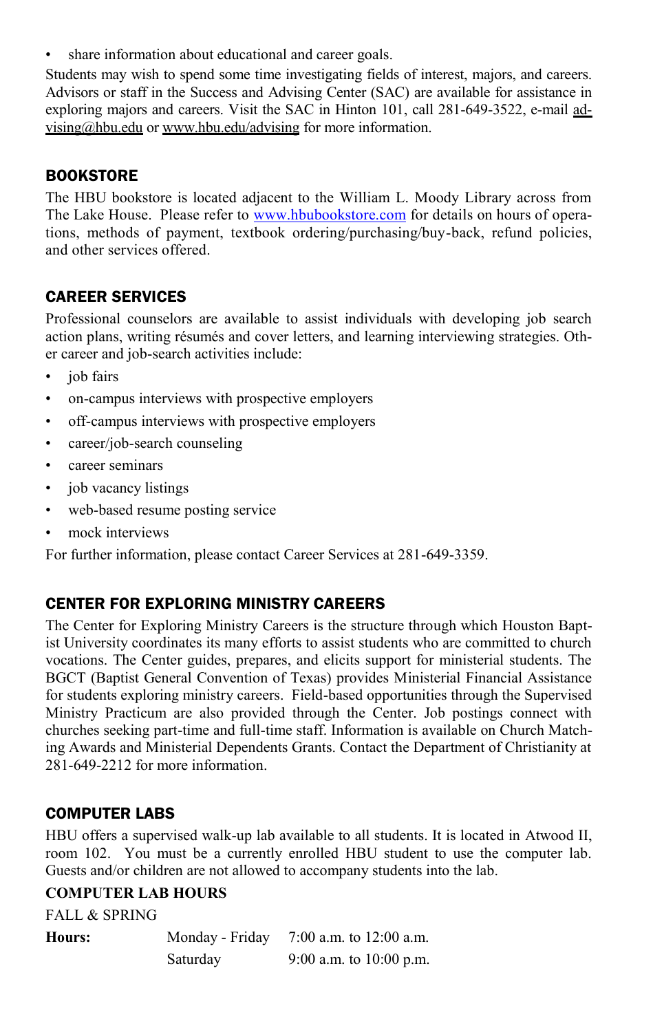- share information about educational and career goals.

Students may wish to spend some time investigating fields of interest, majors, and careers. Advisors or staff in the Success and Advising Center (SAC) are available for assistance in exploring majors and careers. Visit the SAC in Hinton 101, call 281-649-3522, e-mail advising@hbu.edu or www.hbu.edu/advising for more information.

## BOOKSTORE

The HBU bookstore is located adjacent to the William L. Moody Library across from The Lake House. Please refer to www.hbubookstore.com for details on hours of operations, methods of payment, textbook ordering/purchasing/buy-back, refund policies, and other services offered.

## CAREER SERVICES

Professional counselors are available to assist individuals with developing job search action plans, writing résumés and cover letters, and learning interviewing strategies. Other career and job-search activities include:

- job fairs
- on-campus interviews with prospective employers
- off-campus interviews with prospective employers
- career/job-search counseling
- career seminars
- job vacancy listings
- web-based resume posting service
- mock interviews

For further information, please contact Career Services at 281-649-3359.

## CENTER FOR EXPLORING MINISTRY CAREERS

The Center for Exploring Ministry Careers is the structure through which Houston Baptist University coordinates its many efforts to assist students who are committed to church vocations. The Center guides, prepares, and elicits support for ministerial students. The BGCT (Baptist General Convention of Texas) provides Ministerial Financial Assistance for students exploring ministry careers. Field-based opportunities through the Supervised Ministry Practicum are also provided through the Center. Job postings connect with churches seeking part-time and full-time staff. Information is available on Church Matching Awards and Ministerial Dependents Grants. Contact the Department of Christianity at 281-649-2212 for more information.

## COMPUTER LABS

HBU offers a supervised walk-up lab available to all students. It is located in Atwood II, room 102. You must be a currently enrolled HBU student to use the computer lab. Guests and/or children are not allowed to accompany students into the lab.

**COMPUTER LAB HOURS**

FALL & SPRING

| | | |
|---|---|---|
| **Hours:** | Monday - Friday | 7:00 a.m. to 12:00 a.m. |
| | Saturday | 9:00 a.m. to 10:00 p.m. |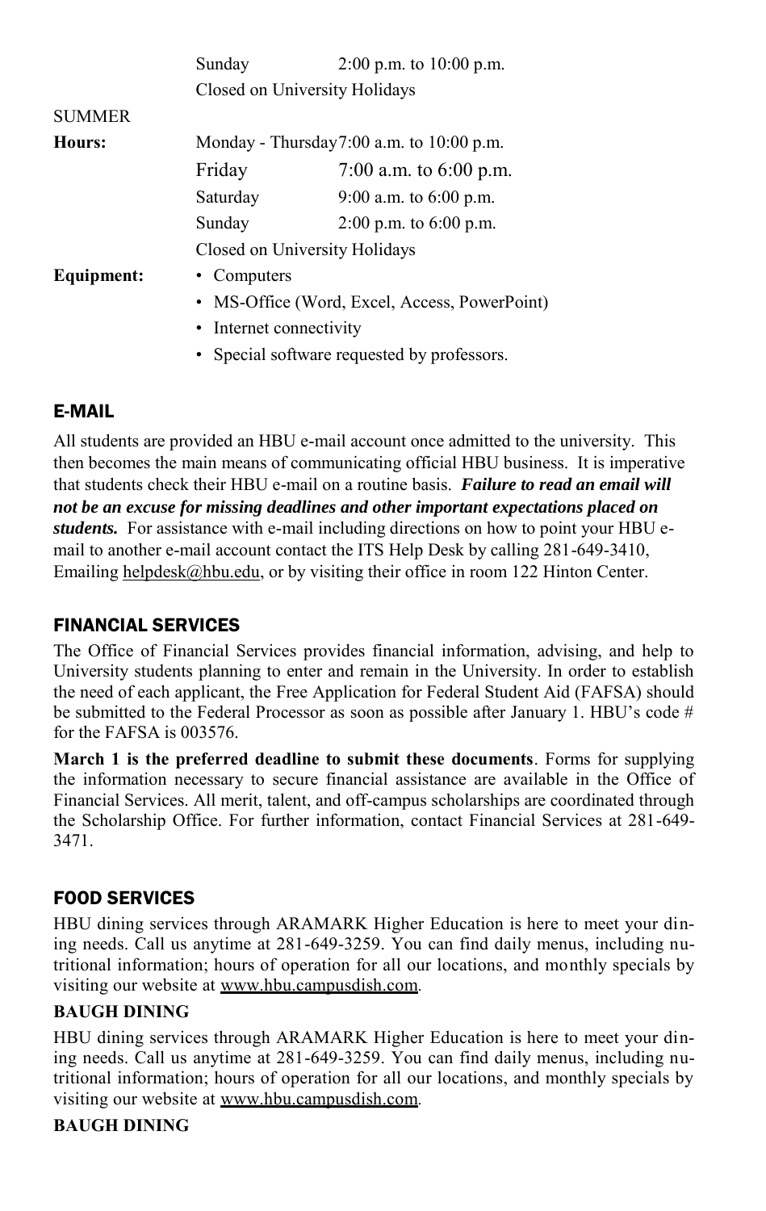| | | |
|---|---|---|
| | Sunday | 2:00 p.m. to 10:00 p.m. |
| | Closed on University Holidays | |
| SUMMER | | |
| **Hours:** | Monday - Thursday | 7:00 a.m. to 10:00 p.m. |
| | Friday | 7:00 a.m. to 6:00 p.m. |
| | Saturday | 9:00 a.m. to 6:00 p.m. |
| | Sunday | 2:00 p.m. to 6:00 p.m. |
| | Closed on University Holidays | |

**Equipment:**

- Computers
- MS-Office (Word, Excel, Access, PowerPoint)
- Internet connectivity
- Special software requested by professors.

## E-MAIL

All students are provided an HBU e-mail account once admitted to the university. This then becomes the main means of communicating official HBU business. It is imperative that students check their HBU e-mail on a routine basis. ***Failure to read an email will not be an excuse for missing deadlines and other important expectations placed on students.*** For assistance with e-mail including directions on how to point your HBU e-mail to another e-mail account contact the ITS Help Desk by calling 281-649-3410, Emailing helpdesk@hbu.edu, or by visiting their office in room 122 Hinton Center.

## FINANCIAL SERVICES

The Office of Financial Services provides financial information, advising, and help to University students planning to enter and remain in the University. In order to establish the need of each applicant, the Free Application for Federal Student Aid (FAFSA) should be submitted to the Federal Processor as soon as possible after January 1. HBU's code # for the FAFSA is 003576.

**March 1 is the preferred deadline to submit these documents**. Forms for supplying the information necessary to secure financial assistance are available in the Office of Financial Services. All merit, talent, and off-campus scholarships are coordinated through the Scholarship Office. For further information, contact Financial Services at 281-649-3471.

## FOOD SERVICES

HBU dining services through ARAMARK Higher Education is here to meet your dining needs. Call us anytime at 281-649-3259. You can find daily menus, including nutritional information; hours of operation for all our locations, and monthly specials by visiting our website at www.hbu.campusdish.com.

**BAUGH DINING**

HBU dining services through ARAMARK Higher Education is here to meet your dining needs. Call us anytime at 281-649-3259. You can find daily menus, including nutritional information; hours of operation for all our locations, and monthly specials by visiting our website at www.hbu.campusdish.com.

**BAUGH DINING**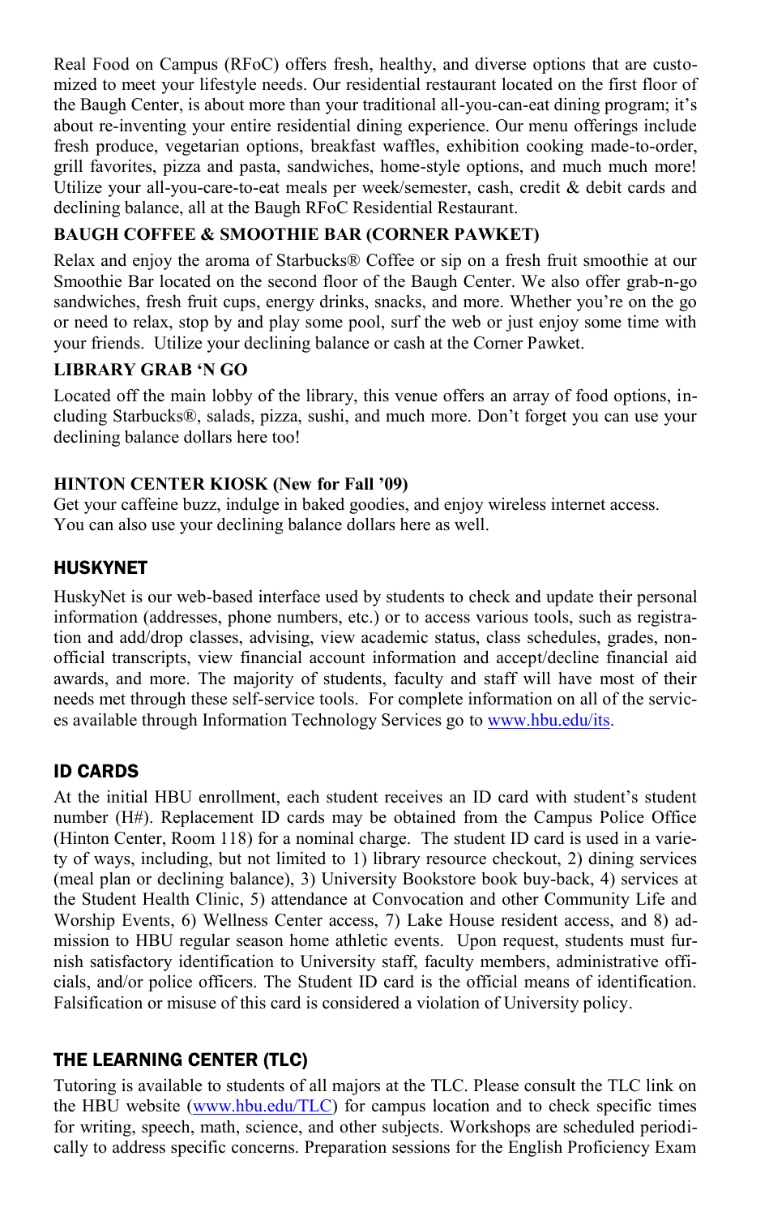Real Food on Campus (RFoC) offers fresh, healthy, and diverse options that are customized to meet your lifestyle needs. Our residential restaurant located on the first floor of the Baugh Center, is about more than your traditional all-you-can-eat dining program; it's about re-inventing your entire residential dining experience. Our menu offerings include fresh produce, vegetarian options, breakfast waffles, exhibition cooking made-to-order, grill favorites, pizza and pasta, sandwiches, home-style options, and much much more! Utilize your all-you-care-to-eat meals per week/semester, cash, credit & debit cards and declining balance, all at the Baugh RFoC Residential Restaurant.

**BAUGH COFFEE & SMOOTHIE BAR (CORNER PAWKET)**

Relax and enjoy the aroma of Starbucks® Coffee or sip on a fresh fruit smoothie at our Smoothie Bar located on the second floor of the Baugh Center. We also offer grab-n-go sandwiches, fresh fruit cups, energy drinks, snacks, and more. Whether you're on the go or need to relax, stop by and play some pool, surf the web or just enjoy some time with your friends. Utilize your declining balance or cash at the Corner Pawket.

**LIBRARY GRAB 'N GO**

Located off the main lobby of the library, this venue offers an array of food options, including Starbucks®, salads, pizza, sushi, and much more. Don't forget you can use your declining balance dollars here too!

**HINTON CENTER KIOSK (New for Fall '09)**

Get your caffeine buzz, indulge in baked goodies, and enjoy wireless internet access. You can also use your declining balance dollars here as well.

## HUSKYNET

HuskyNet is our web-based interface used by students to check and update their personal information (addresses, phone numbers, etc.) or to access various tools, such as registration and add/drop classes, advising, view academic status, class schedules, grades, non-official transcripts, view financial account information and accept/decline financial aid awards, and more. The majority of students, faculty and staff will have most of their needs met through these self-service tools. For complete information on all of the services available through Information Technology Services go to www.hbu.edu/its.

## ID CARDS

At the initial HBU enrollment, each student receives an ID card with student's student number (H#). Replacement ID cards may be obtained from the Campus Police Office (Hinton Center, Room 118) for a nominal charge. The student ID card is used in a variety of ways, including, but not limited to 1) library resource checkout, 2) dining services (meal plan or declining balance), 3) University Bookstore book buy-back, 4) services at the Student Health Clinic, 5) attendance at Convocation and other Community Life and Worship Events, 6) Wellness Center access, 7) Lake House resident access, and 8) admission to HBU regular season home athletic events. Upon request, students must furnish satisfactory identification to University staff, faculty members, administrative officials, and/or police officers. The Student ID card is the official means of identification. Falsification or misuse of this card is considered a violation of University policy.

## THE LEARNING CENTER (TLC)

Tutoring is available to students of all majors at the TLC. Please consult the TLC link on the HBU website (www.hbu.edu/TLC) for campus location and to check specific times for writing, speech, math, science, and other subjects. Workshops are scheduled periodically to address specific concerns. Preparation sessions for the English Proficiency Exam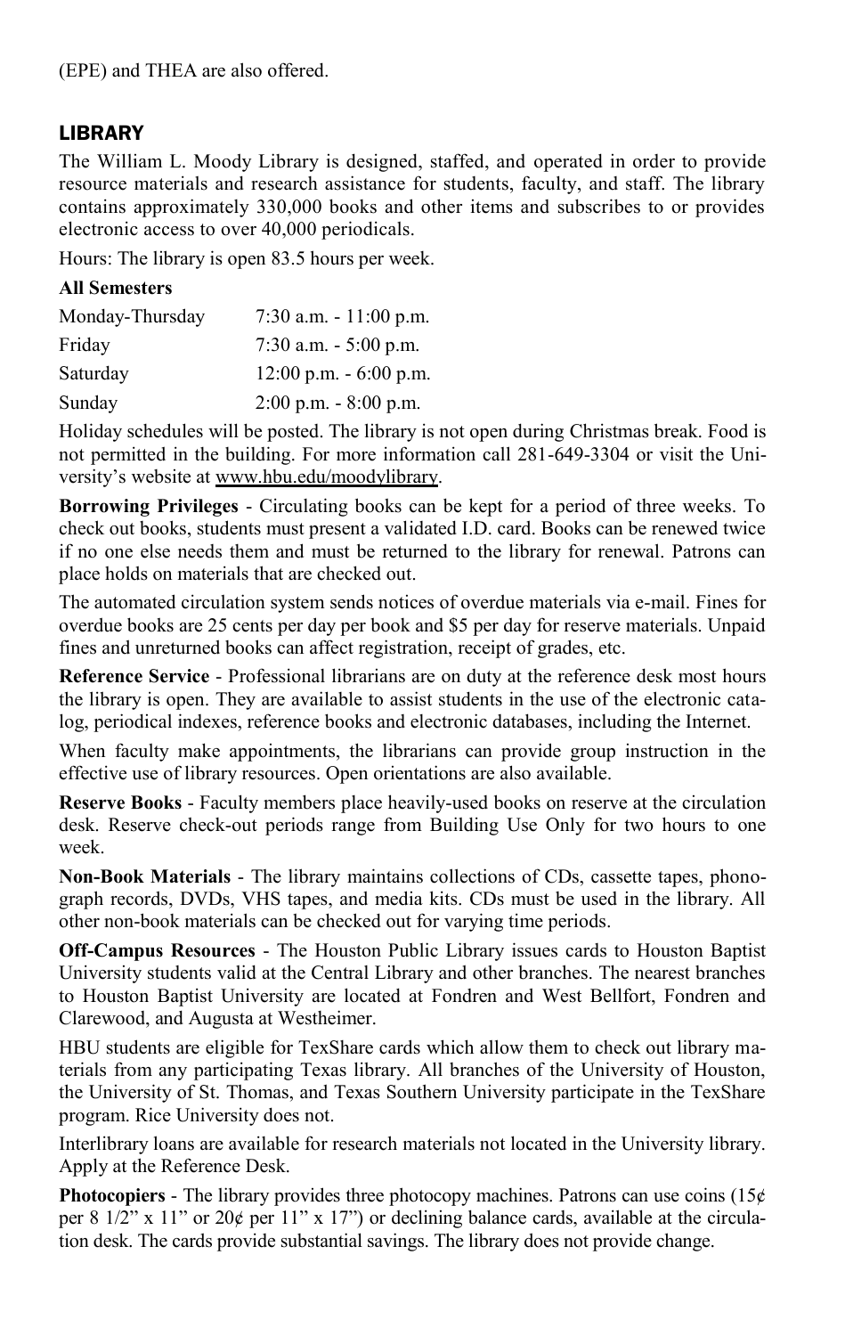(EPE) and THEA are also offered.

## LIBRARY

The William L. Moody Library is designed, staffed, and operated in order to provide resource materials and research assistance for students, faculty, and staff. The library contains approximately 330,000 books and other items and subscribes to or provides electronic access to over 40,000 periodicals.

Hours: The library is open 83.5 hours per week.

**All Semesters**

| | |
|---|---|
| Monday-Thursday | 7:30 a.m. - 11:00 p.m. |
| Friday | 7:30 a.m. - 5:00 p.m. |
| Saturday | 12:00 p.m. - 6:00 p.m. |
| Sunday | 2:00 p.m. - 8:00 p.m. |

Holiday schedules will be posted. The library is not open during Christmas break. Food is not permitted in the building. For more information call 281-649-3304 or visit the University's website at www.hbu.edu/moodylibrary.

**Borrowing Privileges** - Circulating books can be kept for a period of three weeks. To check out books, students must present a validated I.D. card. Books can be renewed twice if no one else needs them and must be returned to the library for renewal. Patrons can place holds on materials that are checked out.

The automated circulation system sends notices of overdue materials via e-mail. Fines for overdue books are 25 cents per day per book and $5 per day for reserve materials. Unpaid fines and unreturned books can affect registration, receipt of grades, etc.

**Reference Service** - Professional librarians are on duty at the reference desk most hours the library is open. They are available to assist students in the use of the electronic catalog, periodical indexes, reference books and electronic databases, including the Internet.

When faculty make appointments, the librarians can provide group instruction in the effective use of library resources. Open orientations are also available.

**Reserve Books** - Faculty members place heavily-used books on reserve at the circulation desk. Reserve check-out periods range from Building Use Only for two hours to one week.

**Non-Book Materials** - The library maintains collections of CDs, cassette tapes, phonograph records, DVDs, VHS tapes, and media kits. CDs must be used in the library. All other non-book materials can be checked out for varying time periods.

**Off-Campus Resources** - The Houston Public Library issues cards to Houston Baptist University students valid at the Central Library and other branches. The nearest branches to Houston Baptist University are located at Fondren and West Bellfort, Fondren and Clarewood, and Augusta at Westheimer.

HBU students are eligible for TexShare cards which allow them to check out library materials from any participating Texas library. All branches of the University of Houston, the University of St. Thomas, and Texas Southern University participate in the TexShare program. Rice University does not.

Interlibrary loans are available for research materials not located in the University library. Apply at the Reference Desk.

**Photocopiers** - The library provides three photocopy machines. Patrons can use coins (15¢ per 8 1/2" x 11" or 20¢ per 11" x 17") or declining balance cards, available at the circulation desk. The cards provide substantial savings. The library does not provide change.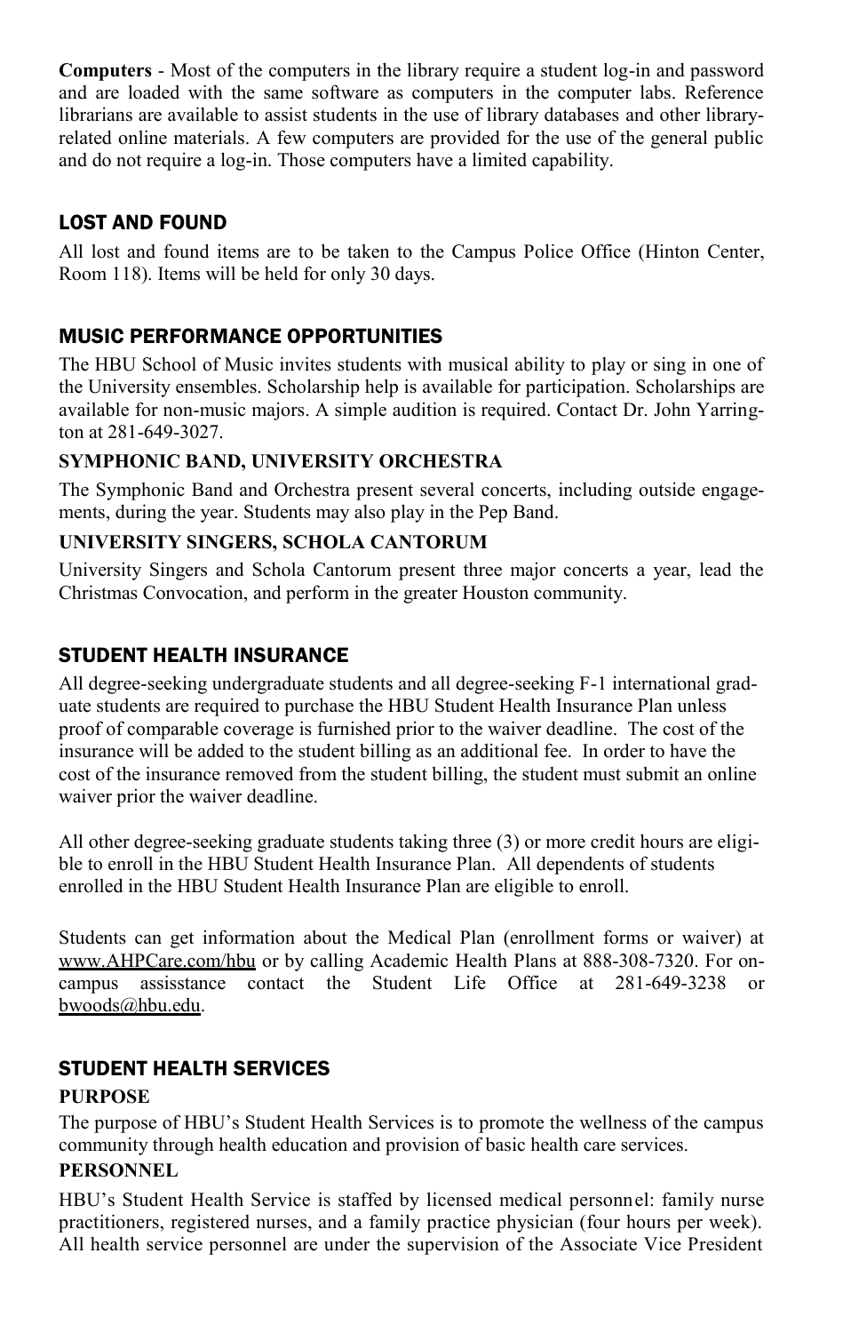**Computers** - Most of the computers in the library require a student log-in and password and are loaded with the same software as computers in the computer labs. Reference librarians are available to assist students in the use of library databases and other library-related online materials. A few computers are provided for the use of the general public and do not require a log-in. Those computers have a limited capability.

## LOST AND FOUND

All lost and found items are to be taken to the Campus Police Office (Hinton Center, Room 118). Items will be held for only 30 days.

## MUSIC PERFORMANCE OPPORTUNITIES

The HBU School of Music invites students with musical ability to play or sing in one of the University ensembles. Scholarship help is available for participation. Scholarships are available for non-music majors. A simple audition is required. Contact Dr. John Yarrington at 281-649-3027.

### SYMPHONIC BAND, UNIVERSITY ORCHESTRA

The Symphonic Band and Orchestra present several concerts, including outside engagements, during the year. Students may also play in the Pep Band.

### UNIVERSITY SINGERS, SCHOLA CANTORUM

University Singers and Schola Cantorum present three major concerts a year, lead the Christmas Convocation, and perform in the greater Houston community.

## STUDENT HEALTH INSURANCE

All degree-seeking undergraduate students and all degree-seeking F-1 international graduate students are required to purchase the HBU Student Health Insurance Plan unless proof of comparable coverage is furnished prior to the waiver deadline. The cost of the insurance will be added to the student billing as an additional fee. In order to have the cost of the insurance removed from the student billing, the student must submit an online waiver prior the waiver deadline.

All other degree-seeking graduate students taking three (3) or more credit hours are eligible to enroll in the HBU Student Health Insurance Plan. All dependents of students enrolled in the HBU Student Health Insurance Plan are eligible to enroll.

Students can get information about the Medical Plan (enrollment forms or waiver) at www.AHPCare.com/hbu or by calling Academic Health Plans at 888-308-7320. For on-campus assisstance contact the Student Life Office at 281-649-3238 or bwoods@hbu.edu.

## STUDENT HEALTH SERVICES

### PURPOSE

The purpose of HBU's Student Health Services is to promote the wellness of the campus community through health education and provision of basic health care services.

### PERSONNEL

HBU's Student Health Service is staffed by licensed medical personnel: family nurse practitioners, registered nurses, and a family practice physician (four hours per week). All health service personnel are under the supervision of the Associate Vice President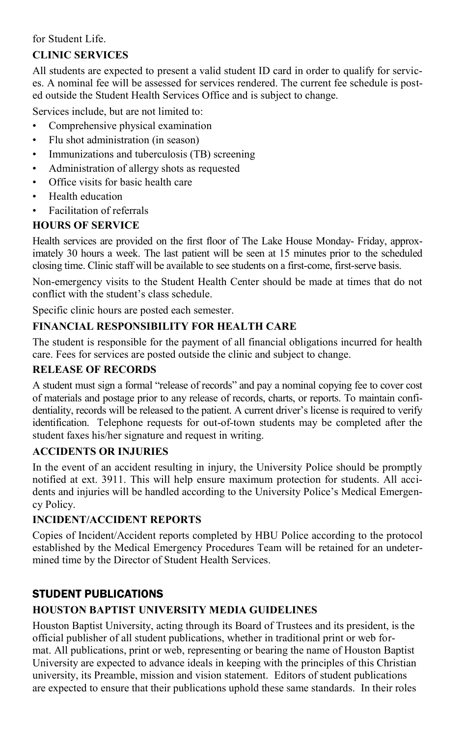for Student Life.

### CLINIC SERVICES

All students are expected to present a valid student ID card in order to qualify for services. A nominal fee will be assessed for services rendered. The current fee schedule is posted outside the Student Health Services Office and is subject to change.

Services include, but are not limited to:

- Comprehensive physical examination
- Flu shot administration (in season)
- Immunizations and tuberculosis (TB) screening
- Administration of allergy shots as requested
- Office visits for basic health care
- Health education
- Facilitation of referrals

### HOURS OF SERVICE

Health services are provided on the first floor of The Lake House Monday- Friday, approximately 30 hours a week. The last patient will be seen at 15 minutes prior to the scheduled closing time. Clinic staff will be available to see students on a first-come, first-serve basis.

Non-emergency visits to the Student Health Center should be made at times that do not conflict with the student's class schedule.

Specific clinic hours are posted each semester.

### FINANCIAL RESPONSIBILITY FOR HEALTH CARE

The student is responsible for the payment of all financial obligations incurred for health care. Fees for services are posted outside the clinic and subject to change.

### RELEASE OF RECORDS

A student must sign a formal "release of records" and pay a nominal copying fee to cover cost of materials and postage prior to any release of records, charts, or reports. To maintain confidentiality, records will be released to the patient. A current driver's license is required to verify identification. Telephone requests for out-of-town students may be completed after the student faxes his/her signature and request in writing.

### ACCIDENTS OR INJURIES

In the event of an accident resulting in injury, the University Police should be promptly notified at ext. 3911. This will help ensure maximum protection for students. All accidents and injuries will be handled according to the University Police's Medical Emergency Policy.

### INCIDENT/ACCIDENT REPORTS

Copies of Incident/Accident reports completed by HBU Police according to the protocol established by the Medical Emergency Procedures Team will be retained for an undetermined time by the Director of Student Health Services.

## STUDENT PUBLICATIONS

### HOUSTON BAPTIST UNIVERSITY MEDIA GUIDELINES

Houston Baptist University, acting through its Board of Trustees and its president, is the official publisher of all student publications, whether in traditional print or web format. All publications, print or web, representing or bearing the name of Houston Baptist University are expected to advance ideals in keeping with the principles of this Christian university, its Preamble, mission and vision statement. Editors of student publications are expected to ensure that their publications uphold these same standards. In their roles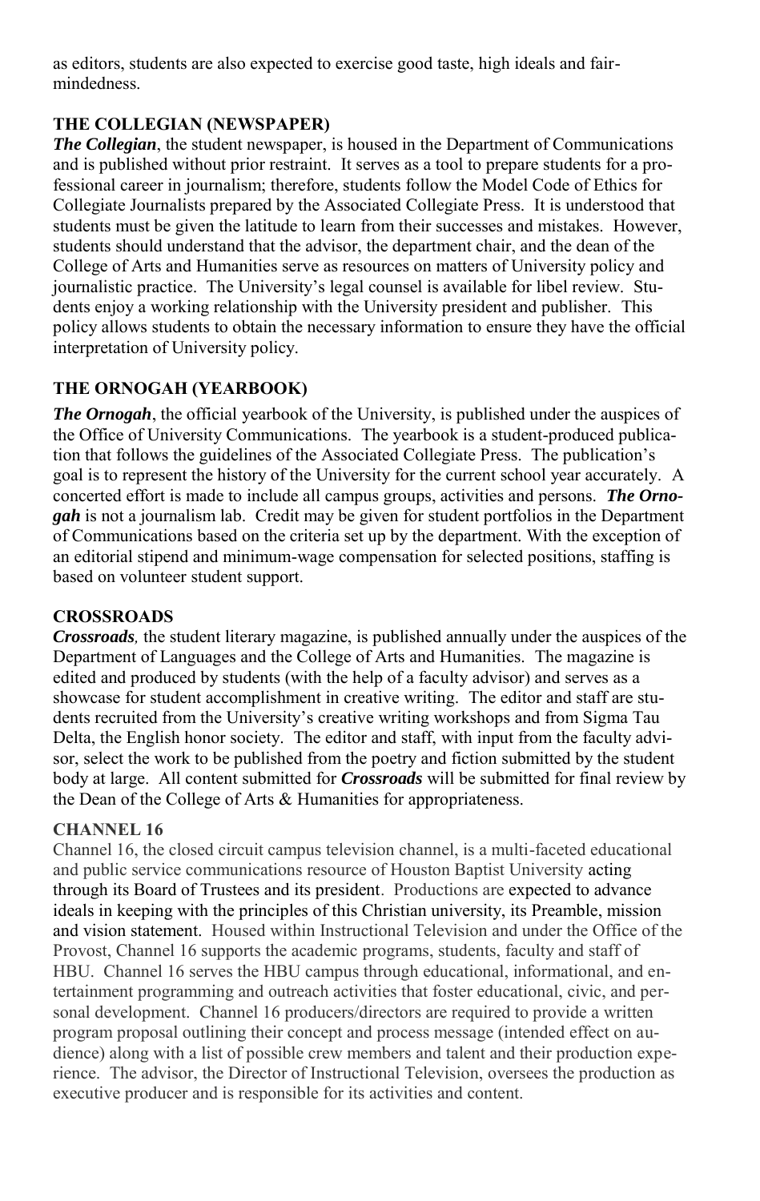as editors, students are also expected to exercise good taste, high ideals and fair-mindedness.

## THE COLLEGIAN (NEWSPAPER)

***The Collegian***, the student newspaper, is housed in the Department of Communications and is published without prior restraint. It serves as a tool to prepare students for a professional career in journalism; therefore, students follow the Model Code of Ethics for Collegiate Journalists prepared by the Associated Collegiate Press. It is understood that students must be given the latitude to learn from their successes and mistakes. However, students should understand that the advisor, the department chair, and the dean of the College of Arts and Humanities serve as resources on matters of University policy and journalistic practice. The University's legal counsel is available for libel review. Students enjoy a working relationship with the University president and publisher. This policy allows students to obtain the necessary information to ensure they have the official interpretation of University policy.

## THE ORNOGAH (YEARBOOK)

***The Ornogah***, the official yearbook of the University, is published under the auspices of the Office of University Communications. The yearbook is a student-produced publication that follows the guidelines of the Associated Collegiate Press. The publication's goal is to represent the history of the University for the current school year accurately. A concerted effort is made to include all campus groups, activities and persons. ***The Ornogah*** is not a journalism lab. Credit may be given for student portfolios in the Department of Communications based on the criteria set up by the department. With the exception of an editorial stipend and minimum-wage compensation for selected positions, staffing is based on volunteer student support.

## CROSSROADS

***Crossroads**,* the student literary magazine, is published annually under the auspices of the Department of Languages and the College of Arts and Humanities. The magazine is edited and produced by students (with the help of a faculty advisor) and serves as a showcase for student accomplishment in creative writing. The editor and staff are students recruited from the University's creative writing workshops and from Sigma Tau Delta, the English honor society. The editor and staff, with input from the faculty advisor, select the work to be published from the poetry and fiction submitted by the student body at large. All content submitted for ***Crossroads*** will be submitted for final review by the Dean of the College of Arts & Humanities for appropriateness.

## CHANNEL 16

Channel 16, the closed circuit campus television channel, is a multi-faceted educational and public service communications resource of Houston Baptist University acting through its Board of Trustees and its president. Productions are expected to advance ideals in keeping with the principles of this Christian university, its Preamble, mission and vision statement. Housed within Instructional Television and under the Office of the Provost, Channel 16 supports the academic programs, students, faculty and staff of HBU. Channel 16 serves the HBU campus through educational, informational, and entertainment programming and outreach activities that foster educational, civic, and personal development. Channel 16 producers/directors are required to provide a written program proposal outlining their concept and process message (intended effect on audience) along with a list of possible crew members and talent and their production experience. The advisor, the Director of Instructional Television, oversees the production as executive producer and is responsible for its activities and content.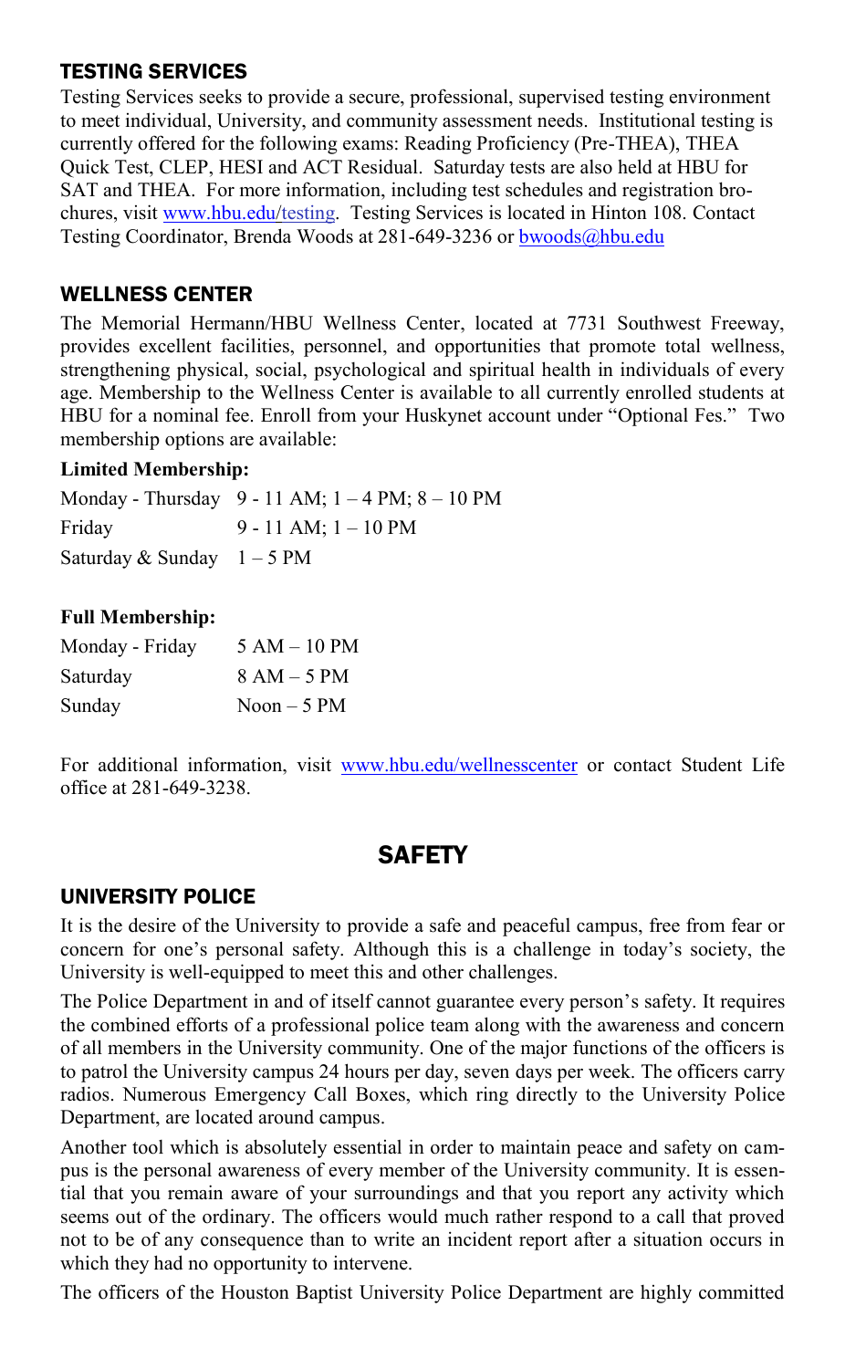## TESTING SERVICES

Testing Services seeks to provide a secure, professional, supervised testing environment to meet individual, University, and community assessment needs. Institutional testing is currently offered for the following exams: Reading Proficiency (Pre-THEA), THEA Quick Test, CLEP, HESI and ACT Residual. Saturday tests are also held at HBU for SAT and THEA. For more information, including test schedules and registration brochures, visit www.hbu.edu/testing. Testing Services is located in Hinton 108. Contact Testing Coordinator, Brenda Woods at 281-649-3236 or bwoods@hbu.edu

## WELLNESS CENTER

The Memorial Hermann/HBU Wellness Center, located at 7731 Southwest Freeway, provides excellent facilities, personnel, and opportunities that promote total wellness, strengthening physical, social, psychological and spiritual health in individuals of every age. Membership to the Wellness Center is available to all currently enrolled students at HBU for a nominal fee. Enroll from your Huskynet account under "Optional Fes." Two membership options are available:

**Limited Membership:**

| | |
|---|---|
| Monday - Thursday | 9 - 11 AM; 1 – 4 PM; 8 – 10 PM |
| Friday | 9 - 11 AM; 1 – 10 PM |
| Saturday & Sunday | 1 – 5 PM |

**Full Membership:**

| | |
|---|---|
| Monday - Friday | 5 AM – 10 PM |
| Saturday | 8 AM – 5 PM |
| Sunday | Noon – 5 PM |

For additional information, visit www.hbu.edu/wellnesscenter or contact Student Life office at 281-649-3238.

# SAFETY

## UNIVERSITY POLICE

It is the desire of the University to provide a safe and peaceful campus, free from fear or concern for one's personal safety. Although this is a challenge in today's society, the University is well-equipped to meet this and other challenges.

The Police Department in and of itself cannot guarantee every person's safety. It requires the combined efforts of a professional police team along with the awareness and concern of all members in the University community. One of the major functions of the officers is to patrol the University campus 24 hours per day, seven days per week. The officers carry radios. Numerous Emergency Call Boxes, which ring directly to the University Police Department, are located around campus.

Another tool which is absolutely essential in order to maintain peace and safety on campus is the personal awareness of every member of the University community. It is essential that you remain aware of your surroundings and that you report any activity which seems out of the ordinary. The officers would much rather respond to a call that proved not to be of any consequence than to write an incident report after a situation occurs in which they had no opportunity to intervene.

The officers of the Houston Baptist University Police Department are highly committed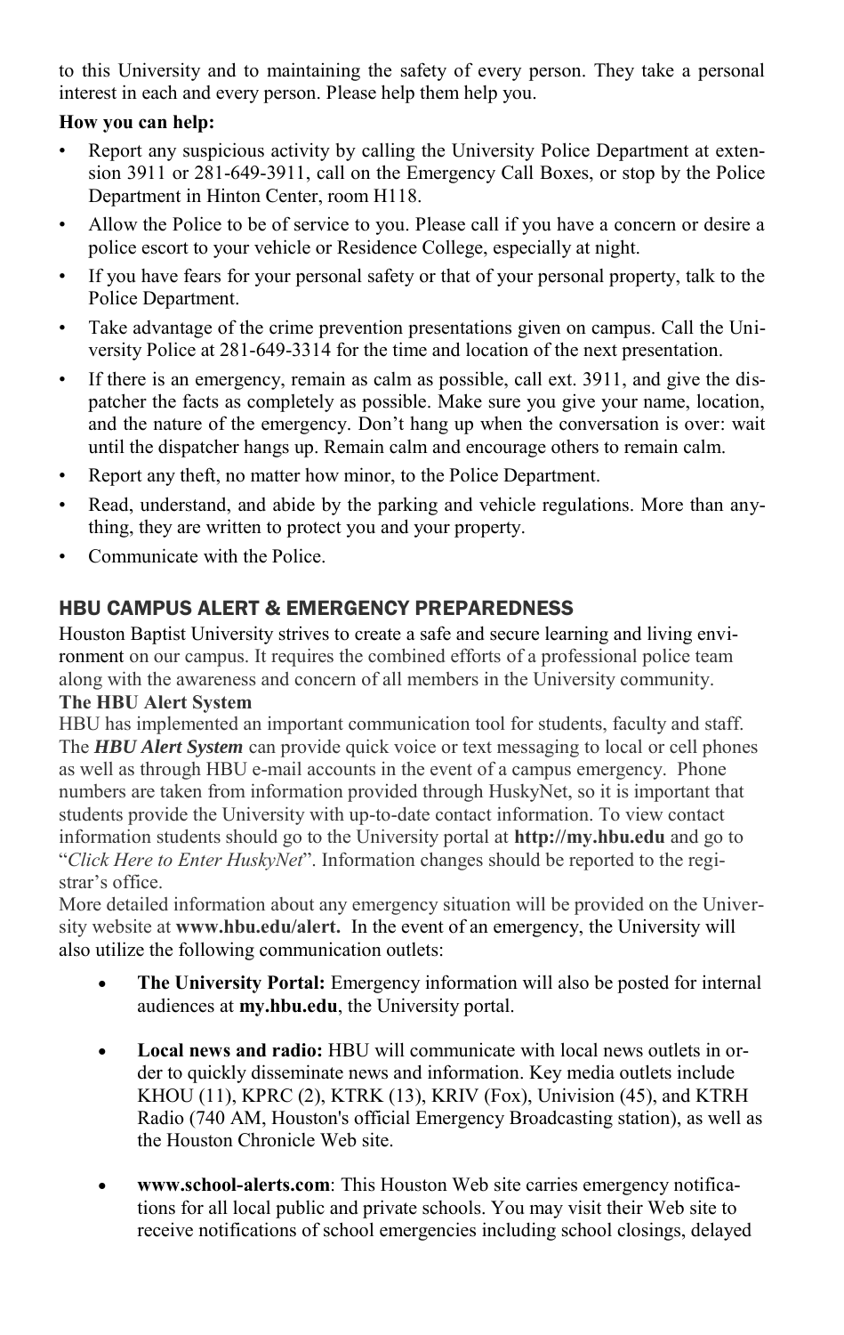to this University and to maintaining the safety of every person. They take a personal interest in each and every person. Please help them help you.

**How you can help:**

- Report any suspicious activity by calling the University Police Department at extension 3911 or 281-649-3911, call on the Emergency Call Boxes, or stop by the Police Department in Hinton Center, room H118.
- Allow the Police to be of service to you. Please call if you have a concern or desire a police escort to your vehicle or Residence College, especially at night.
- If you have fears for your personal safety or that of your personal property, talk to the Police Department.
- Take advantage of the crime prevention presentations given on campus. Call the University Police at 281-649-3314 for the time and location of the next presentation.
- If there is an emergency, remain as calm as possible, call ext. 3911, and give the dispatcher the facts as completely as possible. Make sure you give your name, location, and the nature of the emergency. Don't hang up when the conversation is over: wait until the dispatcher hangs up. Remain calm and encourage others to remain calm.
- Report any theft, no matter how minor, to the Police Department.
- Read, understand, and abide by the parking and vehicle regulations. More than anything, they are written to protect you and your property.
- Communicate with the Police.

## HBU CAMPUS ALERT & EMERGENCY PREPAREDNESS

Houston Baptist University strives to create a safe and secure learning and living environment on our campus. It requires the combined efforts of a professional police team along with the awareness and concern of all members in the University community.

**The HBU Alert System**

HBU has implemented an important communication tool for students, faculty and staff. The ***HBU Alert System*** can provide quick voice or text messaging to local or cell phones as well as through HBU e-mail accounts in the event of a campus emergency. Phone numbers are taken from information provided through HuskyNet, so it is important that students provide the University with up-to-date contact information. To view contact information students should go to the University portal at **http://my.hbu.edu** and go to "*Click Here to Enter HuskyNet*". Information changes should be reported to the registrar's office.

More detailed information about any emergency situation will be provided on the University website at **www.hbu.edu/alert.** In the event of an emergency, the University will also utilize the following communication outlets:

- **The University Portal:** Emergency information will also be posted for internal audiences at **my.hbu.edu**, the University portal.
- **Local news and radio:** HBU will communicate with local news outlets in order to quickly disseminate news and information. Key media outlets include KHOU (11), KPRC (2), KTRK (13), KRIV (Fox), Univision (45), and KTRH Radio (740 AM, Houston's official Emergency Broadcasting station), as well as the Houston Chronicle Web site.
- **www.school-alerts.com**: This Houston Web site carries emergency notifications for all local public and private schools. You may visit their Web site to receive notifications of school emergencies including school closings, delayed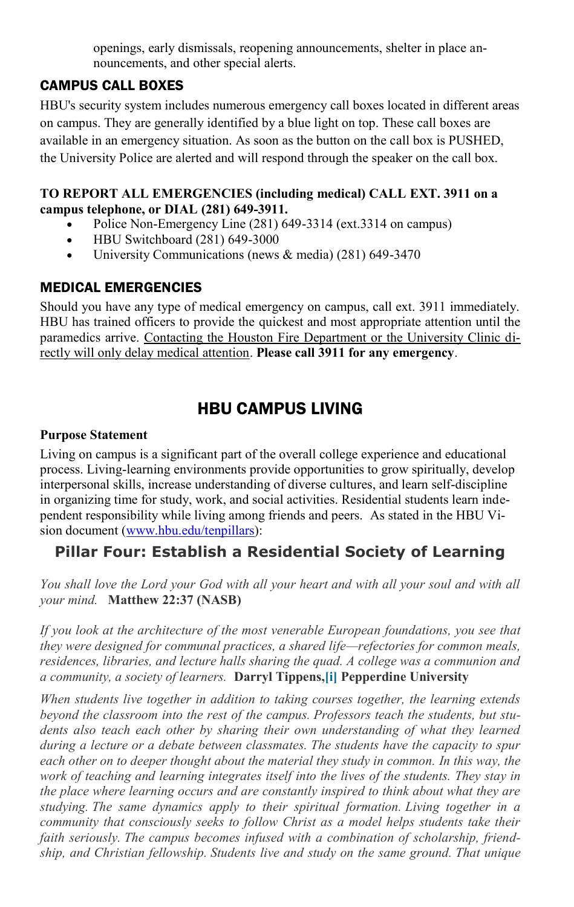openings, early dismissals, reopening announcements, shelter in place announcements, and other special alerts.

## CAMPUS CALL BOXES

HBU's security system includes numerous emergency call boxes located in different areas on campus. They are generally identified by a blue light on top. These call boxes are available in an emergency situation. As soon as the button on the call box is PUSHED, the University Police are alerted and will respond through the speaker on the call box.

**TO REPORT ALL EMERGENCIES (including medical) CALL EXT. 3911 on a campus telephone, or DIAL (281) 649-3911.**

- Police Non-Emergency Line (281) 649-3314 (ext.3314 on campus)
- HBU Switchboard (281) 649-3000
- University Communications (news & media) (281) 649-3470

## MEDICAL EMERGENCIES

Should you have any type of medical emergency on campus, call ext. 3911 immediately. HBU has trained officers to provide the quickest and most appropriate attention until the paramedics arrive. Contacting the Houston Fire Department or the University Clinic directly will only delay medical attention. **Please call 3911 for any emergency**.

# HBU CAMPUS LIVING

**Purpose Statement**

Living on campus is a significant part of the overall college experience and educational process. Living-learning environments provide opportunities to grow spiritually, develop interpersonal skills, increase understanding of diverse cultures, and learn self-discipline in organizing time for study, work, and social activities. Residential students learn independent responsibility while living among friends and peers. As stated in the HBU Vision document (www.hbu.edu/tenpillars):

## Pillar Four: Establish a Residential Society of Learning

*You shall love the Lord your God with all your heart and with all your soul and with all your mind.* **Matthew 22:37 (NASB)**

*If you look at the architecture of the most venerable European foundations, you see that they were designed for communal practices, a shared life—refectories for common meals, residences, libraries, and lecture halls sharing the quad. A college was a communion and a community, a society of learners.* **Darryl Tippens,[i] Pepperdine University**

*When students live together in addition to taking courses together, the learning extends beyond the classroom into the rest of the campus. Professors teach the students, but students also teach each other by sharing their own understanding of what they learned during a lecture or a debate between classmates. The students have the capacity to spur each other on to deeper thought about the material they study in common. In this way, the work of teaching and learning integrates itself into the lives of the students. They stay in the place where learning occurs and are constantly inspired to think about what they are studying. The same dynamics apply to their spiritual formation. Living together in a community that consciously seeks to follow Christ as a model helps students take their faith seriously. The campus becomes infused with a combination of scholarship, friendship, and Christian fellowship. Students live and study on the same ground. That unique*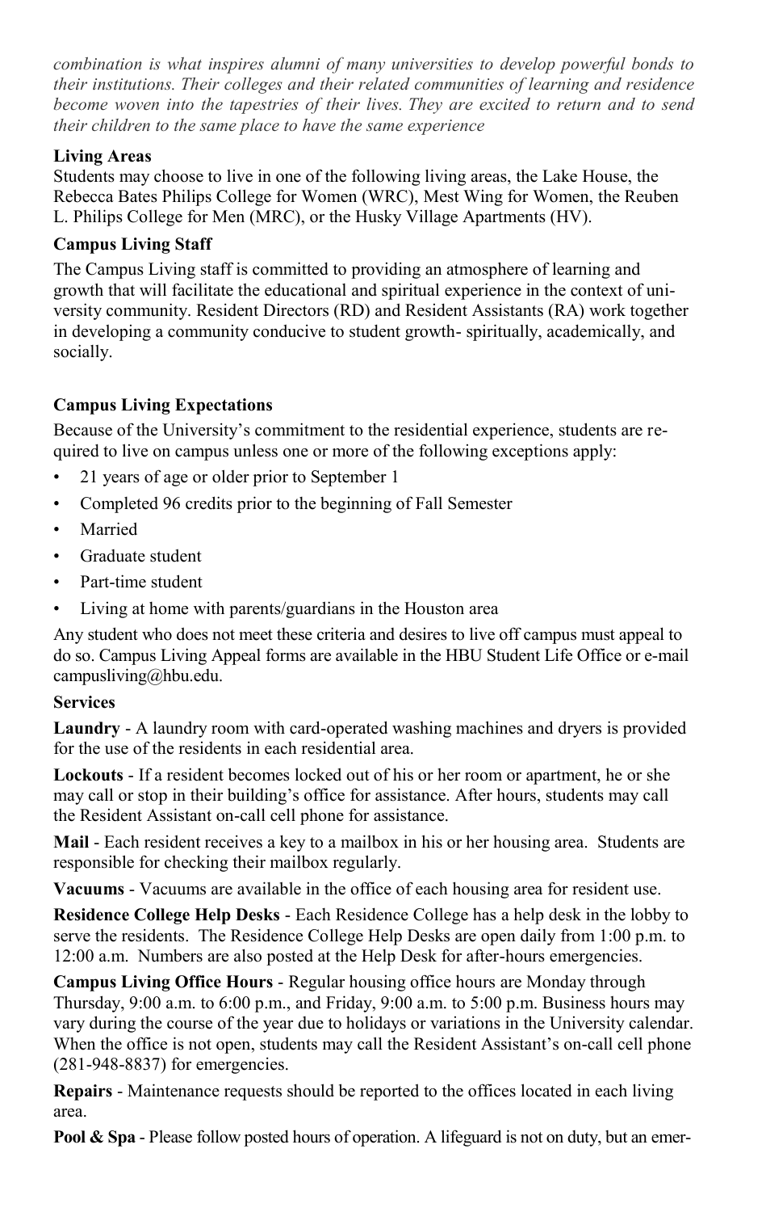*combination is what inspires alumni of many universities to develop powerful bonds to their institutions. Their colleges and their related communities of learning and residence become woven into the tapestries of their lives. They are excited to return and to send their children to the same place to have the same experience*

**Living Areas**

Students may choose to live in one of the following living areas, the Lake House, the Rebecca Bates Philips College for Women (WRC), Mest Wing for Women, the Reuben L. Philips College for Men (MRC), or the Husky Village Apartments (HV).

**Campus Living Staff**

The Campus Living staff is committed to providing an atmosphere of learning and growth that will facilitate the educational and spiritual experience in the context of university community. Resident Directors (RD) and Resident Assistants (RA) work together in developing a community conducive to student growth- spiritually, academically, and socially.

**Campus Living Expectations**

Because of the University's commitment to the residential experience, students are required to live on campus unless one or more of the following exceptions apply:

- 21 years of age or older prior to September 1
- Completed 96 credits prior to the beginning of Fall Semester
- Married
- Graduate student
- Part-time student
- Living at home with parents/guardians in the Houston area

Any student who does not meet these criteria and desires to live off campus must appeal to do so. Campus Living Appeal forms are available in the HBU Student Life Office or e-mail campusliving@hbu.edu.

**Services**

**Laundry** - A laundry room with card-operated washing machines and dryers is provided for the use of the residents in each residential area.

**Lockouts** - If a resident becomes locked out of his or her room or apartment, he or she may call or stop in their building's office for assistance. After hours, students may call the Resident Assistant on-call cell phone for assistance.

**Mail** - Each resident receives a key to a mailbox in his or her housing area. Students are responsible for checking their mailbox regularly.

**Vacuums** - Vacuums are available in the office of each housing area for resident use.

**Residence College Help Desks** - Each Residence College has a help desk in the lobby to serve the residents. The Residence College Help Desks are open daily from 1:00 p.m. to 12:00 a.m. Numbers are also posted at the Help Desk for after-hours emergencies.

**Campus Living Office Hours** - Regular housing office hours are Monday through Thursday, 9:00 a.m. to 6:00 p.m., and Friday, 9:00 a.m. to 5:00 p.m. Business hours may vary during the course of the year due to holidays or variations in the University calendar. When the office is not open, students may call the Resident Assistant's on-call cell phone (281-948-8837) for emergencies.

**Repairs** - Maintenance requests should be reported to the offices located in each living area.

**Pool & Spa** - Please follow posted hours of operation. A lifeguard is not on duty, but an emer-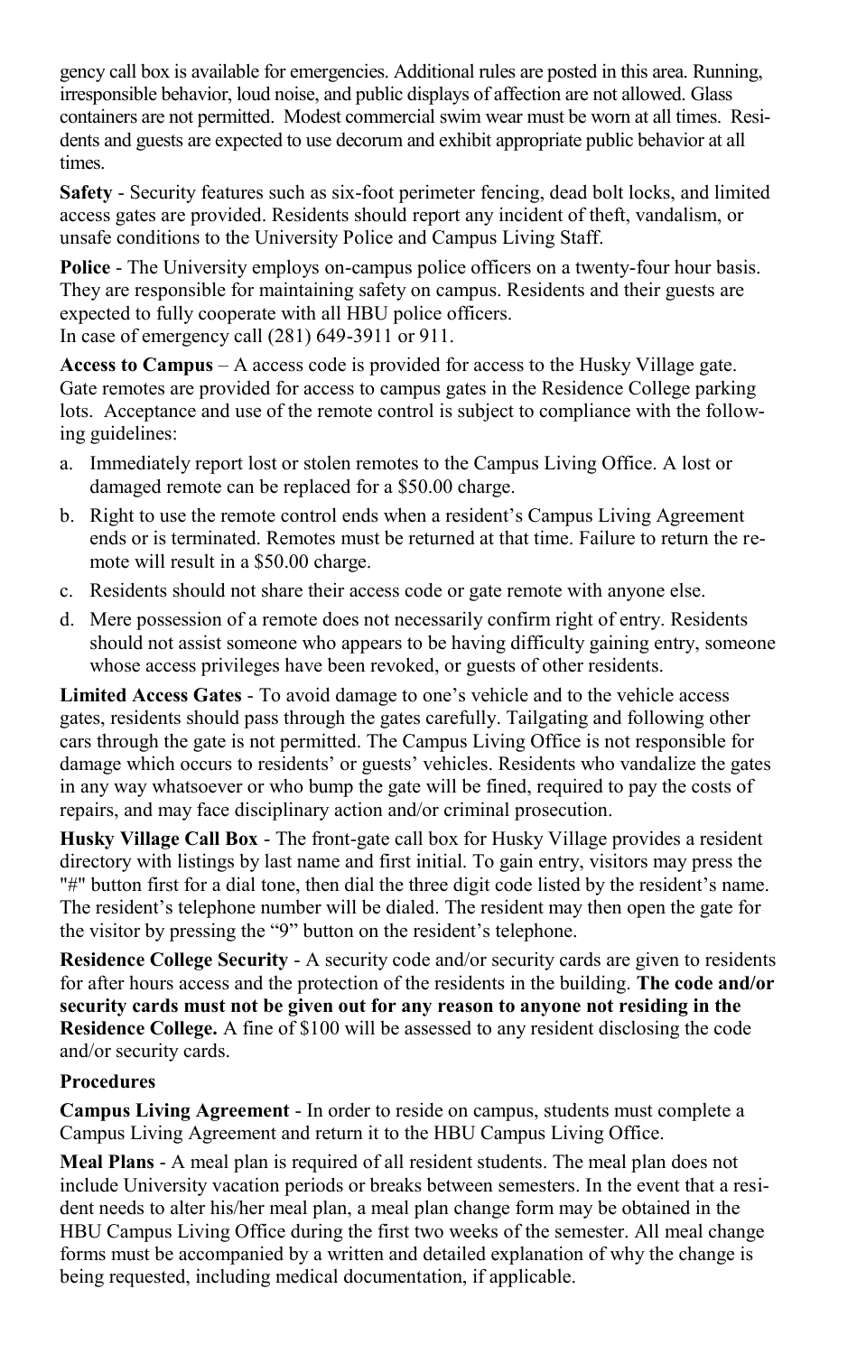gency call box is available for emergencies. Additional rules are posted in this area. Running, irresponsible behavior, loud noise, and public displays of affection are not allowed. Glass containers are not permitted. Modest commercial swim wear must be worn at all times. Residents and guests are expected to use decorum and exhibit appropriate public behavior at all times.

**Safety** - Security features such as six-foot perimeter fencing, dead bolt locks, and limited access gates are provided. Residents should report any incident of theft, vandalism, or unsafe conditions to the University Police and Campus Living Staff.

**Police** - The University employs on-campus police officers on a twenty-four hour basis. They are responsible for maintaining safety on campus. Residents and their guests are expected to fully cooperate with all HBU police officers.
In case of emergency call (281) 649-3911 or 911.

**Access to Campus** – A access code is provided for access to the Husky Village gate. Gate remotes are provided for access to campus gates in the Residence College parking lots. Acceptance and use of the remote control is subject to compliance with the following guidelines:

a. Immediately report lost or stolen remotes to the Campus Living Office. A lost or damaged remote can be replaced for a $50.00 charge.
b. Right to use the remote control ends when a resident's Campus Living Agreement ends or is terminated. Remotes must be returned at that time. Failure to return the remote will result in a $50.00 charge.
c. Residents should not share their access code or gate remote with anyone else.
d. Mere possession of a remote does not necessarily confirm right of entry. Residents should not assist someone who appears to be having difficulty gaining entry, someone whose access privileges have been revoked, or guests of other residents.

**Limited Access Gates** - To avoid damage to one's vehicle and to the vehicle access gates, residents should pass through the gates carefully. Tailgating and following other cars through the gate is not permitted. The Campus Living Office is not responsible for damage which occurs to residents' or guests' vehicles. Residents who vandalize the gates in any way whatsoever or who bump the gate will be fined, required to pay the costs of repairs, and may face disciplinary action and/or criminal prosecution.

**Husky Village Call Box** - The front-gate call box for Husky Village provides a resident directory with listings by last name and first initial. To gain entry, visitors may press the "#" button first for a dial tone, then dial the three digit code listed by the resident's name. The resident's telephone number will be dialed. The resident may then open the gate for the visitor by pressing the "9" button on the resident's telephone.

**Residence College Security** - A security code and/or security cards are given to residents for after hours access and the protection of the residents in the building. **The code and/or security cards must not be given out for any reason to anyone not residing in the Residence College.** A fine of $100 will be assessed to any resident disclosing the code and/or security cards.

**Procedures**

**Campus Living Agreement** - In order to reside on campus, students must complete a Campus Living Agreement and return it to the HBU Campus Living Office.

**Meal Plans** - A meal plan is required of all resident students. The meal plan does not include University vacation periods or breaks between semesters. In the event that a resident needs to alter his/her meal plan, a meal plan change form may be obtained in the HBU Campus Living Office during the first two weeks of the semester. All meal change forms must be accompanied by a written and detailed explanation of why the change is being requested, including medical documentation, if applicable.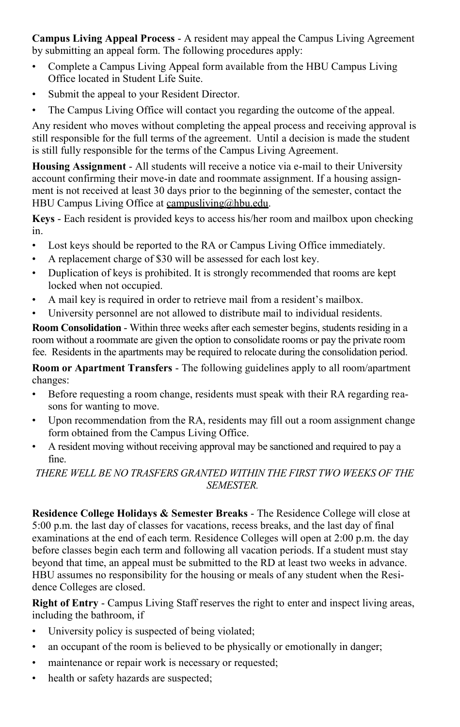**Campus Living Appeal Process** - A resident may appeal the Campus Living Agreement by submitting an appeal form. The following procedures apply:

- Complete a Campus Living Appeal form available from the HBU Campus Living Office located in Student Life Suite.
- Submit the appeal to your Resident Director.
- The Campus Living Office will contact you regarding the outcome of the appeal.

Any resident who moves without completing the appeal process and receiving approval is still responsible for the full terms of the agreement. Until a decision is made the student is still fully responsible for the terms of the Campus Living Agreement.

**Housing Assignment** - All students will receive a notice via e-mail to their University account confirming their move-in date and roommate assignment. If a housing assignment is not received at least 30 days prior to the beginning of the semester, contact the HBU Campus Living Office at campusliving@hbu.edu.

**Keys** - Each resident is provided keys to access his/her room and mailbox upon checking in.

- Lost keys should be reported to the RA or Campus Living Office immediately.
- A replacement charge of $30 will be assessed for each lost key.
- Duplication of keys is prohibited. It is strongly recommended that rooms are kept locked when not occupied.
- A mail key is required in order to retrieve mail from a resident's mailbox.
- University personnel are not allowed to distribute mail to individual residents.

**Room Consolidation** - Within three weeks after each semester begins, students residing in a room without a roommate are given the option to consolidate rooms or pay the private room fee. Residents in the apartments may be required to relocate during the consolidation period.

**Room or Apartment Transfers** - The following guidelines apply to all room/apartment changes:

- Before requesting a room change, residents must speak with their RA regarding reasons for wanting to move.
- Upon recommendation from the RA, residents may fill out a room assignment change form obtained from the Campus Living Office.
- A resident moving without receiving approval may be sanctioned and required to pay a fine.

*THERE WELL BE NO TRASFERS GRANTED WITHIN THE FIRST TWO WEEKS OF THE SEMESTER.*

**Residence College Holidays & Semester Breaks** - The Residence College will close at 5:00 p.m. the last day of classes for vacations, recess breaks, and the last day of final examinations at the end of each term. Residence Colleges will open at 2:00 p.m. the day before classes begin each term and following all vacation periods. If a student must stay beyond that time, an appeal must be submitted to the RD at least two weeks in advance. HBU assumes no responsibility for the housing or meals of any student when the Residence Colleges are closed.

**Right of Entry** - Campus Living Staff reserves the right to enter and inspect living areas, including the bathroom, if

- University policy is suspected of being violated;
- an occupant of the room is believed to be physically or emotionally in danger;
- maintenance or repair work is necessary or requested;
- health or safety hazards are suspected;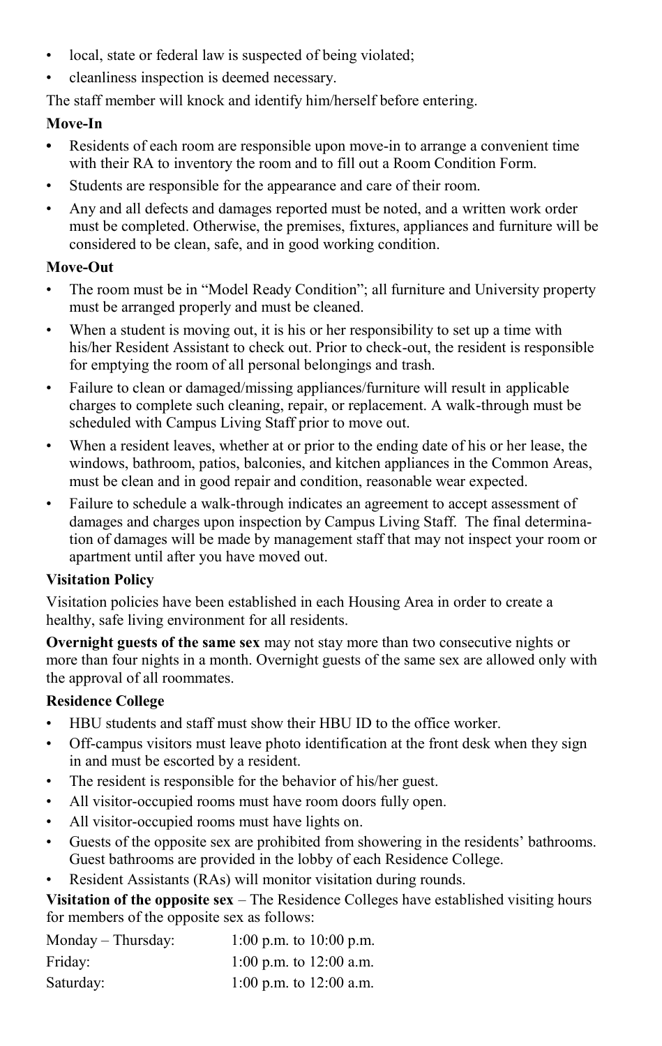- local, state or federal law is suspected of being violated;
- cleanliness inspection is deemed necessary.

The staff member will knock and identify him/herself before entering.

**Move-In**

- Residents of each room are responsible upon move-in to arrange a convenient time with their RA to inventory the room and to fill out a Room Condition Form.
- Students are responsible for the appearance and care of their room.
- Any and all defects and damages reported must be noted, and a written work order must be completed. Otherwise, the premises, fixtures, appliances and furniture will be considered to be clean, safe, and in good working condition.

**Move-Out**

- The room must be in "Model Ready Condition"; all furniture and University property must be arranged properly and must be cleaned.
- When a student is moving out, it is his or her responsibility to set up a time with his/her Resident Assistant to check out. Prior to check-out, the resident is responsible for emptying the room of all personal belongings and trash.
- Failure to clean or damaged/missing appliances/furniture will result in applicable charges to complete such cleaning, repair, or replacement. A walk-through must be scheduled with Campus Living Staff prior to move out.
- When a resident leaves, whether at or prior to the ending date of his or her lease, the windows, bathroom, patios, balconies, and kitchen appliances in the Common Areas, must be clean and in good repair and condition, reasonable wear expected.
- Failure to schedule a walk-through indicates an agreement to accept assessment of damages and charges upon inspection by Campus Living Staff. The final determination of damages will be made by management staff that may not inspect your room or apartment until after you have moved out.

**Visitation Policy**

Visitation policies have been established in each Housing Area in order to create a healthy, safe living environment for all residents.

**Overnight guests of the same sex** may not stay more than two consecutive nights or more than four nights in a month. Overnight guests of the same sex are allowed only with the approval of all roommates.

**Residence College**

- HBU students and staff must show their HBU ID to the office worker.
- Off-campus visitors must leave photo identification at the front desk when they sign in and must be escorted by a resident.
- The resident is responsible for the behavior of his/her guest.
- All visitor-occupied rooms must have room doors fully open.
- All visitor-occupied rooms must have lights on.
- Guests of the opposite sex are prohibited from showering in the residents' bathrooms. Guest bathrooms are provided in the lobby of each Residence College.
- Resident Assistants (RAs) will monitor visitation during rounds.

**Visitation of the opposite sex** – The Residence Colleges have established visiting hours for members of the opposite sex as follows:

| | |
|---|---|
| Monday – Thursday: | 1:00 p.m. to 10:00 p.m. |
| Friday: | 1:00 p.m. to 12:00 a.m. |
| Saturday: | 1:00 p.m. to 12:00 a.m. |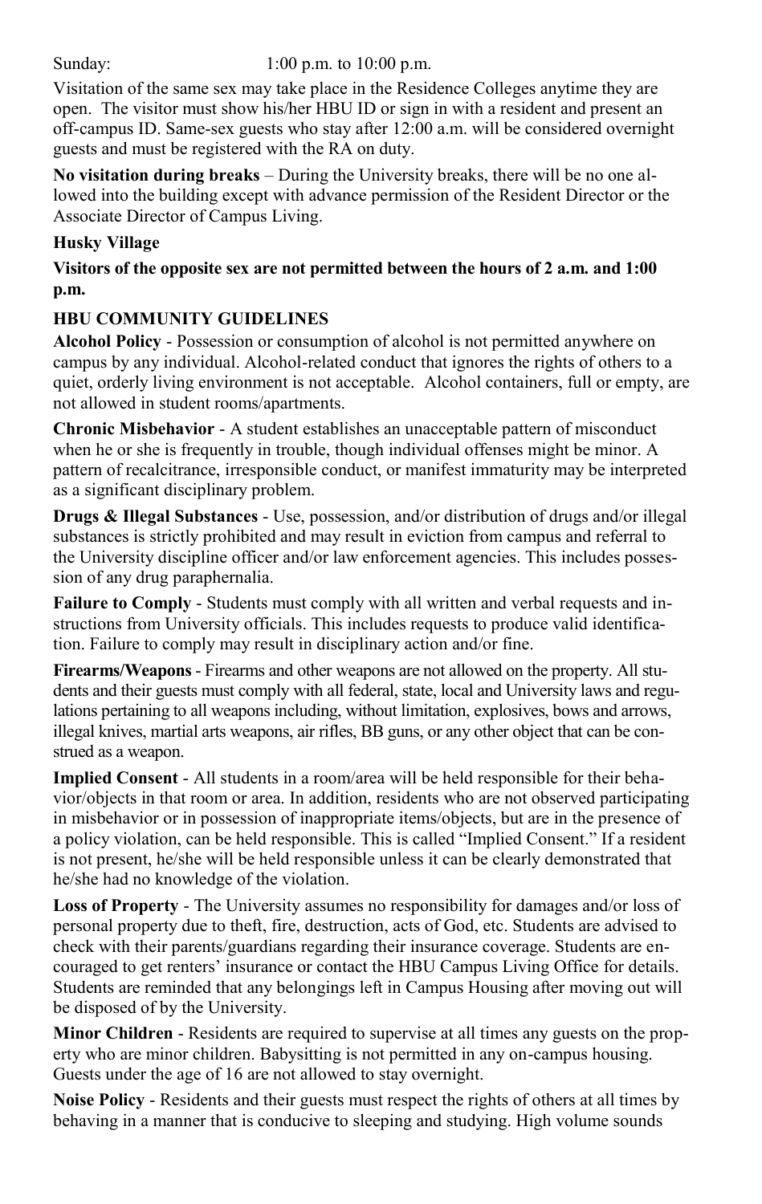Sunday: 1:00 p.m. to 10:00 p.m.

Visitation of the same sex may take place in the Residence Colleges anytime they are open. The visitor must show his/her HBU ID or sign in with a resident and present an off-campus ID. Same-sex guests who stay after 12:00 a.m. will be considered overnight guests and must be registered with the RA on duty.

**No visitation during breaks** – During the University breaks, there will be no one allowed into the building except with advance permission of the Resident Director or the Associate Director of Campus Living.

**Husky Village**

**Visitors of the opposite sex are not permitted between the hours of 2 a.m. and 1:00 p.m.**

**HBU COMMUNITY GUIDELINES**

**Alcohol Policy** - Possession or consumption of alcohol is not permitted anywhere on campus by any individual. Alcohol-related conduct that ignores the rights of others to a quiet, orderly living environment is not acceptable. Alcohol containers, full or empty, are not allowed in student rooms/apartments.

**Chronic Misbehavior** - A student establishes an unacceptable pattern of misconduct when he or she is frequently in trouble, though individual offenses might be minor. A pattern of recalcitrance, irresponsible conduct, or manifest immaturity may be interpreted as a significant disciplinary problem.

**Drugs & Illegal Substances** - Use, possession, and/or distribution of drugs and/or illegal substances is strictly prohibited and may result in eviction from campus and referral to the University discipline officer and/or law enforcement agencies. This includes possession of any drug paraphernalia.

**Failure to Comply** - Students must comply with all written and verbal requests and instructions from University officials. This includes requests to produce valid identification. Failure to comply may result in disciplinary action and/or fine.

**Firearms/Weapons** - Firearms and other weapons are not allowed on the property. All students and their guests must comply with all federal, state, local and University laws and regulations pertaining to all weapons including, without limitation, explosives, bows and arrows, illegal knives, martial arts weapons, air rifles, BB guns, or any other object that can be construed as a weapon.

**Implied Consent** - All students in a room/area will be held responsible for their behavior/objects in that room or area. In addition, residents who are not observed participating in misbehavior or in possession of inappropriate items/objects, but are in the presence of a policy violation, can be held responsible. This is called "Implied Consent." If a resident is not present, he/she will be held responsible unless it can be clearly demonstrated that he/she had no knowledge of the violation.

**Loss of Property** - The University assumes no responsibility for damages and/or loss of personal property due to theft, fire, destruction, acts of God, etc. Students are advised to check with their parents/guardians regarding their insurance coverage. Students are encouraged to get renters' insurance or contact the HBU Campus Living Office for details. Students are reminded that any belongings left in Campus Housing after moving out will be disposed of by the University.

**Minor Children** - Residents are required to supervise at all times any guests on the property who are minor children. Babysitting is not permitted in any on-campus housing. Guests under the age of 16 are not allowed to stay overnight.

**Noise Policy** - Residents and their guests must respect the rights of others at all times by behaving in a manner that is conducive to sleeping and studying. High volume sounds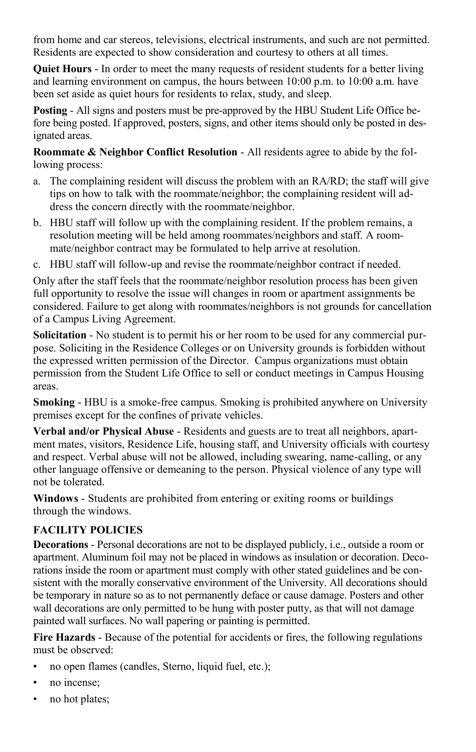from home and car stereos, televisions, electrical instruments, and such are not permitted. Residents are expected to show consideration and courtesy to others at all times.

**Quiet Hours** - In order to meet the many requests of resident students for a better living and learning environment on campus, the hours between 10:00 p.m. to 10:00 a.m. have been set aside as quiet hours for residents to relax, study, and sleep.

**Posting** - All signs and posters must be pre-approved by the HBU Student Life Office before being posted. If approved, posters, signs, and other items should only be posted in designated areas.

**Roommate & Neighbor Conflict Resolution** - All residents agree to abide by the following process:

a. The complaining resident will discuss the problem with an RA/RD; the staff will give tips on how to talk with the roommate/neighbor; the complaining resident will address the concern directly with the roommate/neighbor.
b. HBU staff will follow up with the complaining resident. If the problem remains, a resolution meeting will be held among roommates/neighbors and staff. A roommate/neighbor contract may be formulated to help arrive at resolution.
c. HBU staff will follow-up and revise the roommate/neighbor contract if needed.

Only after the staff feels that the roommate/neighbor resolution process has been given full opportunity to resolve the issue will changes in room or apartment assignments be considered. Failure to get along with roommates/neighbors is not grounds for cancellation of a Campus Living Agreement.

**Solicitation** - No student is to permit his or her room to be used for any commercial purpose. Soliciting in the Residence Colleges or on University grounds is forbidden without the expressed written permission of the Director. Campus organizations must obtain permission from the Student Life Office to sell or conduct meetings in Campus Housing areas.

**Smoking** - HBU is a smoke-free campus. Smoking is prohibited anywhere on University premises except for the confines of private vehicles.

**Verbal and/or Physical Abuse** - Residents and guests are to treat all neighbors, apartment mates, visitors, Residence Life, housing staff, and University officials with courtesy and respect. Verbal abuse will not be allowed, including swearing, name-calling, or any other language offensive or demeaning to the person. Physical violence of any type will not be tolerated.

**Windows** - Students are prohibited from entering or exiting rooms or buildings through the windows.

## FACILITY POLICIES

**Decorations** - Personal decorations are not to be displayed publicly, i.e., outside a room or apartment. Aluminum foil may not be placed in windows as insulation or decoration. Decorations inside the room or apartment must comply with other stated guidelines and be consistent with the morally conservative environment of the University. All decorations should be temporary in nature so as to not permanently deface or cause damage. Posters and other wall decorations are only permitted to be hung with poster putty, as that will not damage painted wall surfaces. No wall papering or painting is permitted.

**Fire Hazards** - Because of the potential for accidents or fires, the following regulations must be observed:

- no open flames (candles, Sterno, liquid fuel, etc.);
- no incense;
- no hot plates;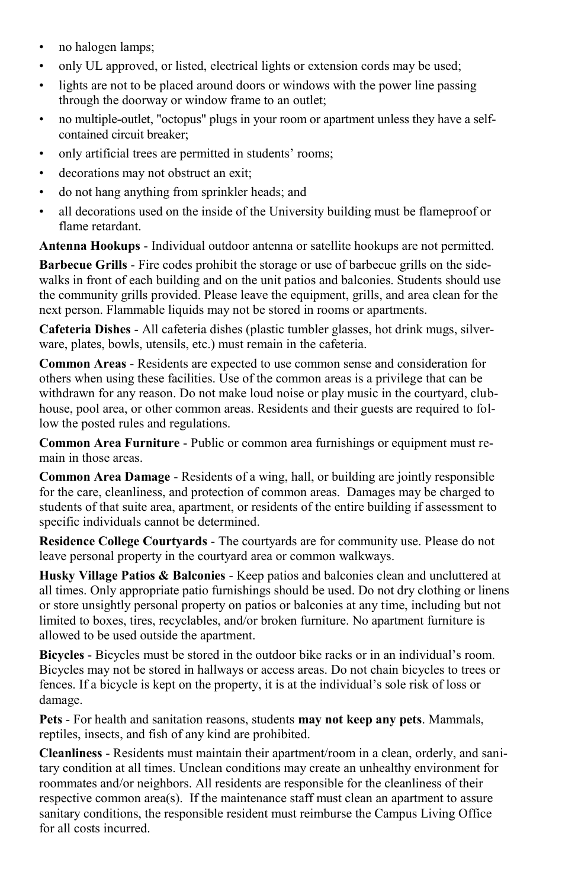- no halogen lamps;
- only UL approved, or listed, electrical lights or extension cords may be used;
- lights are not to be placed around doors or windows with the power line passing through the doorway or window frame to an outlet;
- no multiple-outlet, "octopus" plugs in your room or apartment unless they have a self-contained circuit breaker;
- only artificial trees are permitted in students' rooms;
- decorations may not obstruct an exit;
- do not hang anything from sprinkler heads; and
- all decorations used on the inside of the University building must be flameproof or flame retardant.

**Antenna Hookups** - Individual outdoor antenna or satellite hookups are not permitted.

**Barbecue Grills** - Fire codes prohibit the storage or use of barbecue grills on the sidewalks in front of each building and on the unit patios and balconies. Students should use the community grills provided. Please leave the equipment, grills, and area clean for the next person. Flammable liquids may not be stored in rooms or apartments.

**Cafeteria Dishes** - All cafeteria dishes (plastic tumbler glasses, hot drink mugs, silverware, plates, bowls, utensils, etc.) must remain in the cafeteria.

**Common Areas** - Residents are expected to use common sense and consideration for others when using these facilities. Use of the common areas is a privilege that can be withdrawn for any reason. Do not make loud noise or play music in the courtyard, clubhouse, pool area, or other common areas. Residents and their guests are required to follow the posted rules and regulations.

**Common Area Furniture** - Public or common area furnishings or equipment must remain in those areas.

**Common Area Damage** - Residents of a wing, hall, or building are jointly responsible for the care, cleanliness, and protection of common areas. Damages may be charged to students of that suite area, apartment, or residents of the entire building if assessment to specific individuals cannot be determined.

**Residence College Courtyards** - The courtyards are for community use. Please do not leave personal property in the courtyard area or common walkways.

**Husky Village Patios & Balconies** - Keep patios and balconies clean and uncluttered at all times. Only appropriate patio furnishings should be used. Do not dry clothing or linens or store unsightly personal property on patios or balconies at any time, including but not limited to boxes, tires, recyclables, and/or broken furniture. No apartment furniture is allowed to be used outside the apartment.

**Bicycles** - Bicycles must be stored in the outdoor bike racks or in an individual's room. Bicycles may not be stored in hallways or access areas. Do not chain bicycles to trees or fences. If a bicycle is kept on the property, it is at the individual's sole risk of loss or damage.

**Pets** - For health and sanitation reasons, students **may not keep any pets**. Mammals, reptiles, insects, and fish of any kind are prohibited.

**Cleanliness** - Residents must maintain their apartment/room in a clean, orderly, and sanitary condition at all times. Unclean conditions may create an unhealthy environment for roommates and/or neighbors. All residents are responsible for the cleanliness of their respective common area(s). If the maintenance staff must clean an apartment to assure sanitary conditions, the responsible resident must reimburse the Campus Living Office for all costs incurred.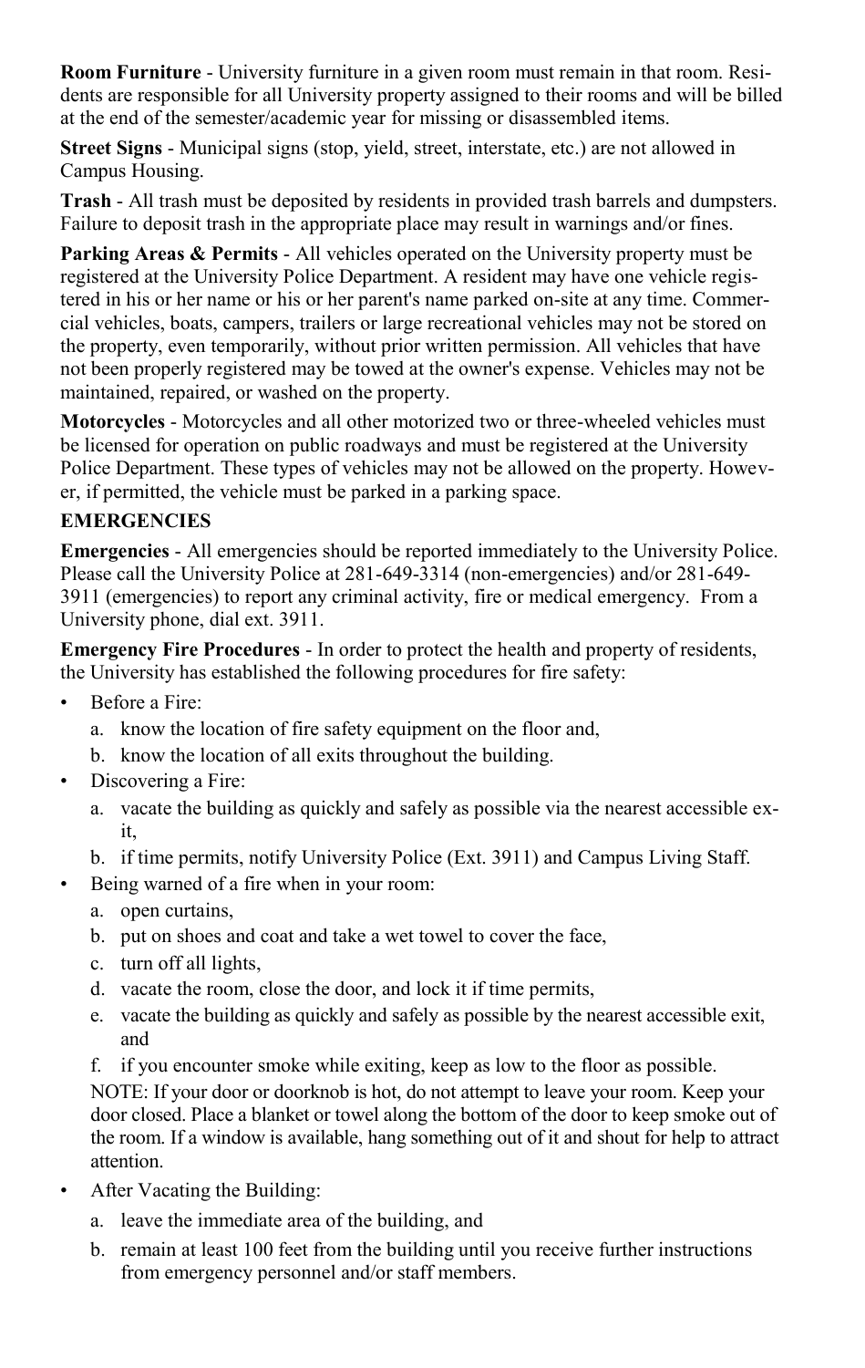**Room Furniture** - University furniture in a given room must remain in that room. Residents are responsible for all University property assigned to their rooms and will be billed at the end of the semester/academic year for missing or disassembled items.

**Street Signs** - Municipal signs (stop, yield, street, interstate, etc.) are not allowed in Campus Housing.

**Trash** - All trash must be deposited by residents in provided trash barrels and dumpsters. Failure to deposit trash in the appropriate place may result in warnings and/or fines.

**Parking Areas & Permits** - All vehicles operated on the University property must be registered at the University Police Department. A resident may have one vehicle registered in his or her name or his or her parent's name parked on-site at any time. Commercial vehicles, boats, campers, trailers or large recreational vehicles may not be stored on the property, even temporarily, without prior written permission. All vehicles that have not been properly registered may be towed at the owner's expense. Vehicles may not be maintained, repaired, or washed on the property.

**Motorcycles** - Motorcycles and all other motorized two or three-wheeled vehicles must be licensed for operation on public roadways and must be registered at the University Police Department. These types of vehicles may not be allowed on the property. However, if permitted, the vehicle must be parked in a parking space.

**EMERGENCIES**

**Emergencies** - All emergencies should be reported immediately to the University Police. Please call the University Police at 281-649-3314 (non-emergencies) and/or 281-649-3911 (emergencies) to report any criminal activity, fire or medical emergency. From a University phone, dial ext. 3911.

**Emergency Fire Procedures** - In order to protect the health and property of residents, the University has established the following procedures for fire safety:

- Before a Fire:
  a. know the location of fire safety equipment on the floor and,
  b. know the location of all exits throughout the building.
- Discovering a Fire:
  a. vacate the building as quickly and safely as possible via the nearest accessible exit,
  b. if time permits, notify University Police (Ext. 3911) and Campus Living Staff.
- Being warned of a fire when in your room:
  a. open curtains,
  b. put on shoes and coat and take a wet towel to cover the face,
  c. turn off all lights,
  d. vacate the room, close the door, and lock it if time permits,
  e. vacate the building as quickly and safely as possible by the nearest accessible exit, and
  f. if you encounter smoke while exiting, keep as low to the floor as possible.

  NOTE: If your door or doorknob is hot, do not attempt to leave your room. Keep your door closed. Place a blanket or towel along the bottom of the door to keep smoke out of the room. If a window is available, hang something out of it and shout for help to attract attention.
- After Vacating the Building:
  a. leave the immediate area of the building, and
  b. remain at least 100 feet from the building until you receive further instructions from emergency personnel and/or staff members.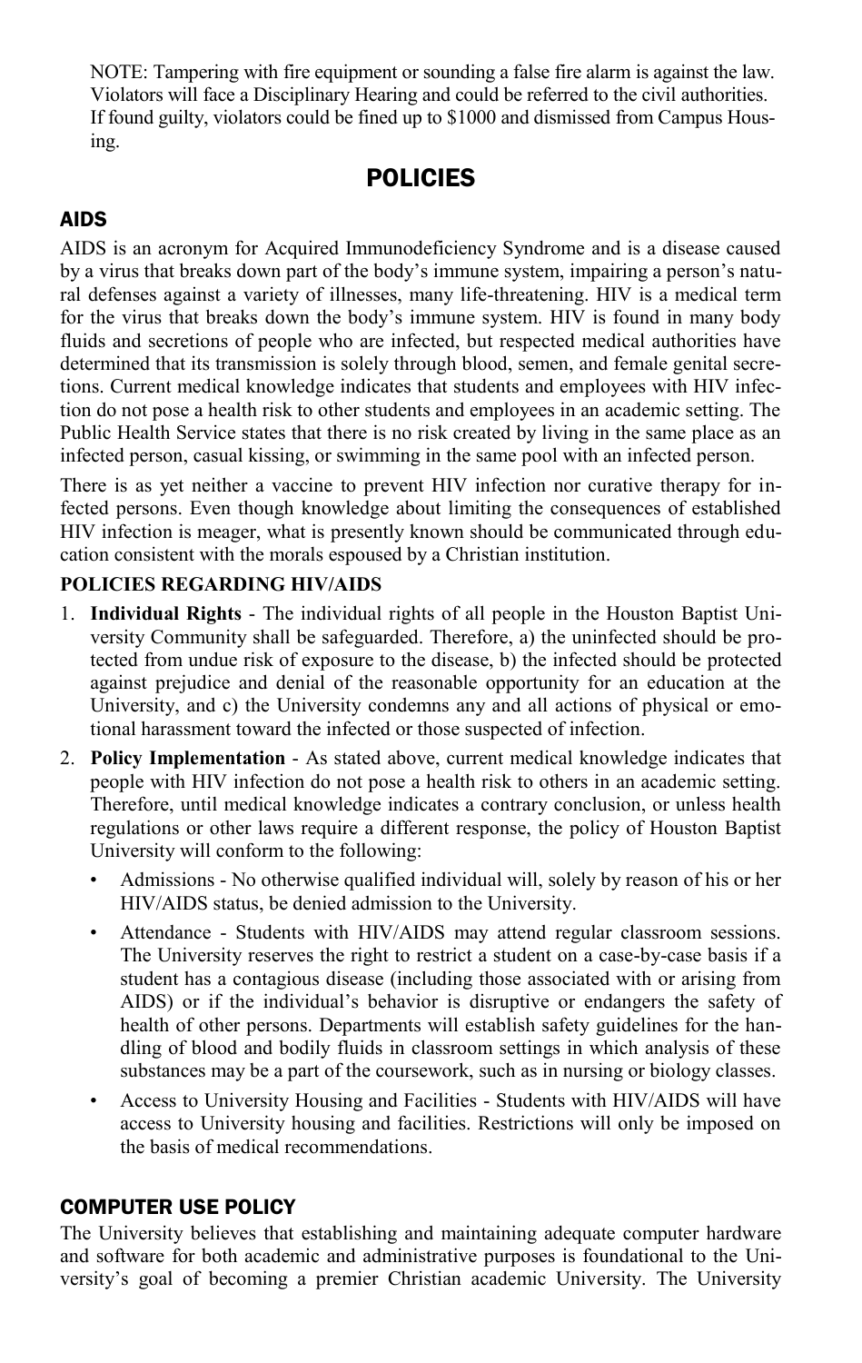NOTE: Tampering with fire equipment or sounding a false fire alarm is against the law. Violators will face a Disciplinary Hearing and could be referred to the civil authorities. If found guilty, violators could be fined up to $1000 and dismissed from Campus Housing.

# POLICIES

## AIDS

AIDS is an acronym for Acquired Immunodeficiency Syndrome and is a disease caused by a virus that breaks down part of the body's immune system, impairing a person's natural defenses against a variety of illnesses, many life-threatening. HIV is a medical term for the virus that breaks down the body's immune system. HIV is found in many body fluids and secretions of people who are infected, but respected medical authorities have determined that its transmission is solely through blood, semen, and female genital secretions. Current medical knowledge indicates that students and employees with HIV infection do not pose a health risk to other students and employees in an academic setting. The Public Health Service states that there is no risk created by living in the same place as an infected person, casual kissing, or swimming in the same pool with an infected person.

There is as yet neither a vaccine to prevent HIV infection nor curative therapy for infected persons. Even though knowledge about limiting the consequences of established HIV infection is meager, what is presently known should be communicated through education consistent with the morals espoused by a Christian institution.

**POLICIES REGARDING HIV/AIDS**

1. **Individual Rights** - The individual rights of all people in the Houston Baptist University Community shall be safeguarded. Therefore, a) the uninfected should be protected from undue risk of exposure to the disease, b) the infected should be protected against prejudice and denial of the reasonable opportunity for an education at the University, and c) the University condemns any and all actions of physical or emotional harassment toward the infected or those suspected of infection.
2. **Policy Implementation** - As stated above, current medical knowledge indicates that people with HIV infection do not pose a health risk to others in an academic setting. Therefore, until medical knowledge indicates a contrary conclusion, or unless health regulations or other laws require a different response, the policy of Houston Baptist University will conform to the following:
   - Admissions - No otherwise qualified individual will, solely by reason of his or her HIV/AIDS status, be denied admission to the University.
   - Attendance - Students with HIV/AIDS may attend regular classroom sessions. The University reserves the right to restrict a student on a case-by-case basis if a student has a contagious disease (including those associated with or arising from AIDS) or if the individual's behavior is disruptive or endangers the safety of health of other persons. Departments will establish safety guidelines for the handling of blood and bodily fluids in classroom settings in which analysis of these substances may be a part of the coursework, such as in nursing or biology classes.
   - Access to University Housing and Facilities - Students with HIV/AIDS will have access to University housing and facilities. Restrictions will only be imposed on the basis of medical recommendations.

## COMPUTER USE POLICY

The University believes that establishing and maintaining adequate computer hardware and software for both academic and administrative purposes is foundational to the University's goal of becoming a premier Christian academic University. The University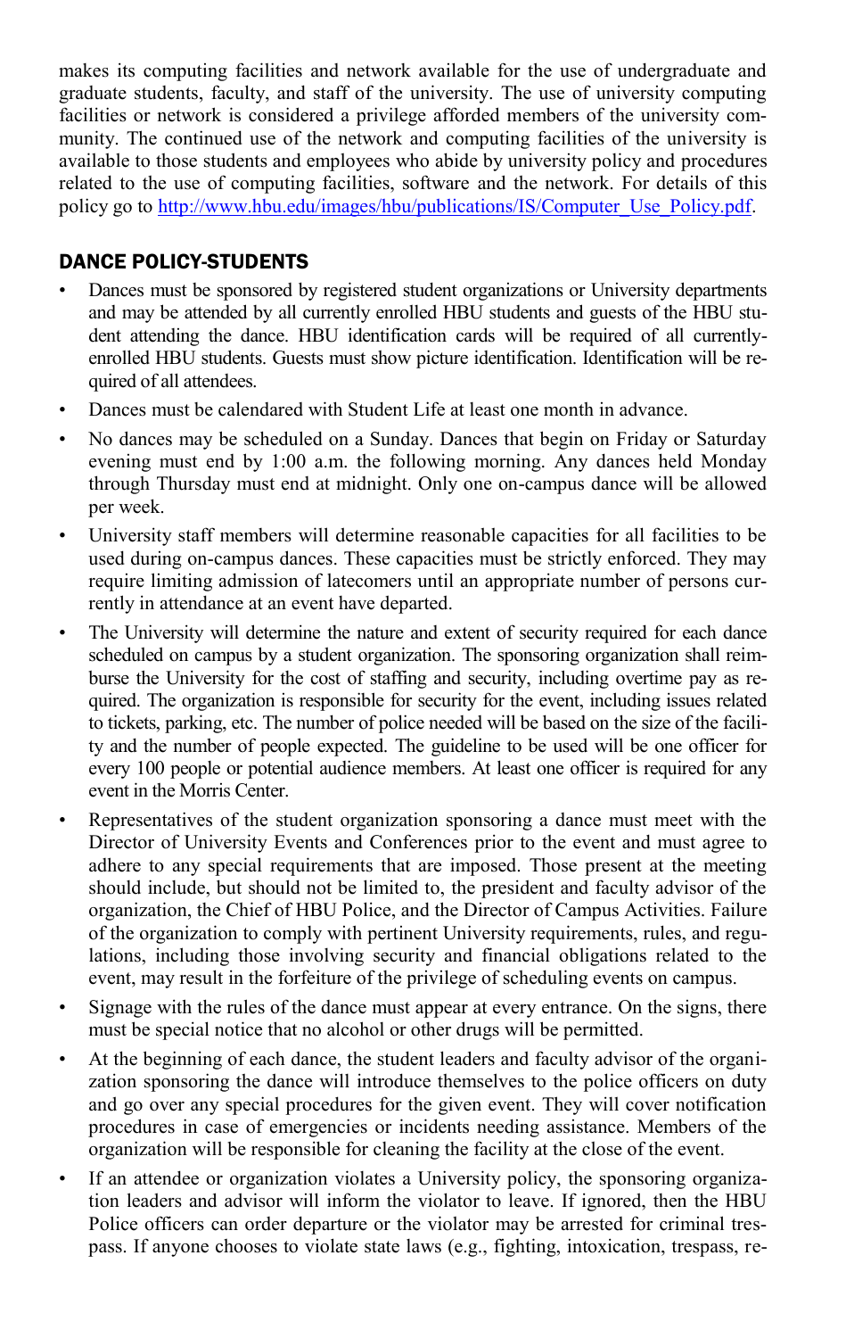makes its computing facilities and network available for the use of undergraduate and graduate students, faculty, and staff of the university. The use of university computing facilities or network is considered a privilege afforded members of the university community. The continued use of the network and computing facilities of the university is available to those students and employees who abide by university policy and procedures related to the use of computing facilities, software and the network. For details of this policy go to http://www.hbu.edu/images/hbu/publications/IS/Computer_Use_Policy.pdf.

## DANCE POLICY-STUDENTS

- Dances must be sponsored by registered student organizations or University departments and may be attended by all currently enrolled HBU students and guests of the HBU student attending the dance. HBU identification cards will be required of all currently-enrolled HBU students. Guests must show picture identification. Identification will be required of all attendees.
- Dances must be calendared with Student Life at least one month in advance.
- No dances may be scheduled on a Sunday. Dances that begin on Friday or Saturday evening must end by 1:00 a.m. the following morning. Any dances held Monday through Thursday must end at midnight. Only one on-campus dance will be allowed per week.
- University staff members will determine reasonable capacities for all facilities to be used during on-campus dances. These capacities must be strictly enforced. They may require limiting admission of latecomers until an appropriate number of persons currently in attendance at an event have departed.
- The University will determine the nature and extent of security required for each dance scheduled on campus by a student organization. The sponsoring organization shall reimburse the University for the cost of staffing and security, including overtime pay as required. The organization is responsible for security for the event, including issues related to tickets, parking, etc. The number of police needed will be based on the size of the facility and the number of people expected. The guideline to be used will be one officer for every 100 people or potential audience members. At least one officer is required for any event in the Morris Center.
- Representatives of the student organization sponsoring a dance must meet with the Director of University Events and Conferences prior to the event and must agree to adhere to any special requirements that are imposed. Those present at the meeting should include, but should not be limited to, the president and faculty advisor of the organization, the Chief of HBU Police, and the Director of Campus Activities. Failure of the organization to comply with pertinent University requirements, rules, and regulations, including those involving security and financial obligations related to the event, may result in the forfeiture of the privilege of scheduling events on campus.
- Signage with the rules of the dance must appear at every entrance. On the signs, there must be special notice that no alcohol or other drugs will be permitted.
- At the beginning of each dance, the student leaders and faculty advisor of the organization sponsoring the dance will introduce themselves to the police officers on duty and go over any special procedures for the given event. They will cover notification procedures in case of emergencies or incidents needing assistance. Members of the organization will be responsible for cleaning the facility at the close of the event.
- If an attendee or organization violates a University policy, the sponsoring organization leaders and advisor will inform the violator to leave. If ignored, then the HBU Police officers can order departure or the violator may be arrested for criminal trespass. If anyone chooses to violate state laws (e.g., fighting, intoxication, trespass, re-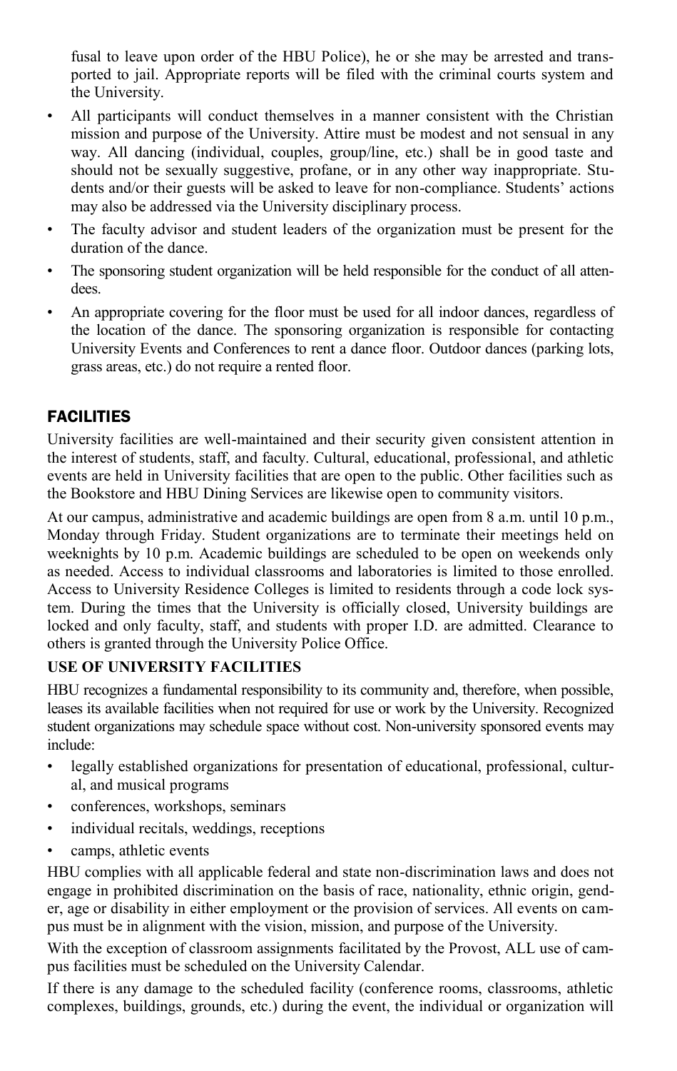fusal to leave upon order of the HBU Police), he or she may be arrested and transported to jail. Appropriate reports will be filed with the criminal courts system and the University.

- All participants will conduct themselves in a manner consistent with the Christian mission and purpose of the University. Attire must be modest and not sensual in any way. All dancing (individual, couples, group/line, etc.) shall be in good taste and should not be sexually suggestive, profane, or in any other way inappropriate. Students and/or their guests will be asked to leave for non-compliance. Students' actions may also be addressed via the University disciplinary process.
- The faculty advisor and student leaders of the organization must be present for the duration of the dance.
- The sponsoring student organization will be held responsible for the conduct of all attendees.
- An appropriate covering for the floor must be used for all indoor dances, regardless of the location of the dance. The sponsoring organization is responsible for contacting University Events and Conferences to rent a dance floor. Outdoor dances (parking lots, grass areas, etc.) do not require a rented floor.

## FACILITIES

University facilities are well-maintained and their security given consistent attention in the interest of students, staff, and faculty. Cultural, educational, professional, and athletic events are held in University facilities that are open to the public. Other facilities such as the Bookstore and HBU Dining Services are likewise open to community visitors.

At our campus, administrative and academic buildings are open from 8 a.m. until 10 p.m., Monday through Friday. Student organizations are to terminate their meetings held on weeknights by 10 p.m. Academic buildings are scheduled to be open on weekends only as needed. Access to individual classrooms and laboratories is limited to those enrolled. Access to University Residence Colleges is limited to residents through a code lock system. During the times that the University is officially closed, University buildings are locked and only faculty, staff, and students with proper I.D. are admitted. Clearance to others is granted through the University Police Office.

### USE OF UNIVERSITY FACILITIES

HBU recognizes a fundamental responsibility to its community and, therefore, when possible, leases its available facilities when not required for use or work by the University. Recognized student organizations may schedule space without cost. Non-university sponsored events may include:

- legally established organizations for presentation of educational, professional, cultural, and musical programs
- conferences, workshops, seminars
- individual recitals, weddings, receptions
- camps, athletic events

HBU complies with all applicable federal and state non-discrimination laws and does not engage in prohibited discrimination on the basis of race, nationality, ethnic origin, gender, age or disability in either employment or the provision of services. All events on campus must be in alignment with the vision, mission, and purpose of the University.

With the exception of classroom assignments facilitated by the Provost, ALL use of campus facilities must be scheduled on the University Calendar.

If there is any damage to the scheduled facility (conference rooms, classrooms, athletic complexes, buildings, grounds, etc.) during the event, the individual or organization will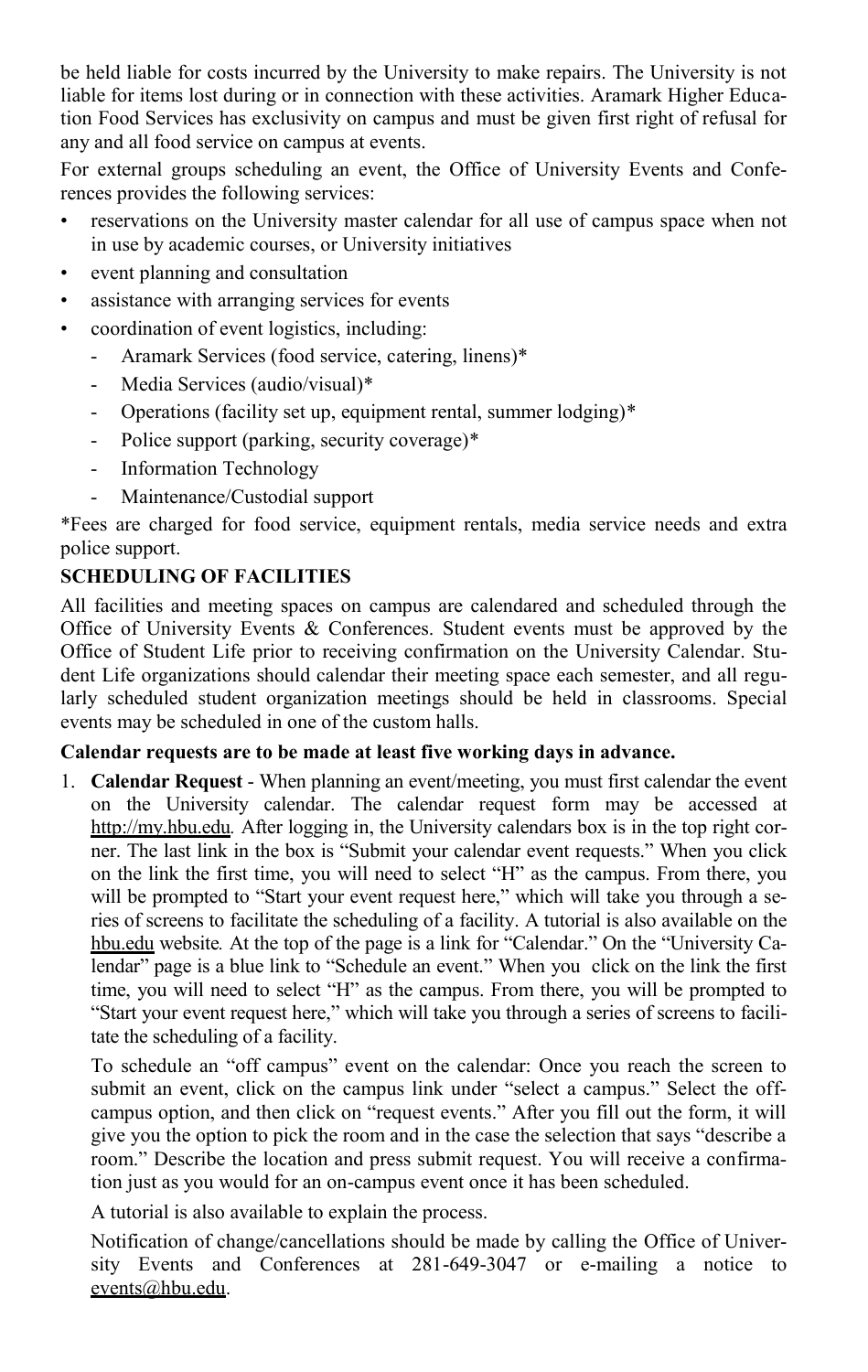be held liable for costs incurred by the University to make repairs. The University is not liable for items lost during or in connection with these activities. Aramark Higher Education Food Services has exclusivity on campus and must be given first right of refusal for any and all food service on campus at events.

For external groups scheduling an event, the Office of University Events and Conferences provides the following services:

- reservations on the University master calendar for all use of campus space when not in use by academic courses, or University initiatives
- event planning and consultation
- assistance with arranging services for events
- coordination of event logistics, including:
  - Aramark Services (food service, catering, linens)*
  - Media Services (audio/visual)*
  - Operations (facility set up, equipment rental, summer lodging)*
  - Police support (parking, security coverage)*
  - Information Technology
  - Maintenance/Custodial support

*Fees are charged for food service, equipment rentals, media service needs and extra police support.

**SCHEDULING OF FACILITIES**

All facilities and meeting spaces on campus are calendared and scheduled through the Office of University Events & Conferences. Student events must be approved by the Office of Student Life prior to receiving confirmation on the University Calendar. Student Life organizations should calendar their meeting space each semester, and all regularly scheduled student organization meetings should be held in classrooms. Special events may be scheduled in one of the custom halls.

**Calendar requests are to be made at least five working days in advance.**

1. **Calendar Request** - When planning an event/meeting, you must first calendar the event on the University calendar. The calendar request form may be accessed at http://my.hbu.edu. After logging in, the University calendars box is in the top right corner. The last link in the box is "Submit your calendar event requests." When you click on the link the first time, you will need to select "H" as the campus. From there, you will be prompted to "Start your event request here," which will take you through a series of screens to facilitate the scheduling of a facility. A tutorial is also available on the hbu.edu website. At the top of the page is a link for "Calendar." On the "University Calendar" page is a blue link to "Schedule an event." When you click on the link the first time, you will need to select "H" as the campus. From there, you will be prompted to "Start your event request here," which will take you through a series of screens to facilitate the scheduling of a facility.

   To schedule an "off campus" event on the calendar: Once you reach the screen to submit an event, click on the campus link under "select a campus." Select the off-campus option, and then click on "request events." After you fill out the form, it will give you the option to pick the room and in the case the selection that says "describe a room." Describe the location and press submit request. You will receive a confirmation just as you would for an on-campus event once it has been scheduled.

   A tutorial is also available to explain the process.

   Notification of change/cancellations should be made by calling the Office of University Events and Conferences at 281-649-3047 or e-mailing a notice to events@hbu.edu.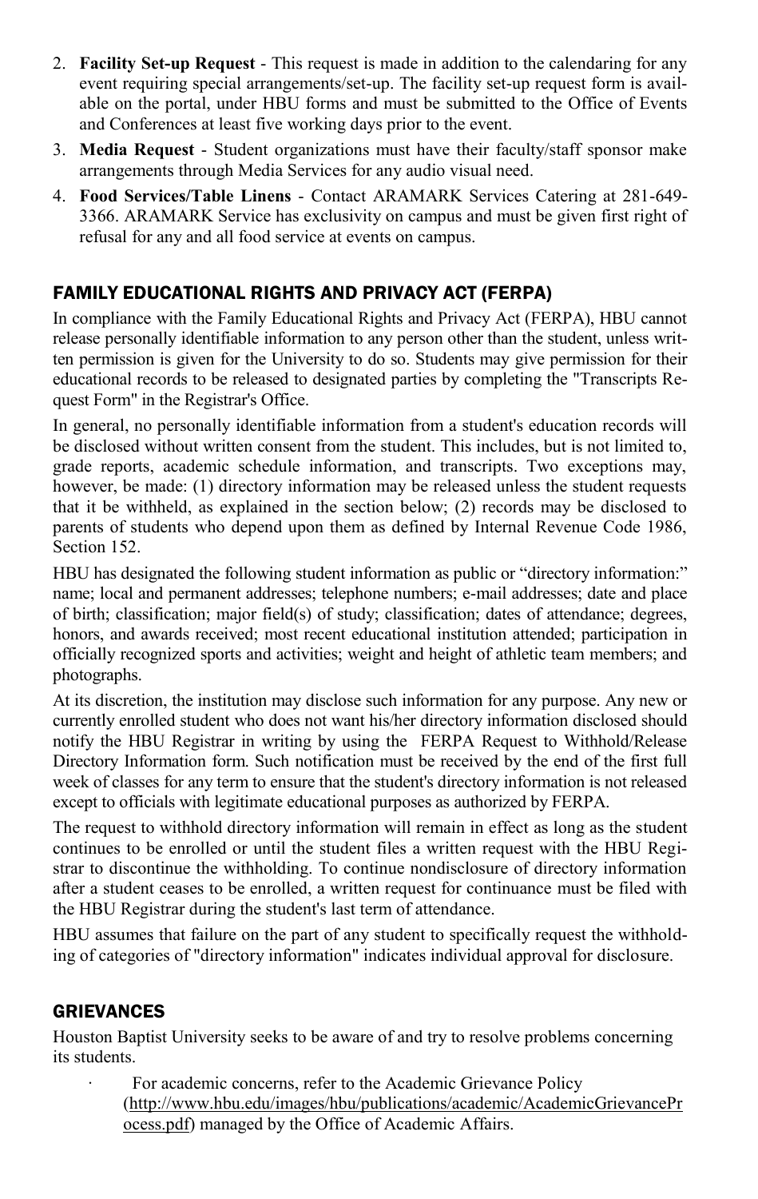2. **Facility Set-up Request** - This request is made in addition to the calendaring for any event requiring special arrangements/set-up. The facility set-up request form is available on the portal, under HBU forms and must be submitted to the Office of Events and Conferences at least five working days prior to the event.
3. **Media Request** - Student organizations must have their faculty/staff sponsor make arrangements through Media Services for any audio visual need.
4. **Food Services/Table Linens** - Contact ARAMARK Services Catering at 281-649-3366. ARAMARK Service has exclusivity on campus and must be given first right of refusal for any and all food service at events on campus.

## FAMILY EDUCATIONAL RIGHTS AND PRIVACY ACT (FERPA)

In compliance with the Family Educational Rights and Privacy Act (FERPA), HBU cannot release personally identifiable information to any person other than the student, unless written permission is given for the University to do so. Students may give permission for their educational records to be released to designated parties by completing the "Transcripts Request Form" in the Registrar's Office.

In general, no personally identifiable information from a student's education records will be disclosed without written consent from the student. This includes, but is not limited to, grade reports, academic schedule information, and transcripts. Two exceptions may, however, be made: (1) directory information may be released unless the student requests that it be withheld, as explained in the section below; (2) records may be disclosed to parents of students who depend upon them as defined by Internal Revenue Code 1986, Section 152.

HBU has designated the following student information as public or "directory information:" name; local and permanent addresses; telephone numbers; e-mail addresses; date and place of birth; classification; major field(s) of study; classification; dates of attendance; degrees, honors, and awards received; most recent educational institution attended; participation in officially recognized sports and activities; weight and height of athletic team members; and photographs.

At its discretion, the institution may disclose such information for any purpose. Any new or currently enrolled student who does not want his/her directory information disclosed should notify the HBU Registrar in writing by using the FERPA Request to Withhold/Release Directory Information form. Such notification must be received by the end of the first full week of classes for any term to ensure that the student's directory information is not released except to officials with legitimate educational purposes as authorized by FERPA.

The request to withhold directory information will remain in effect as long as the student continues to be enrolled or until the student files a written request with the HBU Registrar to discontinue the withholding. To continue nondisclosure of directory information after a student ceases to be enrolled, a written request for continuance must be filed with the HBU Registrar during the student's last term of attendance.

HBU assumes that failure on the part of any student to specifically request the withholding of categories of "directory information" indicates individual approval for disclosure.

## GRIEVANCES

Houston Baptist University seeks to be aware of and try to resolve problems concerning its students.

- For academic concerns, refer to the Academic Grievance Policy (http://www.hbu.edu/images/hbu/publications/academic/AcademicGrievanceProcess.pdf) managed by the Office of Academic Affairs.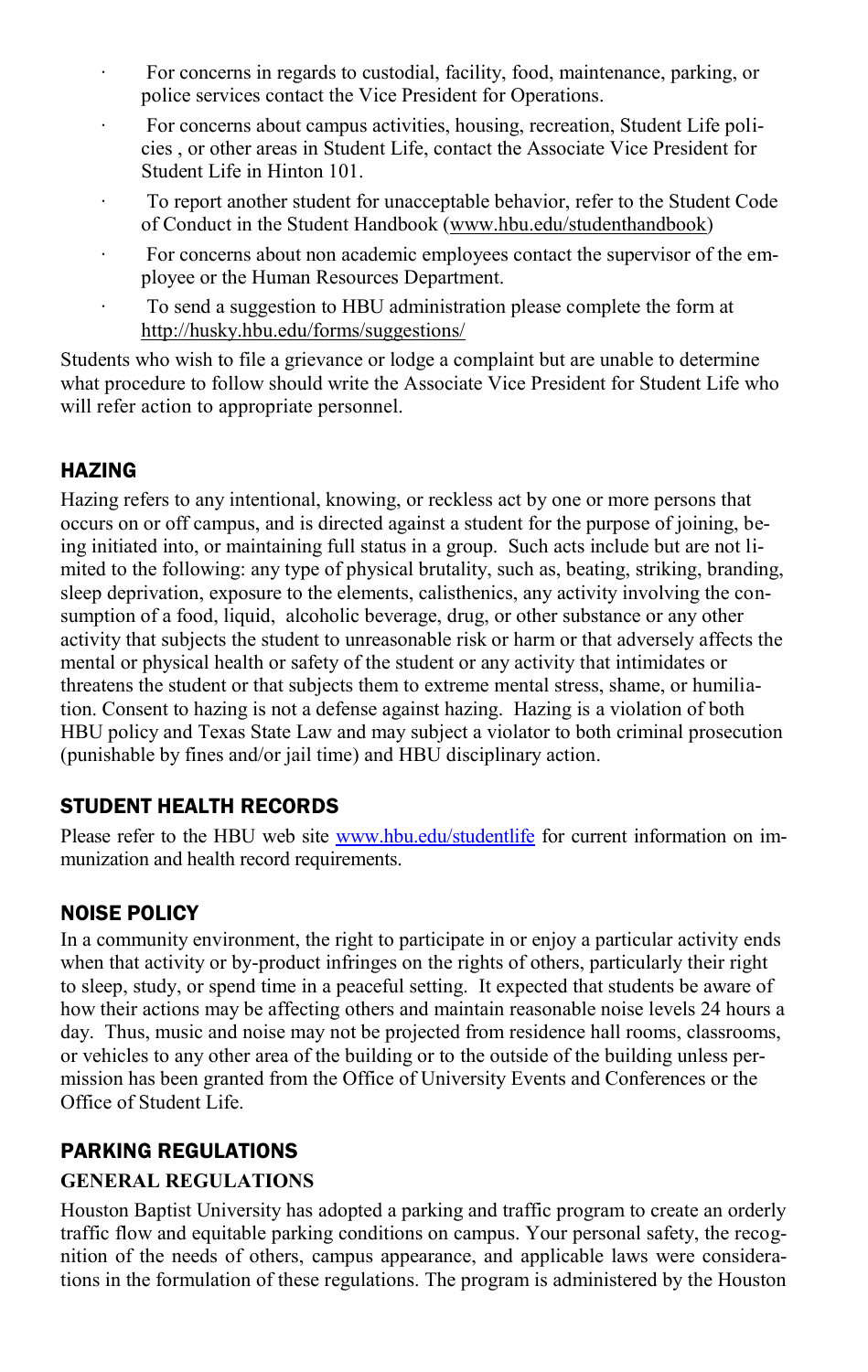- For concerns in regards to custodial, facility, food, maintenance, parking, or police services contact the Vice President for Operations.
- For concerns about campus activities, housing, recreation, Student Life policies , or other areas in Student Life, contact the Associate Vice President for Student Life in Hinton 101.
- To report another student for unacceptable behavior, refer to the Student Code of Conduct in the Student Handbook (www.hbu.edu/studenthandbook)
- For concerns about non academic employees contact the supervisor of the employee or the Human Resources Department.
- To send a suggestion to HBU administration please complete the form at http://husky.hbu.edu/forms/suggestions/

Students who wish to file a grievance or lodge a complaint but are unable to determine what procedure to follow should write the Associate Vice President for Student Life who will refer action to appropriate personnel.

## HAZING

Hazing refers to any intentional, knowing, or reckless act by one or more persons that occurs on or off campus, and is directed against a student for the purpose of joining, being initiated into, or maintaining full status in a group. Such acts include but are not limited to the following: any type of physical brutality, such as, beating, striking, branding, sleep deprivation, exposure to the elements, calisthenics, any activity involving the consumption of a food, liquid, alcoholic beverage, drug, or other substance or any other activity that subjects the student to unreasonable risk or harm or that adversely affects the mental or physical health or safety of the student or any activity that intimidates or threatens the student or that subjects them to extreme mental stress, shame, or humiliation. Consent to hazing is not a defense against hazing. Hazing is a violation of both HBU policy and Texas State Law and may subject a violator to both criminal prosecution (punishable by fines and/or jail time) and HBU disciplinary action.

## STUDENT HEALTH RECORDS

Please refer to the HBU web site www.hbu.edu/studentlife for current information on immunization and health record requirements.

## NOISE POLICY

In a community environment, the right to participate in or enjoy a particular activity ends when that activity or by-product infringes on the rights of others, particularly their right to sleep, study, or spend time in a peaceful setting. It expected that students be aware of how their actions may be affecting others and maintain reasonable noise levels 24 hours a day. Thus, music and noise may not be projected from residence hall rooms, classrooms, or vehicles to any other area of the building or to the outside of the building unless permission has been granted from the Office of University Events and Conferences or the Office of Student Life.

## PARKING REGULATIONS

### GENERAL REGULATIONS

Houston Baptist University has adopted a parking and traffic program to create an orderly traffic flow and equitable parking conditions on campus. Your personal safety, the recognition of the needs of others, campus appearance, and applicable laws were considerations in the formulation of these regulations. The program is administered by the Houston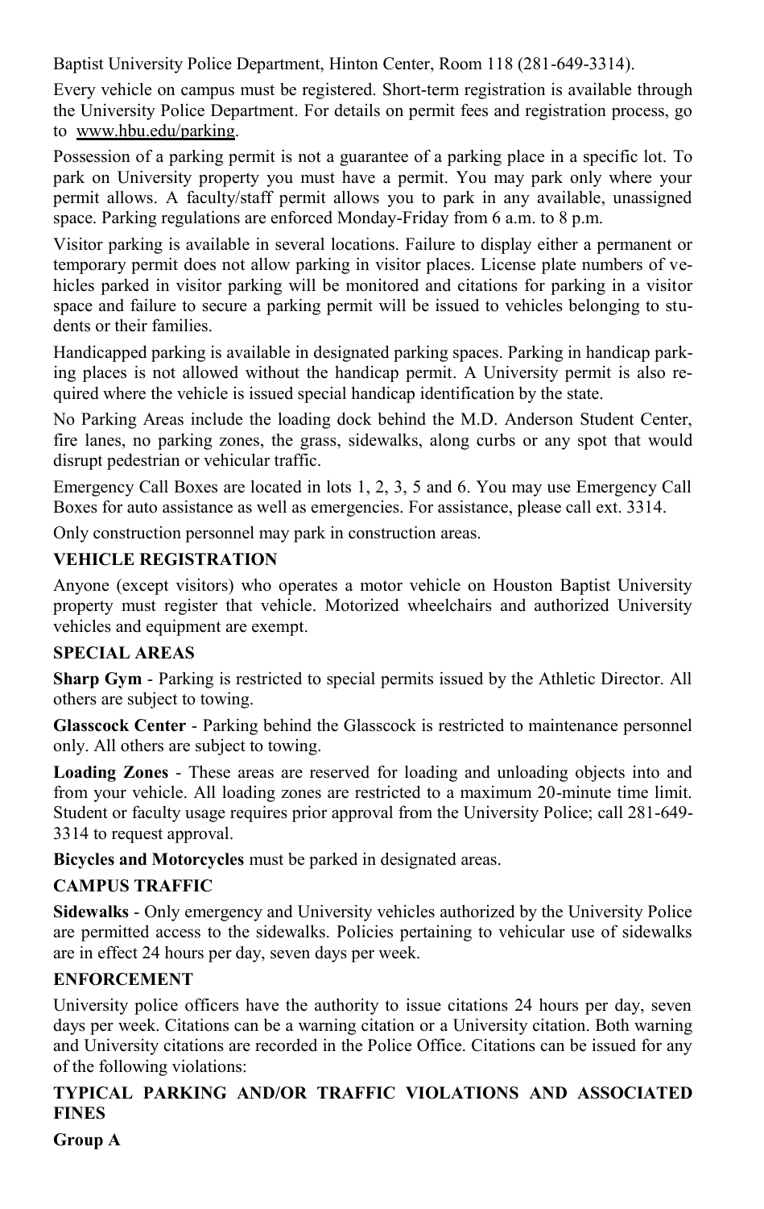Baptist University Police Department, Hinton Center, Room 118 (281-649-3314).

Every vehicle on campus must be registered. Short-term registration is available through the University Police Department. For details on permit fees and registration process, go to www.hbu.edu/parking.

Possession of a parking permit is not a guarantee of a parking place in a specific lot. To park on University property you must have a permit. You may park only where your permit allows. A faculty/staff permit allows you to park in any available, unassigned space. Parking regulations are enforced Monday-Friday from 6 a.m. to 8 p.m.

Visitor parking is available in several locations. Failure to display either a permanent or temporary permit does not allow parking in visitor places. License plate numbers of vehicles parked in visitor parking will be monitored and citations for parking in a visitor space and failure to secure a parking permit will be issued to vehicles belonging to students or their families.

Handicapped parking is available in designated parking spaces. Parking in handicap parking places is not allowed without the handicap permit. A University permit is also required where the vehicle is issued special handicap identification by the state.

No Parking Areas include the loading dock behind the M.D. Anderson Student Center, fire lanes, no parking zones, the grass, sidewalks, along curbs or any spot that would disrupt pedestrian or vehicular traffic.

Emergency Call Boxes are located in lots 1, 2, 3, 5 and 6. You may use Emergency Call Boxes for auto assistance as well as emergencies. For assistance, please call ext. 3314.

Only construction personnel may park in construction areas.

## VEHICLE REGISTRATION

Anyone (except visitors) who operates a motor vehicle on Houston Baptist University property must register that vehicle. Motorized wheelchairs and authorized University vehicles and equipment are exempt.

## SPECIAL AREAS

**Sharp Gym** - Parking is restricted to special permits issued by the Athletic Director. All others are subject to towing.

**Glasscock Center** - Parking behind the Glasscock is restricted to maintenance personnel only. All others are subject to towing.

**Loading Zones** - These areas are reserved for loading and unloading objects into and from your vehicle. All loading zones are restricted to a maximum 20-minute time limit. Student or faculty usage requires prior approval from the University Police; call 281-649-3314 to request approval.

**Bicycles and Motorcycles** must be parked in designated areas.

## CAMPUS TRAFFIC

**Sidewalks** - Only emergency and University vehicles authorized by the University Police are permitted access to the sidewalks. Policies pertaining to vehicular use of sidewalks are in effect 24 hours per day, seven days per week.

## ENFORCEMENT

University police officers have the authority to issue citations 24 hours per day, seven days per week. Citations can be a warning citation or a University citation. Both warning and University citations are recorded in the Police Office. Citations can be issued for any of the following violations:

## TYPICAL PARKING AND/OR TRAFFIC VIOLATIONS AND ASSOCIATED FINES

**Group A**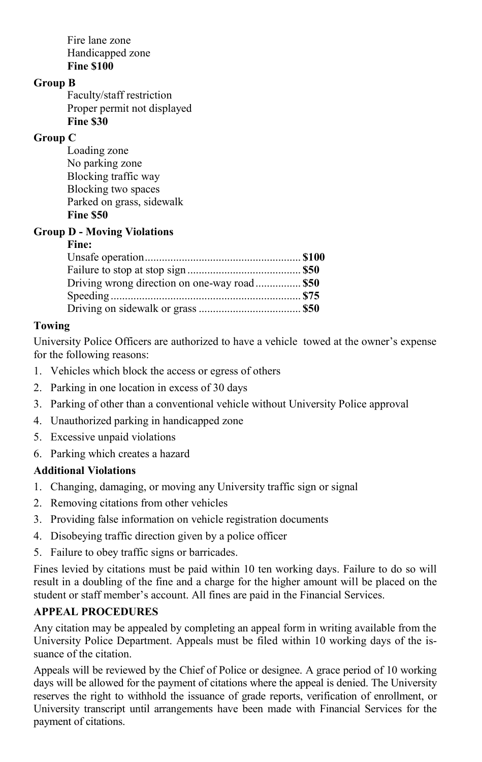Fire lane zone
Handicapped zone
**Fine $100**

**Group B**

Faculty/staff restriction
Proper permit not displayed
**Fine $30**

**Group C**

Loading zone
No parking zone
Blocking traffic way
Blocking two spaces
Parked on grass, sidewalk
**Fine $50**

**Group D - Moving Violations**

**Fine:**

Unsafe operation....................................................... **$100**
Failure to stop at stop sign........................................ **$50**
Driving wrong direction on one-way road................ **$50**
Speeding................................................................... **$75**
Driving on sidewalk or grass .................................... **$50**

**Towing**

University Police Officers are authorized to have a vehicle towed at the owner's expense for the following reasons:

1. Vehicles which block the access or egress of others
2. Parking in one location in excess of 30 days
3. Parking of other than a conventional vehicle without University Police approval
4. Unauthorized parking in handicapped zone
5. Excessive unpaid violations
6. Parking which creates a hazard

**Additional Violations**

1. Changing, damaging, or moving any University traffic sign or signal
2. Removing citations from other vehicles
3. Providing false information on vehicle registration documents
4. Disobeying traffic direction given by a police officer
5. Failure to obey traffic signs or barricades.

Fines levied by citations must be paid within 10 ten working days. Failure to do so will result in a doubling of the fine and a charge for the higher amount will be placed on the student or staff member's account. All fines are paid in the Financial Services.

**APPEAL PROCEDURES**

Any citation may be appealed by completing an appeal form in writing available from the University Police Department. Appeals must be filed within 10 working days of the issuance of the citation.

Appeals will be reviewed by the Chief of Police or designee. A grace period of 10 working days will be allowed for the payment of citations where the appeal is denied. The University reserves the right to withhold the issuance of grade reports, verification of enrollment, or University transcript until arrangements have been made with Financial Services for the payment of citations.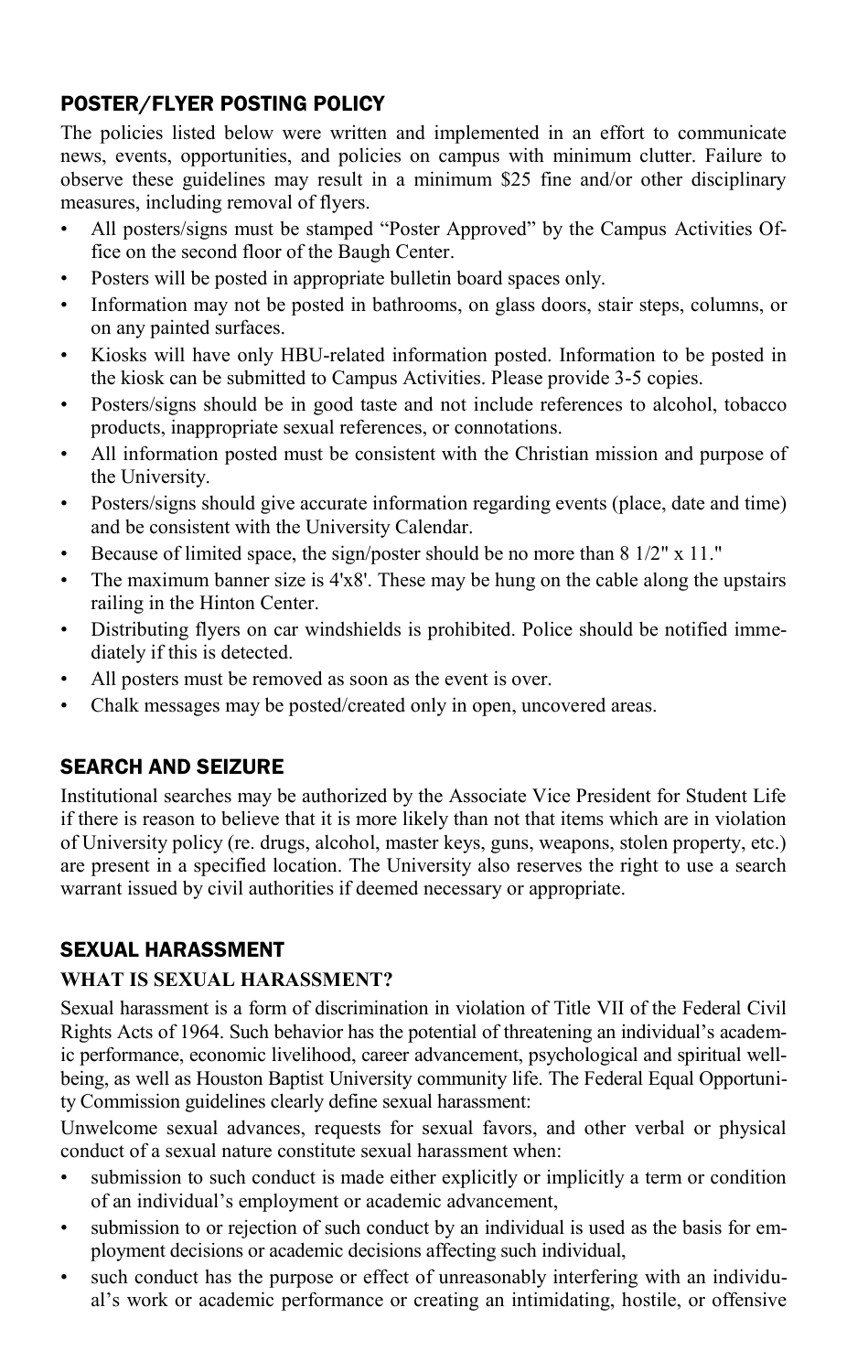## POSTER/FLYER POSTING POLICY

The policies listed below were written and implemented in an effort to communicate news, events, opportunities, and policies on campus with minimum clutter. Failure to observe these guidelines may result in a minimum $25 fine and/or other disciplinary measures, including removal of flyers.

- All posters/signs must be stamped "Poster Approved" by the Campus Activities Office on the second floor of the Baugh Center.
- Posters will be posted in appropriate bulletin board spaces only.
- Information may not be posted in bathrooms, on glass doors, stair steps, columns, or on any painted surfaces.
- Kiosks will have only HBU-related information posted. Information to be posted in the kiosk can be submitted to Campus Activities. Please provide 3-5 copies.
- Posters/signs should be in good taste and not include references to alcohol, tobacco products, inappropriate sexual references, or connotations.
- All information posted must be consistent with the Christian mission and purpose of the University.
- Posters/signs should give accurate information regarding events (place, date and time) and be consistent with the University Calendar.
- Because of limited space, the sign/poster should be no more than 8 1/2" x 11."
- The maximum banner size is 4'x8'. These may be hung on the cable along the upstairs railing in the Hinton Center.
- Distributing flyers on car windshields is prohibited. Police should be notified immediately if this is detected.
- All posters must be removed as soon as the event is over.
- Chalk messages may be posted/created only in open, uncovered areas.

## SEARCH AND SEIZURE

Institutional searches may be authorized by the Associate Vice President for Student Life if there is reason to believe that it is more likely than not that items which are in violation of University policy (re. drugs, alcohol, master keys, guns, weapons, stolen property, etc.) are present in a specified location. The University also reserves the right to use a search warrant issued by civil authorities if deemed necessary or appropriate.

## SEXUAL HARASSMENT

### WHAT IS SEXUAL HARASSMENT?

Sexual harassment is a form of discrimination in violation of Title VII of the Federal Civil Rights Acts of 1964. Such behavior has the potential of threatening an individual's academic performance, economic livelihood, career advancement, psychological and spiritual well-being, as well as Houston Baptist University community life. The Federal Equal Opportunity Commission guidelines clearly define sexual harassment:

Unwelcome sexual advances, requests for sexual favors, and other verbal or physical conduct of a sexual nature constitute sexual harassment when:

- submission to such conduct is made either explicitly or implicitly a term or condition of an individual's employment or academic advancement,
- submission to or rejection of such conduct by an individual is used as the basis for employment decisions or academic decisions affecting such individual,
- such conduct has the purpose or effect of unreasonably interfering with an individual's work or academic performance or creating an intimidating, hostile, or offensive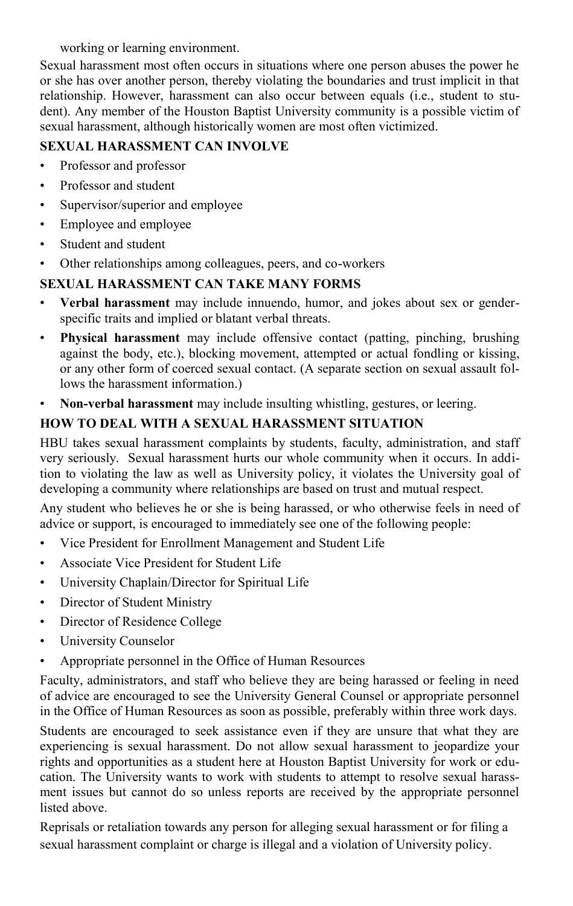working or learning environment.

Sexual harassment most often occurs in situations where one person abuses the power he or she has over another person, thereby violating the boundaries and trust implicit in that relationship. However, harassment can also occur between equals (i.e., student to student). Any member of the Houston Baptist University community is a possible victim of sexual harassment, although historically women are most often victimized.

### SEXUAL HARASSMENT CAN INVOLVE

- Professor and professor
- Professor and student
- Supervisor/superior and employee
- Employee and employee
- Student and student
- Other relationships among colleagues, peers, and co-workers

### SEXUAL HARASSMENT CAN TAKE MANY FORMS

- **Verbal harassment** may include innuendo, humor, and jokes about sex or gender-specific traits and implied or blatant verbal threats.
- **Physical harassment** may include offensive contact (patting, pinching, brushing against the body, etc.), blocking movement, attempted or actual fondling or kissing, or any other form of coerced sexual contact. (A separate section on sexual assault follows the harassment information.)
- **Non-verbal harassment** may include insulting whistling, gestures, or leering.

### HOW TO DEAL WITH A SEXUAL HARASSMENT SITUATION

HBU takes sexual harassment complaints by students, faculty, administration, and staff very seriously. Sexual harassment hurts our whole community when it occurs. In addition to violating the law as well as University policy, it violates the University goal of developing a community where relationships are based on trust and mutual respect.

Any student who believes he or she is being harassed, or who otherwise feels in need of advice or support, is encouraged to immediately see one of the following people:

- Vice President for Enrollment Management and Student Life
- Associate Vice President for Student Life
- University Chaplain/Director for Spiritual Life
- Director of Student Ministry
- Director of Residence College
- University Counselor
- Appropriate personnel in the Office of Human Resources

Faculty, administrators, and staff who believe they are being harassed or feeling in need of advice are encouraged to see the University General Counsel or appropriate personnel in the Office of Human Resources as soon as possible, preferably within three work days.

Students are encouraged to seek assistance even if they are unsure that what they are experiencing is sexual harassment. Do not allow sexual harassment to jeopardize your rights and opportunities as a student here at Houston Baptist University for work or education. The University wants to work with students to attempt to resolve sexual harassment issues but cannot do so unless reports are received by the appropriate personnel listed above.

Reprisals or retaliation towards any person for alleging sexual harassment or for filing a sexual harassment complaint or charge is illegal and a violation of University policy.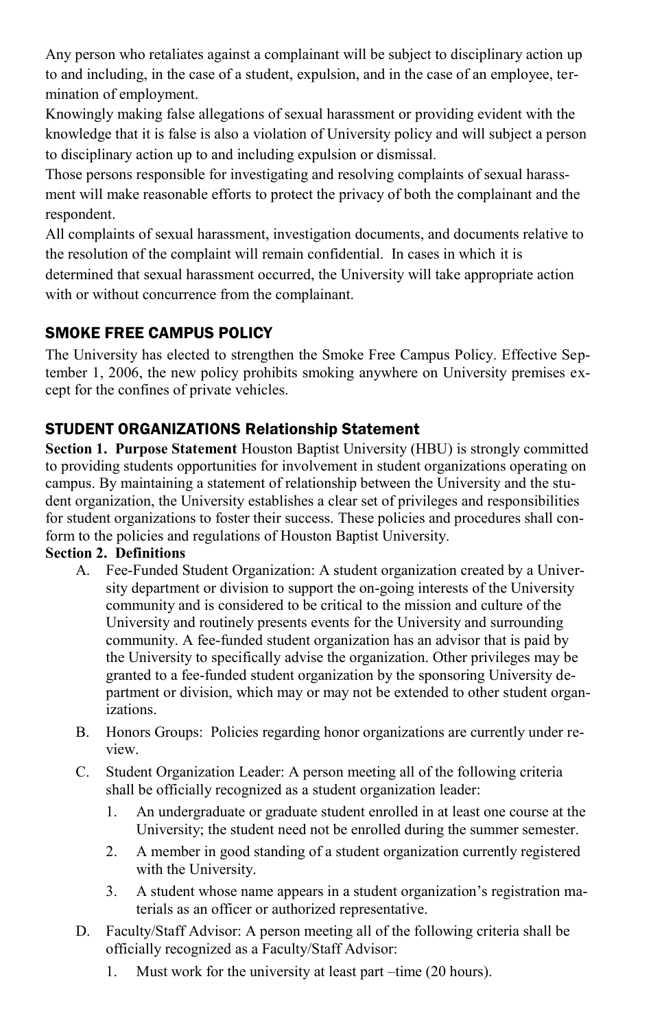Any person who retaliates against a complainant will be subject to disciplinary action up to and including, in the case of a student, expulsion, and in the case of an employee, termination of employment.

Knowingly making false allegations of sexual harassment or providing evident with the knowledge that it is false is also a violation of University policy and will subject a person to disciplinary action up to and including expulsion or dismissal.

Those persons responsible for investigating and resolving complaints of sexual harassment will make reasonable efforts to protect the privacy of both the complainant and the respondent.

All complaints of sexual harassment, investigation documents, and documents relative to the resolution of the complaint will remain confidential. In cases in which it is determined that sexual harassment occurred, the University will take appropriate action with or without concurrence from the complainant.

## SMOKE FREE CAMPUS POLICY

The University has elected to strengthen the Smoke Free Campus Policy. Effective September 1, 2006, the new policy prohibits smoking anywhere on University premises except for the confines of private vehicles.

## STUDENT ORGANIZATIONS Relationship Statement

**Section 1. Purpose Statement** Houston Baptist University (HBU) is strongly committed to providing students opportunities for involvement in student organizations operating on campus. By maintaining a statement of relationship between the University and the student organization, the University establishes a clear set of privileges and responsibilities for student organizations to foster their success. These policies and procedures shall conform to the policies and regulations of Houston Baptist University.

**Section 2. Definitions**

A. Fee-Funded Student Organization: A student organization created by a University department or division to support the on-going interests of the University community and is considered to be critical to the mission and culture of the University and routinely presents events for the University and surrounding community. A fee-funded student organization has an advisor that is paid by the University to specifically advise the organization. Other privileges may be granted to a fee-funded student organization by the sponsoring University department or division, which may or may not be extended to other student organizations.

B. Honors Groups: Policies regarding honor organizations are currently under review.

C. Student Organization Leader: A person meeting all of the following criteria shall be officially recognized as a student organization leader:

   1. An undergraduate or graduate student enrolled in at least one course at the University; the student need not be enrolled during the summer semester.
   2. A member in good standing of a student organization currently registered with the University.
   3. A student whose name appears in a student organization's registration materials as an officer or authorized representative.

D. Faculty/Staff Advisor: A person meeting all of the following criteria shall be officially recognized as a Faculty/Staff Advisor:

   1. Must work for the university at least part –time (20 hours).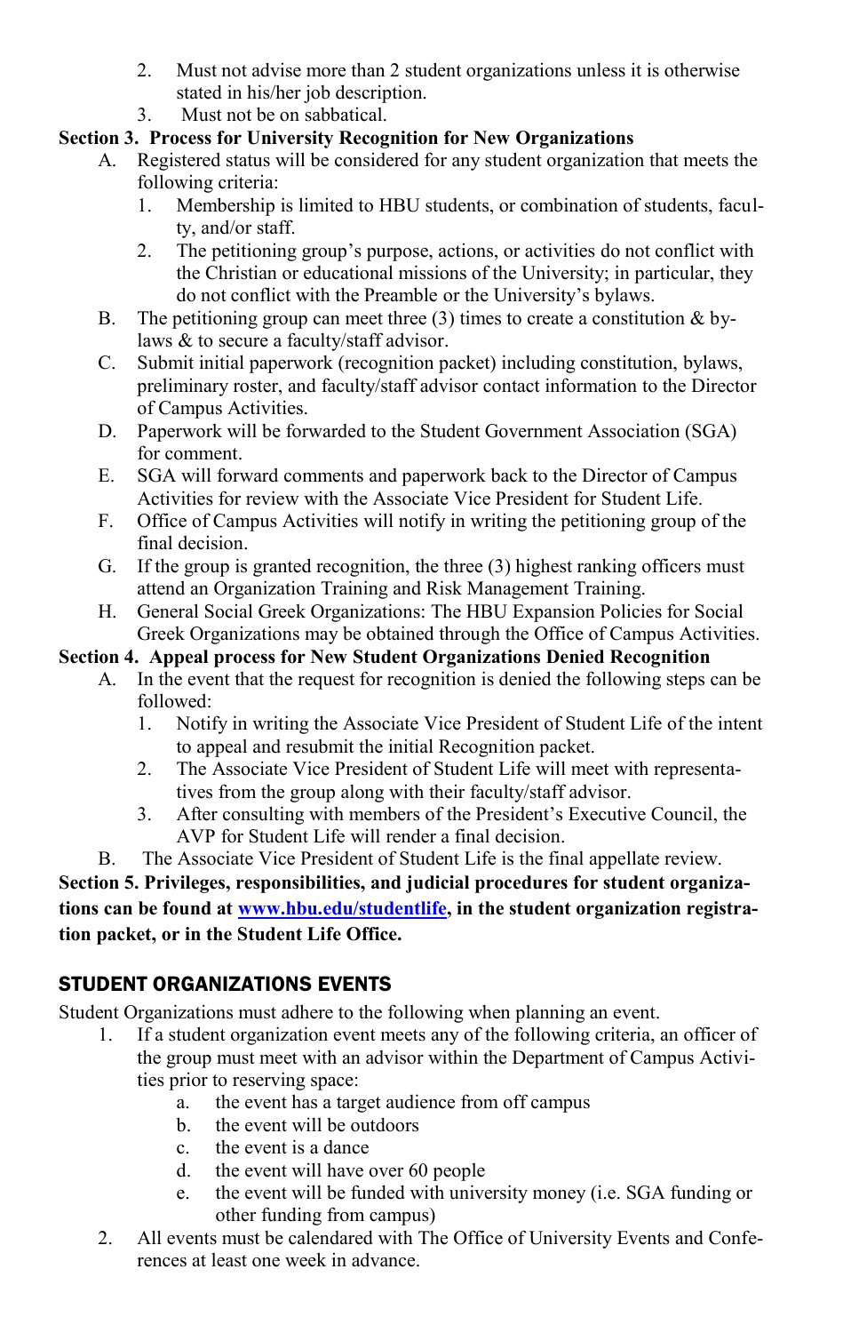2. Must not advise more than 2 student organizations unless it is otherwise stated in his/her job description.
3. Must not be on sabbatical.

**Section 3. Process for University Recognition for New Organizations**

A. Registered status will be considered for any student organization that meets the following criteria:
   1. Membership is limited to HBU students, or combination of students, faculty, and/or staff.
   2. The petitioning group's purpose, actions, or activities do not conflict with the Christian or educational missions of the University; in particular, they do not conflict with the Preamble or the University's bylaws.

B. The petitioning group can meet three (3) times to create a constitution & bylaws & to secure a faculty/staff advisor.

C. Submit initial paperwork (recognition packet) including constitution, bylaws, preliminary roster, and faculty/staff advisor contact information to the Director of Campus Activities.

D. Paperwork will be forwarded to the Student Government Association (SGA) for comment.

E. SGA will forward comments and paperwork back to the Director of Campus Activities for review with the Associate Vice President for Student Life.

F. Office of Campus Activities will notify in writing the petitioning group of the final decision.

G. If the group is granted recognition, the three (3) highest ranking officers must attend an Organization Training and Risk Management Training.

H. General Social Greek Organizations: The HBU Expansion Policies for Social Greek Organizations may be obtained through the Office of Campus Activities.

**Section 4. Appeal process for New Student Organizations Denied Recognition**

A. In the event that the request for recognition is denied the following steps can be followed:
   1. Notify in writing the Associate Vice President of Student Life of the intent to appeal and resubmit the initial Recognition packet.
   2. The Associate Vice President of Student Life will meet with representatives from the group along with their faculty/staff advisor.
   3. After consulting with members of the President's Executive Council, the AVP for Student Life will render a final decision.

B. The Associate Vice President of Student Life is the final appellate review.

**Section 5. Privileges, responsibilities, and judicial procedures for student organizations can be found at [www.hbu.edu/studentlife](http://www.hbu.edu/studentlife), in the student organization registration packet, or in the Student Life Office.**

## STUDENT ORGANIZATIONS EVENTS

Student Organizations must adhere to the following when planning an event.

1. If a student organization event meets any of the following criteria, an officer of the group must meet with an advisor within the Department of Campus Activities prior to reserving space:
   a. the event has a target audience from off campus
   b. the event will be outdoors
   c. the event is a dance
   d. the event will have over 60 people
   e. the event will be funded with university money (i.e. SGA funding or other funding from campus)
2. All events must be calendared with The Office of University Events and Conferences at least one week in advance.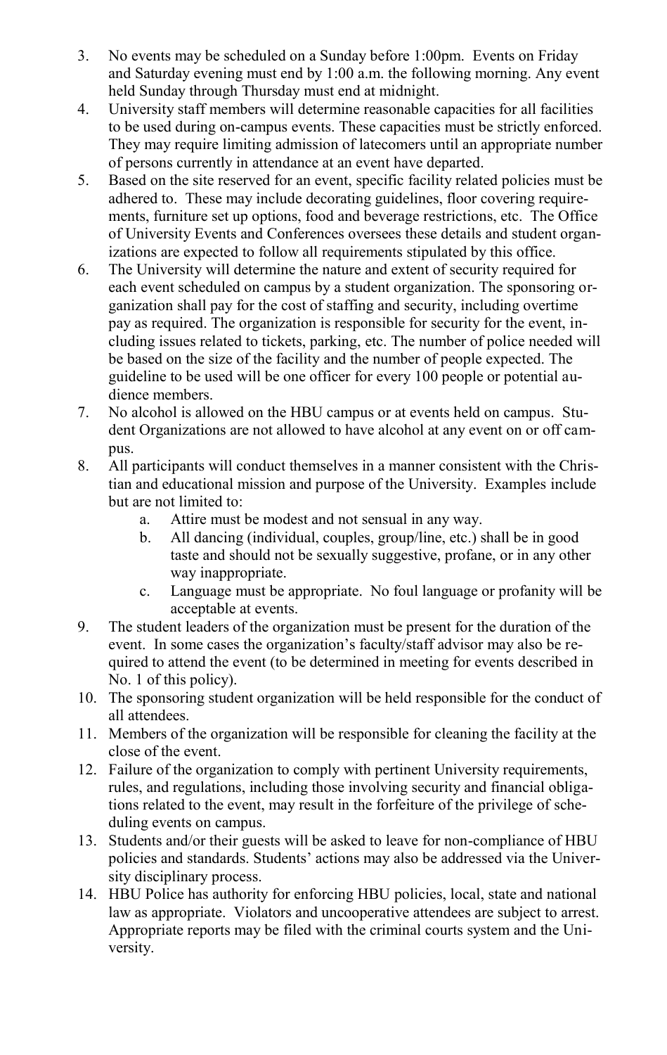3. No events may be scheduled on a Sunday before 1:00pm. Events on Friday and Saturday evening must end by 1:00 a.m. the following morning. Any event held Sunday through Thursday must end at midnight.
4. University staff members will determine reasonable capacities for all facilities to be used during on-campus events. These capacities must be strictly enforced. They may require limiting admission of latecomers until an appropriate number of persons currently in attendance at an event have departed.
5. Based on the site reserved for an event, specific facility related policies must be adhered to. These may include decorating guidelines, floor covering requirements, furniture set up options, food and beverage restrictions, etc. The Office of University Events and Conferences oversees these details and student organizations are expected to follow all requirements stipulated by this office.
6. The University will determine the nature and extent of security required for each event scheduled on campus by a student organization. The sponsoring organization shall pay for the cost of staffing and security, including overtime pay as required. The organization is responsible for security for the event, including issues related to tickets, parking, etc. The number of police needed will be based on the size of the facility and the number of people expected. The guideline to be used will be one officer for every 100 people or potential audience members.
7. No alcohol is allowed on the HBU campus or at events held on campus. Student Organizations are not allowed to have alcohol at any event on or off campus.
8. All participants will conduct themselves in a manner consistent with the Christian and educational mission and purpose of the University. Examples include but are not limited to:
    a. Attire must be modest and not sensual in any way.
    b. All dancing (individual, couples, group/line, etc.) shall be in good taste and should not be sexually suggestive, profane, or in any other way inappropriate.
    c. Language must be appropriate. No foul language or profanity will be acceptable at events.
9. The student leaders of the organization must be present for the duration of the event. In some cases the organization's faculty/staff advisor may also be required to attend the event (to be determined in meeting for events described in No. 1 of this policy).
10. The sponsoring student organization will be held responsible for the conduct of all attendees.
11. Members of the organization will be responsible for cleaning the facility at the close of the event.
12. Failure of the organization to comply with pertinent University requirements, rules, and regulations, including those involving security and financial obligations related to the event, may result in the forfeiture of the privilege of scheduling events on campus.
13. Students and/or their guests will be asked to leave for non-compliance of HBU policies and standards. Students' actions may also be addressed via the University disciplinary process.
14. HBU Police has authority for enforcing HBU policies, local, state and national law as appropriate. Violators and uncooperative attendees are subject to arrest. Appropriate reports may be filed with the criminal courts system and the University.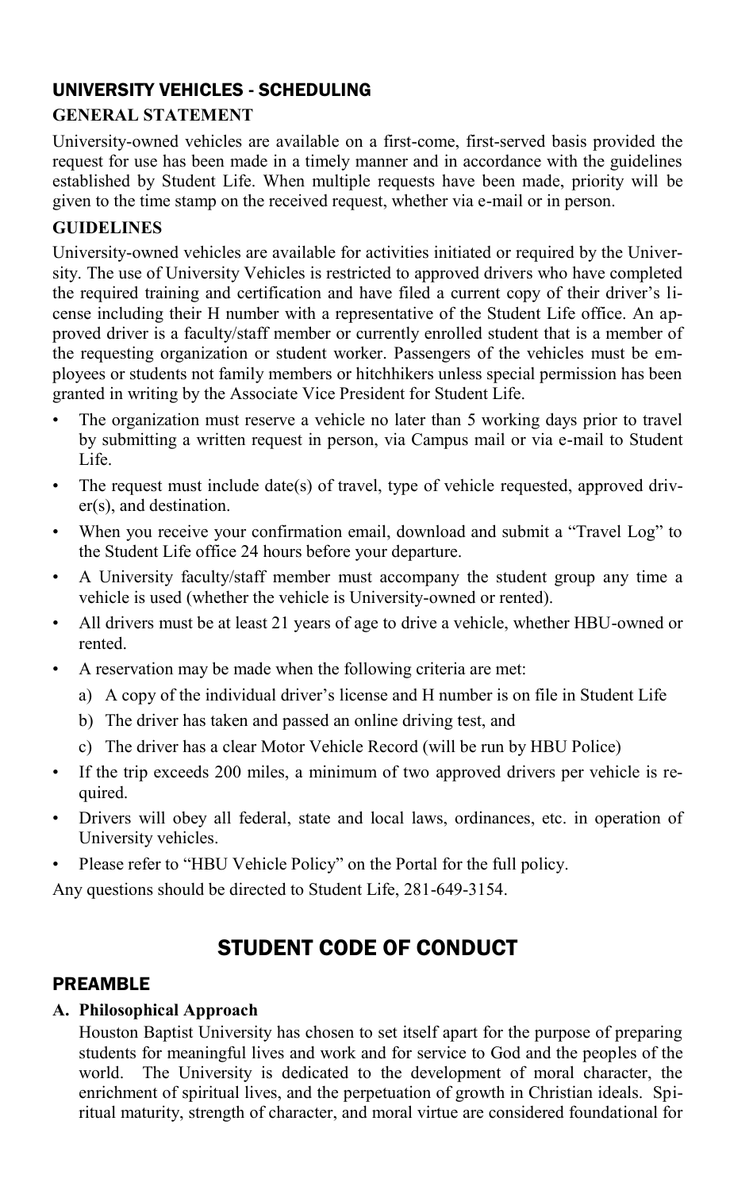## UNIVERSITY VEHICLES - SCHEDULING

### GENERAL STATEMENT

University-owned vehicles are available on a first-come, first-served basis provided the request for use has been made in a timely manner and in accordance with the guidelines established by Student Life. When multiple requests have been made, priority will be given to the time stamp on the received request, whether via e-mail or in person.

### GUIDELINES

University-owned vehicles are available for activities initiated or required by the University. The use of University Vehicles is restricted to approved drivers who have completed the required training and certification and have filed a current copy of their driver's license including their H number with a representative of the Student Life office. An approved driver is a faculty/staff member or currently enrolled student that is a member of the requesting organization or student worker. Passengers of the vehicles must be employees or students not family members or hitchhikers unless special permission has been granted in writing by the Associate Vice President for Student Life.

- The organization must reserve a vehicle no later than 5 working days prior to travel by submitting a written request in person, via Campus mail or via e-mail to Student Life.
- The request must include date(s) of travel, type of vehicle requested, approved driver(s), and destination.
- When you receive your confirmation email, download and submit a "Travel Log" to the Student Life office 24 hours before your departure.
- A University faculty/staff member must accompany the student group any time a vehicle is used (whether the vehicle is University-owned or rented).
- All drivers must be at least 21 years of age to drive a vehicle, whether HBU-owned or rented.
- A reservation may be made when the following criteria are met:
  a) A copy of the individual driver's license and H number is on file in Student Life
  b) The driver has taken and passed an online driving test, and
  c) The driver has a clear Motor Vehicle Record (will be run by HBU Police)
- If the trip exceeds 200 miles, a minimum of two approved drivers per vehicle is required.
- Drivers will obey all federal, state and local laws, ordinances, etc. in operation of University vehicles.
- Please refer to "HBU Vehicle Policy" on the Portal for the full policy.

Any questions should be directed to Student Life, 281-649-3154.

# STUDENT CODE OF CONDUCT

## PREAMBLE

**A. Philosophical Approach**

Houston Baptist University has chosen to set itself apart for the purpose of preparing students for meaningful lives and work and for service to God and the peoples of the world. The University is dedicated to the development of moral character, the enrichment of spiritual lives, and the perpetuation of growth in Christian ideals. Spiritual maturity, strength of character, and moral virtue are considered foundational for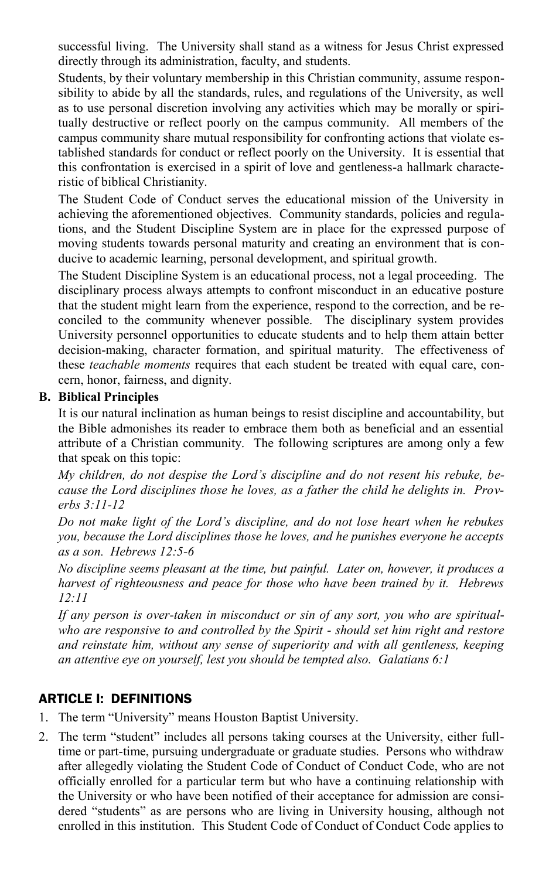successful living. The University shall stand as a witness for Jesus Christ expressed directly through its administration, faculty, and students.

Students, by their voluntary membership in this Christian community, assume responsibility to abide by all the standards, rules, and regulations of the University, as well as to use personal discretion involving any activities which may be morally or spiritually destructive or reflect poorly on the campus community. All members of the campus community share mutual responsibility for confronting actions that violate established standards for conduct or reflect poorly on the University. It is essential that this confrontation is exercised in a spirit of love and gentleness-a hallmark characteristic of biblical Christianity.

The Student Code of Conduct serves the educational mission of the University in achieving the aforementioned objectives. Community standards, policies and regulations, and the Student Discipline System are in place for the expressed purpose of moving students towards personal maturity and creating an environment that is conducive to academic learning, personal development, and spiritual growth.

The Student Discipline System is an educational process, not a legal proceeding. The disciplinary process always attempts to confront misconduct in an educative posture that the student might learn from the experience, respond to the correction, and be reconciled to the community whenever possible. The disciplinary system provides University personnel opportunities to educate students and to help them attain better decision-making, character formation, and spiritual maturity. The effectiveness of these *teachable moments* requires that each student be treated with equal care, concern, honor, fairness, and dignity.

**B. Biblical Principles**

It is our natural inclination as human beings to resist discipline and accountability, but the Bible admonishes its reader to embrace them both as beneficial and an essential attribute of a Christian community. The following scriptures are among only a few that speak on this topic:

*My children, do not despise the Lord's discipline and do not resent his rebuke, because the Lord disciplines those he loves, as a father the child he delights in. Proverbs 3:11-12*

*Do not make light of the Lord's discipline, and do not lose heart when he rebukes you, because the Lord disciplines those he loves, and he punishes everyone he accepts as a son. Hebrews 12:5-6*

*No discipline seems pleasant at the time, but painful. Later on, however, it produces a harvest of righteousness and peace for those who have been trained by it. Hebrews 12:11*

*If any person is over-taken in misconduct or sin of any sort, you who are spiritual-who are responsive to and controlled by the Spirit - should set him right and restore and reinstate him, without any sense of superiority and with all gentleness, keeping an attentive eye on yourself, lest you should be tempted also. Galatians 6:1*

## ARTICLE I: DEFINITIONS

1. The term "University" means Houston Baptist University.
2. The term "student" includes all persons taking courses at the University, either full-time or part-time, pursuing undergraduate or graduate studies. Persons who withdraw after allegedly violating the Student Code of Conduct of Conduct Code, who are not officially enrolled for a particular term but who have a continuing relationship with the University or who have been notified of their acceptance for admission are considered "students" as are persons who are living in University housing, although not enrolled in this institution. This Student Code of Conduct of Conduct Code applies to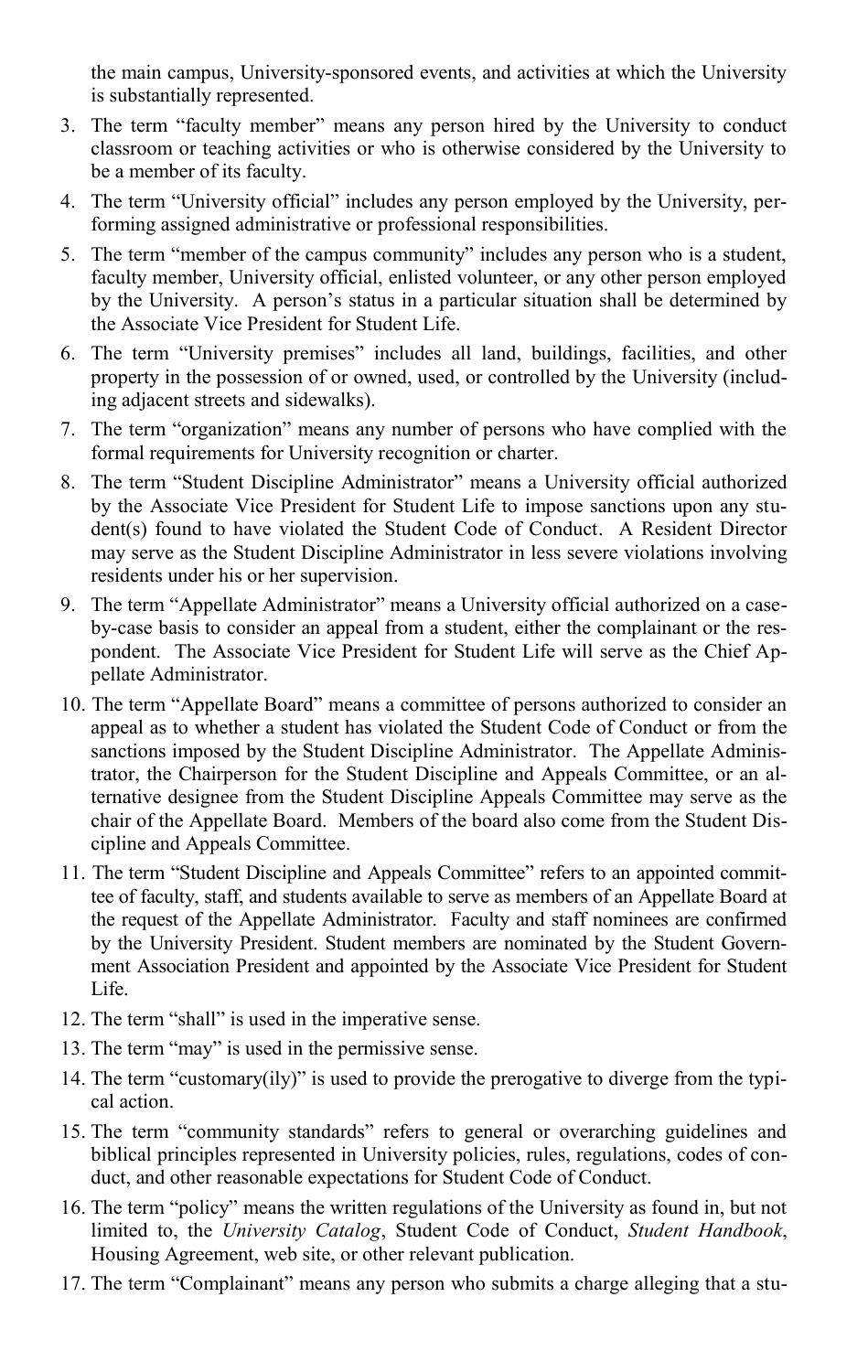the main campus, University-sponsored events, and activities at which the University is substantially represented.

3. The term "faculty member" means any person hired by the University to conduct classroom or teaching activities or who is otherwise considered by the University to be a member of its faculty.
4. The term "University official" includes any person employed by the University, performing assigned administrative or professional responsibilities.
5. The term "member of the campus community" includes any person who is a student, faculty member, University official, enlisted volunteer, or any other person employed by the University. A person's status in a particular situation shall be determined by the Associate Vice President for Student Life.
6. The term "University premises" includes all land, buildings, facilities, and other property in the possession of or owned, used, or controlled by the University (including adjacent streets and sidewalks).
7. The term "organization" means any number of persons who have complied with the formal requirements for University recognition or charter.
8. The term "Student Discipline Administrator" means a University official authorized by the Associate Vice President for Student Life to impose sanctions upon any student(s) found to have violated the Student Code of Conduct. A Resident Director may serve as the Student Discipline Administrator in less severe violations involving residents under his or her supervision.
9. The term "Appellate Administrator" means a University official authorized on a case-by-case basis to consider an appeal from a student, either the complainant or the respondent. The Associate Vice President for Student Life will serve as the Chief Appellate Administrator.
10. The term "Appellate Board" means a committee of persons authorized to consider an appeal as to whether a student has violated the Student Code of Conduct or from the sanctions imposed by the Student Discipline Administrator. The Appellate Administrator, the Chairperson for the Student Discipline and Appeals Committee, or an alternative designee from the Student Discipline Appeals Committee may serve as the chair of the Appellate Board. Members of the board also come from the Student Discipline and Appeals Committee.
11. The term "Student Discipline and Appeals Committee" refers to an appointed committee of faculty, staff, and students available to serve as members of an Appellate Board at the request of the Appellate Administrator. Faculty and staff nominees are confirmed by the University President. Student members are nominated by the Student Government Association President and appointed by the Associate Vice President for Student Life.
12. The term "shall" is used in the imperative sense.
13. The term "may" is used in the permissive sense.
14. The term "customary(ily)" is used to provide the prerogative to diverge from the typical action.
15. The term "community standards" refers to general or overarching guidelines and biblical principles represented in University policies, rules, regulations, codes of conduct, and other reasonable expectations for Student Code of Conduct.
16. The term "policy" means the written regulations of the University as found in, but not limited to, the *University Catalog*, Student Code of Conduct, *Student Handbook*, Housing Agreement, web site, or other relevant publication.
17. The term "Complainant" means any person who submits a charge alleging that a stu-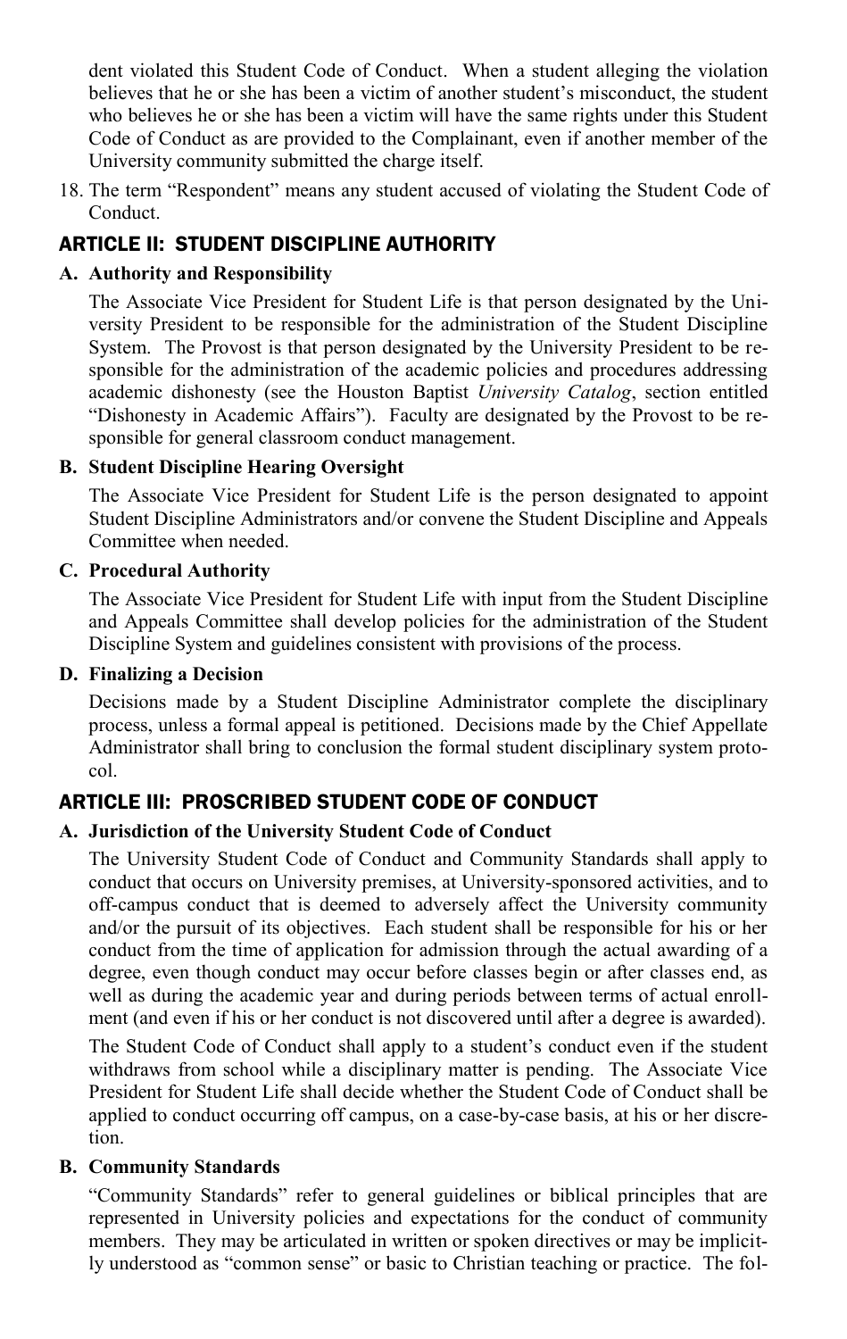dent violated this Student Code of Conduct. When a student alleging the violation believes that he or she has been a victim of another student's misconduct, the student who believes he or she has been a victim will have the same rights under this Student Code of Conduct as are provided to the Complainant, even if another member of the University community submitted the charge itself.

18. The term "Respondent" means any student accused of violating the Student Code of Conduct.

## ARTICLE II: STUDENT DISCIPLINE AUTHORITY

### A. Authority and Responsibility

The Associate Vice President for Student Life is that person designated by the University President to be responsible for the administration of the Student Discipline System. The Provost is that person designated by the University President to be responsible for the administration of the academic policies and procedures addressing academic dishonesty (see the Houston Baptist *University Catalog*, section entitled "Dishonesty in Academic Affairs"). Faculty are designated by the Provost to be responsible for general classroom conduct management.

### B. Student Discipline Hearing Oversight

The Associate Vice President for Student Life is the person designated to appoint Student Discipline Administrators and/or convene the Student Discipline and Appeals Committee when needed.

### C. Procedural Authority

The Associate Vice President for Student Life with input from the Student Discipline and Appeals Committee shall develop policies for the administration of the Student Discipline System and guidelines consistent with provisions of the process.

### D. Finalizing a Decision

Decisions made by a Student Discipline Administrator complete the disciplinary process, unless a formal appeal is petitioned. Decisions made by the Chief Appellate Administrator shall bring to conclusion the formal student disciplinary system protocol.

## ARTICLE III: PROSCRIBED STUDENT CODE OF CONDUCT

### A. Jurisdiction of the University Student Code of Conduct

The University Student Code of Conduct and Community Standards shall apply to conduct that occurs on University premises, at University-sponsored activities, and to off-campus conduct that is deemed to adversely affect the University community and/or the pursuit of its objectives. Each student shall be responsible for his or her conduct from the time of application for admission through the actual awarding of a degree, even though conduct may occur before classes begin or after classes end, as well as during the academic year and during periods between terms of actual enrollment (and even if his or her conduct is not discovered until after a degree is awarded).

The Student Code of Conduct shall apply to a student's conduct even if the student withdraws from school while a disciplinary matter is pending. The Associate Vice President for Student Life shall decide whether the Student Code of Conduct shall be applied to conduct occurring off campus, on a case-by-case basis, at his or her discretion.

### B. Community Standards

"Community Standards" refer to general guidelines or biblical principles that are represented in University policies and expectations for the conduct of community members. They may be articulated in written or spoken directives or may be implicitly understood as "common sense" or basic to Christian teaching or practice. The fol-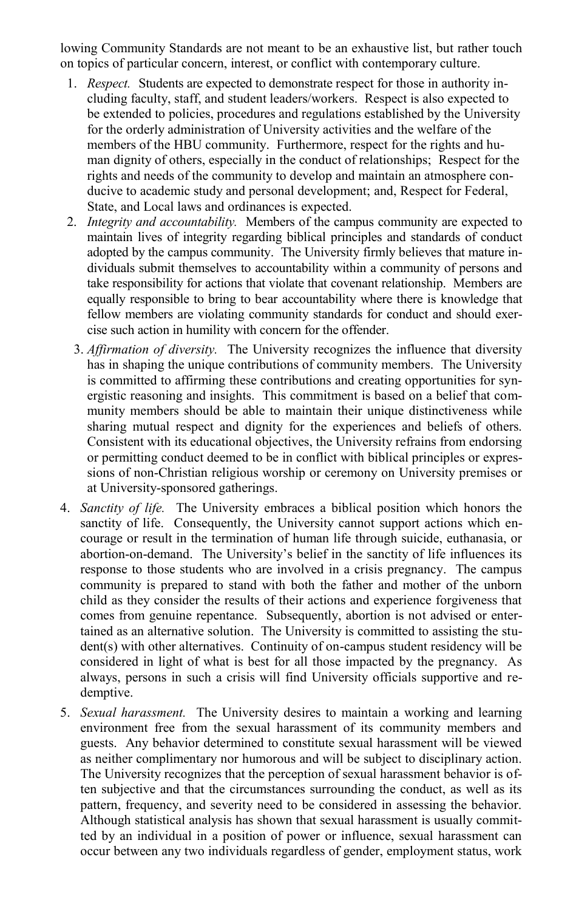lowing Community Standards are not meant to be an exhaustive list, but rather touch on topics of particular concern, interest, or conflict with contemporary culture.

1. *Respect.* Students are expected to demonstrate respect for those in authority including faculty, staff, and student leaders/workers. Respect is also expected to be extended to policies, procedures and regulations established by the University for the orderly administration of University activities and the welfare of the members of the HBU community. Furthermore, respect for the rights and human dignity of others, especially in the conduct of relationships; Respect for the rights and needs of the community to develop and maintain an atmosphere conducive to academic study and personal development; and, Respect for Federal, State, and Local laws and ordinances is expected.
2. *Integrity and accountability.* Members of the campus community are expected to maintain lives of integrity regarding biblical principles and standards of conduct adopted by the campus community. The University firmly believes that mature individuals submit themselves to accountability within a community of persons and take responsibility for actions that violate that covenant relationship. Members are equally responsible to bring to bear accountability where there is knowledge that fellow members are violating community standards for conduct and should exercise such action in humility with concern for the offender.
3. *Affirmation of diversity.* The University recognizes the influence that diversity has in shaping the unique contributions of community members. The University is committed to affirming these contributions and creating opportunities for synergistic reasoning and insights. This commitment is based on a belief that community members should be able to maintain their unique distinctiveness while sharing mutual respect and dignity for the experiences and beliefs of others. Consistent with its educational objectives, the University refrains from endorsing or permitting conduct deemed to be in conflict with biblical principles or expressions of non-Christian religious worship or ceremony on University premises or at University-sponsored gatherings.
4. *Sanctity of life.* The University embraces a biblical position which honors the sanctity of life. Consequently, the University cannot support actions which encourage or result in the termination of human life through suicide, euthanasia, or abortion-on-demand. The University's belief in the sanctity of life influences its response to those students who are involved in a crisis pregnancy. The campus community is prepared to stand with both the father and mother of the unborn child as they consider the results of their actions and experience forgiveness that comes from genuine repentance. Subsequently, abortion is not advised or entertained as an alternative solution. The University is committed to assisting the student(s) with other alternatives. Continuity of on-campus student residency will be considered in light of what is best for all those impacted by the pregnancy. As always, persons in such a crisis will find University officials supportive and redemptive.
5. *Sexual harassment.* The University desires to maintain a working and learning environment free from the sexual harassment of its community members and guests. Any behavior determined to constitute sexual harassment will be viewed as neither complimentary nor humorous and will be subject to disciplinary action. The University recognizes that the perception of sexual harassment behavior is often subjective and that the circumstances surrounding the conduct, as well as its pattern, frequency, and severity need to be considered in assessing the behavior. Although statistical analysis has shown that sexual harassment is usually committed by an individual in a position of power or influence, sexual harassment can occur between any two individuals regardless of gender, employment status, work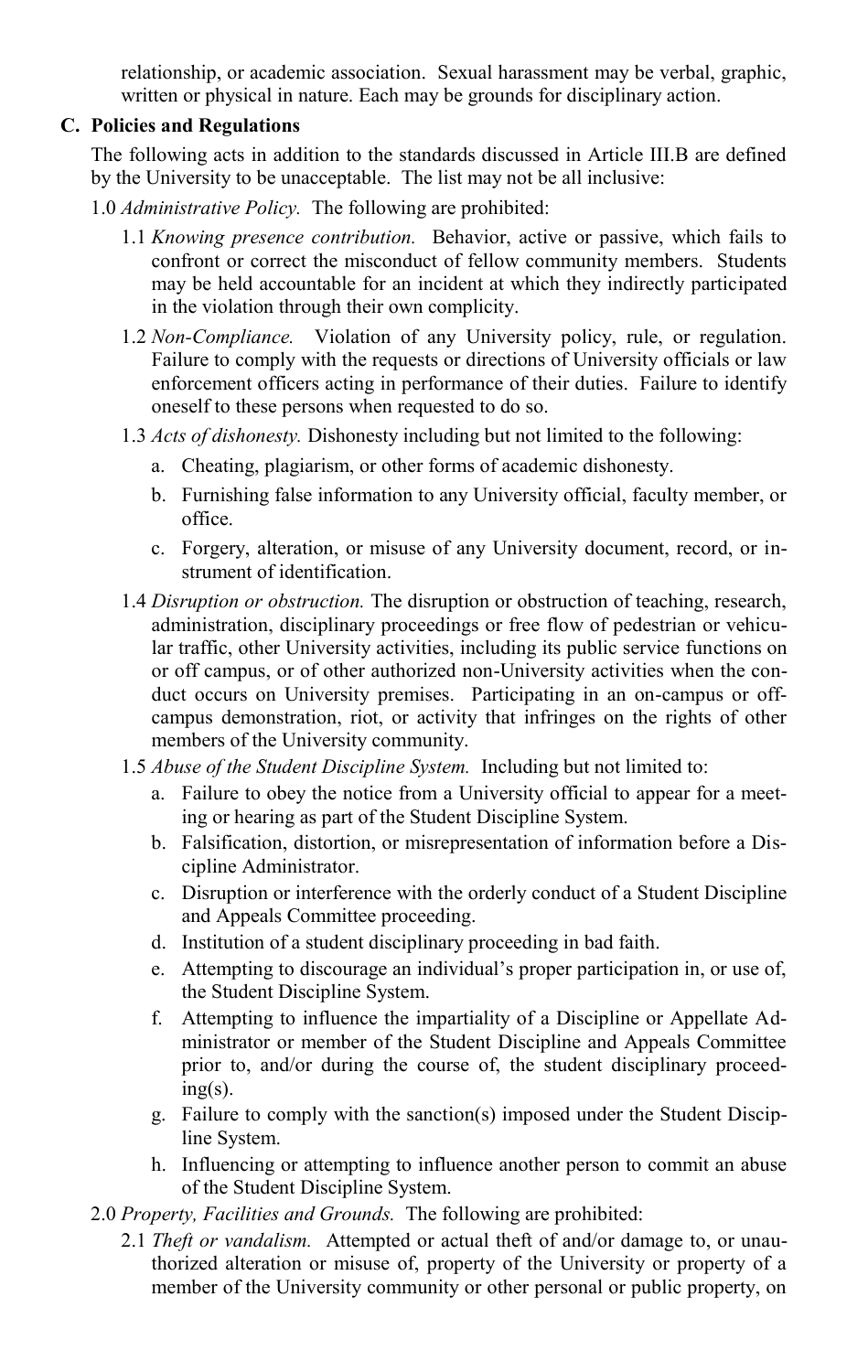relationship, or academic association. Sexual harassment may be verbal, graphic, written or physical in nature. Each may be grounds for disciplinary action.

## C. Policies and Regulations

The following acts in addition to the standards discussed in Article III.B are defined by the University to be unacceptable. The list may not be all inclusive:

1.0 *Administrative Policy.* The following are prohibited:

1.1 *Knowing presence contribution.* Behavior, active or passive, which fails to confront or correct the misconduct of fellow community members. Students may be held accountable for an incident at which they indirectly participated in the violation through their own complicity.

1.2 *Non-Compliance.* Violation of any University policy, rule, or regulation. Failure to comply with the requests or directions of University officials or law enforcement officers acting in performance of their duties. Failure to identify oneself to these persons when requested to do so.

1.3 *Acts of dishonesty.* Dishonesty including but not limited to the following:

a. Cheating, plagiarism, or other forms of academic dishonesty.

b. Furnishing false information to any University official, faculty member, or office.

c. Forgery, alteration, or misuse of any University document, record, or instrument of identification.

1.4 *Disruption or obstruction.* The disruption or obstruction of teaching, research, administration, disciplinary proceedings or free flow of pedestrian or vehicular traffic, other University activities, including its public service functions on or off campus, or of other authorized non-University activities when the conduct occurs on University premises. Participating in an on-campus or off-campus demonstration, riot, or activity that infringes on the rights of other members of the University community.

1.5 *Abuse of the Student Discipline System.* Including but not limited to:

a. Failure to obey the notice from a University official to appear for a meeting or hearing as part of the Student Discipline System.

b. Falsification, distortion, or misrepresentation of information before a Discipline Administrator.

c. Disruption or interference with the orderly conduct of a Student Discipline and Appeals Committee proceeding.

d. Institution of a student disciplinary proceeding in bad faith.

e. Attempting to discourage an individual's proper participation in, or use of, the Student Discipline System.

f. Attempting to influence the impartiality of a Discipline or Appellate Administrator or member of the Student Discipline and Appeals Committee prior to, and/or during the course of, the student disciplinary proceeding(s).

g. Failure to comply with the sanction(s) imposed under the Student Discipline System.

h. Influencing or attempting to influence another person to commit an abuse of the Student Discipline System.

2.0 *Property, Facilities and Grounds.* The following are prohibited:

2.1 *Theft or vandalism.* Attempted or actual theft of and/or damage to, or unauthorized alteration or misuse of, property of the University or property of a member of the University community or other personal or public property, on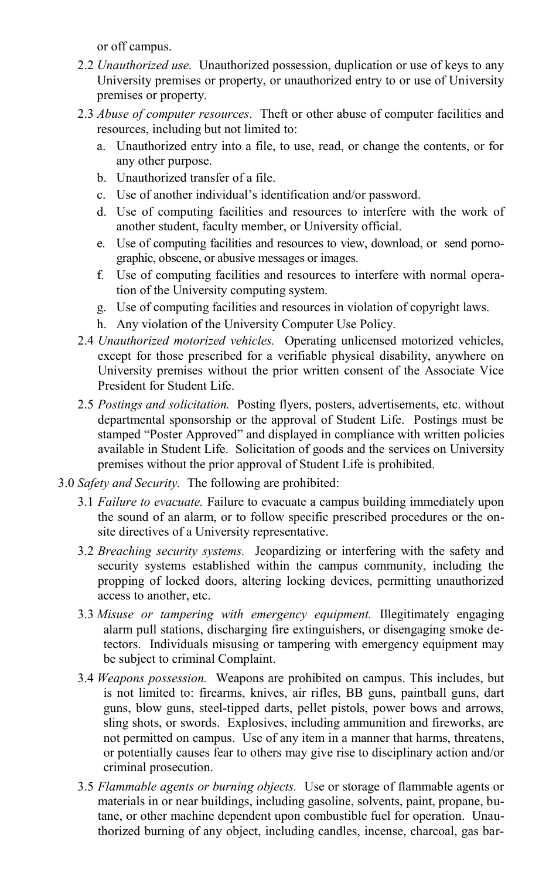or off campus.

- 2.2 *Unauthorized use.* Unauthorized possession, duplication or use of keys to any University premises or property, or unauthorized entry to or use of University premises or property.
- 2.3 *Abuse of computer resources*. Theft or other abuse of computer facilities and resources, including but not limited to:
    - a. Unauthorized entry into a file, to use, read, or change the contents, or for any other purpose.
    - b. Unauthorized transfer of a file.
    - c. Use of another individual's identification and/or password.
    - d. Use of computing facilities and resources to interfere with the work of another student, faculty member, or University official.
    - e. Use of computing facilities and resources to view, download, or send pornographic, obscene, or abusive messages or images.
    - f. Use of computing facilities and resources to interfere with normal operation of the University computing system.
    - g. Use of computing facilities and resources in violation of copyright laws.
    - h. Any violation of the University Computer Use Policy.
- 2.4 *Unauthorized motorized vehicles.* Operating unlicensed motorized vehicles, except for those prescribed for a verifiable physical disability, anywhere on University premises without the prior written consent of the Associate Vice President for Student Life.
- 2.5 *Postings and solicitation.* Posting flyers, posters, advertisements, etc. without departmental sponsorship or the approval of Student Life. Postings must be stamped "Poster Approved" and displayed in compliance with written policies available in Student Life. Solicitation of goods and the services on University premises without the prior approval of Student Life is prohibited.

3.0 *Safety and Security.* The following are prohibited:

- 3.1 *Failure to evacuate.* Failure to evacuate a campus building immediately upon the sound of an alarm, or to follow specific prescribed procedures or the on-site directives of a University representative.
- 3.2 *Breaching security systems.* Jeopardizing or interfering with the safety and security systems established within the campus community, including the propping of locked doors, altering locking devices, permitting unauthorized access to another, etc.
- 3.3 *Misuse or tampering with emergency equipment.* Illegitimately engaging alarm pull stations, discharging fire extinguishers, or disengaging smoke detectors. Individuals misusing or tampering with emergency equipment may be subject to criminal Complaint.
- 3.4 *Weapons possession.* Weapons are prohibited on campus. This includes, but is not limited to: firearms, knives, air rifles, BB guns, paintball guns, dart guns, blow guns, steel-tipped darts, pellet pistols, power bows and arrows, sling shots, or swords. Explosives, including ammunition and fireworks, are not permitted on campus. Use of any item in a manner that harms, threatens, or potentially causes fear to others may give rise to disciplinary action and/or criminal prosecution.
- 3.5 *Flammable agents or burning objects.* Use or storage of flammable agents or materials in or near buildings, including gasoline, solvents, paint, propane, butane, or other machine dependent upon combustible fuel for operation. Unauthorized burning of any object, including candles, incense, charcoal, gas bar-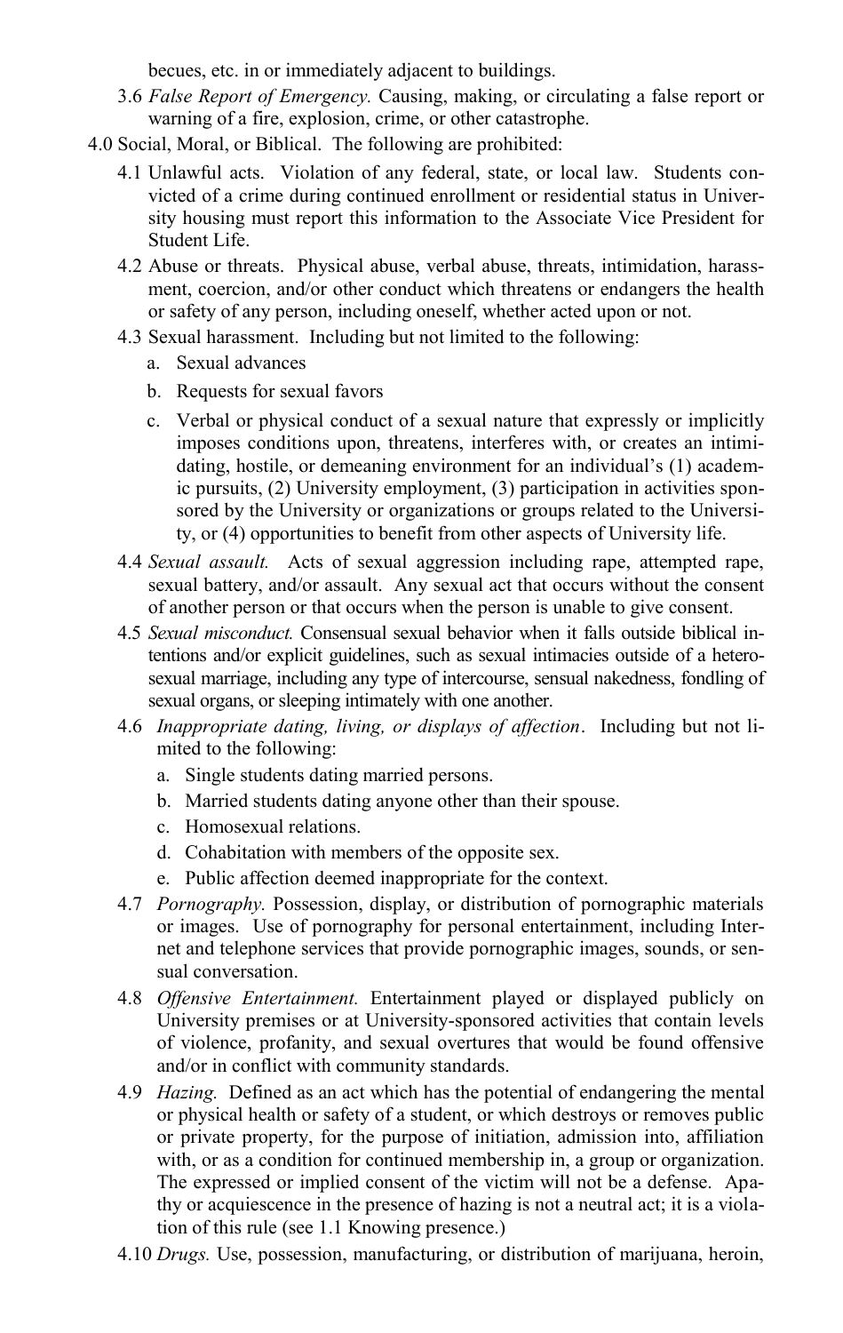becues, etc. in or immediately adjacent to buildings.

- 3.6 *False Report of Emergency.* Causing, making, or circulating a false report or warning of a fire, explosion, crime, or other catastrophe.

4.0 Social, Moral, or Biblical. The following are prohibited:

- 4.1 Unlawful acts. Violation of any federal, state, or local law. Students convicted of a crime during continued enrollment or residential status in University housing must report this information to the Associate Vice President for Student Life.
- 4.2 Abuse or threats. Physical abuse, verbal abuse, threats, intimidation, harassment, coercion, and/or other conduct which threatens or endangers the health or safety of any person, including oneself, whether acted upon or not.
- 4.3 Sexual harassment. Including but not limited to the following:
  - a. Sexual advances
  - b. Requests for sexual favors
  - c. Verbal or physical conduct of a sexual nature that expressly or implicitly imposes conditions upon, threatens, interferes with, or creates an intimidating, hostile, or demeaning environment for an individual's (1) academic pursuits, (2) University employment, (3) participation in activities sponsored by the University or organizations or groups related to the University, or (4) opportunities to benefit from other aspects of University life.
- 4.4 *Sexual assault.* Acts of sexual aggression including rape, attempted rape, sexual battery, and/or assault. Any sexual act that occurs without the consent of another person or that occurs when the person is unable to give consent.
- 4.5 *Sexual misconduct.* Consensual sexual behavior when it falls outside biblical intentions and/or explicit guidelines, such as sexual intimacies outside of a heterosexual marriage, including any type of intercourse, sensual nakedness, fondling of sexual organs, or sleeping intimately with one another.
- 4.6 *Inappropriate dating, living, or displays of affection*. Including but not limited to the following:
  - a. Single students dating married persons.
  - b. Married students dating anyone other than their spouse.
  - c. Homosexual relations.
  - d. Cohabitation with members of the opposite sex.
  - e. Public affection deemed inappropriate for the context.
- 4.7 *Pornography.* Possession, display, or distribution of pornographic materials or images. Use of pornography for personal entertainment, including Internet and telephone services that provide pornographic images, sounds, or sensual conversation.
- 4.8 *Offensive Entertainment.* Entertainment played or displayed publicly on University premises or at University-sponsored activities that contain levels of violence, profanity, and sexual overtures that would be found offensive and/or in conflict with community standards.
- 4.9 *Hazing.* Defined as an act which has the potential of endangering the mental or physical health or safety of a student, or which destroys or removes public or private property, for the purpose of initiation, admission into, affiliation with, or as a condition for continued membership in, a group or organization. The expressed or implied consent of the victim will not be a defense. Apathy or acquiescence in the presence of hazing is not a neutral act; it is a violation of this rule (see 1.1 Knowing presence.)
- 4.10 *Drugs.* Use, possession, manufacturing, or distribution of marijuana, heroin,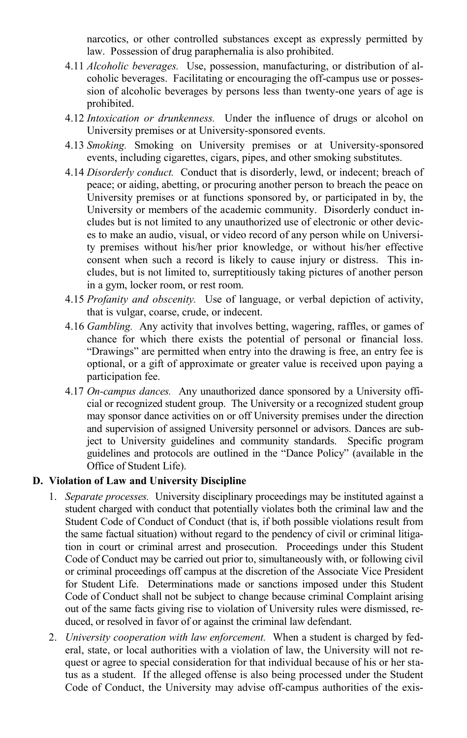narcotics, or other controlled substances except as expressly permitted by law. Possession of drug paraphernalia is also prohibited.

4.11 *Alcoholic beverages.* Use, possession, manufacturing, or distribution of alcoholic beverages. Facilitating or encouraging the off-campus use or possession of alcoholic beverages by persons less than twenty-one years of age is prohibited.

4.12 *Intoxication or drunkenness.* Under the influence of drugs or alcohol on University premises or at University-sponsored events.

4.13 *Smoking.* Smoking on University premises or at University-sponsored events, including cigarettes, cigars, pipes, and other smoking substitutes.

4.14 *Disorderly conduct.* Conduct that is disorderly, lewd, or indecent; breach of peace; or aiding, abetting, or procuring another person to breach the peace on University premises or at functions sponsored by, or participated in by, the University or members of the academic community. Disorderly conduct includes but is not limited to any unauthorized use of electronic or other devices to make an audio, visual, or video record of any person while on University premises without his/her prior knowledge, or without his/her effective consent when such a record is likely to cause injury or distress. This includes, but is not limited to, surreptitiously taking pictures of another person in a gym, locker room, or rest room.

4.15 *Profanity and obscenity.* Use of language, or verbal depiction of activity, that is vulgar, coarse, crude, or indecent.

4.16 *Gambling.* Any activity that involves betting, wagering, raffles, or games of chance for which there exists the potential of personal or financial loss. "Drawings" are permitted when entry into the drawing is free, an entry fee is optional, or a gift of approximate or greater value is received upon paying a participation fee.

4.17 *On-campus dances.* Any unauthorized dance sponsored by a University official or recognized student group. The University or a recognized student group may sponsor dance activities on or off University premises under the direction and supervision of assigned University personnel or advisors. Dances are subject to University guidelines and community standards. Specific program guidelines and protocols are outlined in the "Dance Policy" (available in the Office of Student Life).

### D. Violation of Law and University Discipline

1. *Separate processes.* University disciplinary proceedings may be instituted against a student charged with conduct that potentially violates both the criminal law and the Student Code of Conduct of Conduct (that is, if both possible violations result from the same factual situation) without regard to the pendency of civil or criminal litigation in court or criminal arrest and prosecution. Proceedings under this Student Code of Conduct may be carried out prior to, simultaneously with, or following civil or criminal proceedings off campus at the discretion of the Associate Vice President for Student Life. Determinations made or sanctions imposed under this Student Code of Conduct shall not be subject to change because criminal Complaint arising out of the same facts giving rise to violation of University rules were dismissed, reduced, or resolved in favor of or against the criminal law defendant.

2. *University cooperation with law enforcement.* When a student is charged by federal, state, or local authorities with a violation of law, the University will not request or agree to special consideration for that individual because of his or her status as a student. If the alleged offense is also being processed under the Student Code of Conduct, the University may advise off-campus authorities of the exis-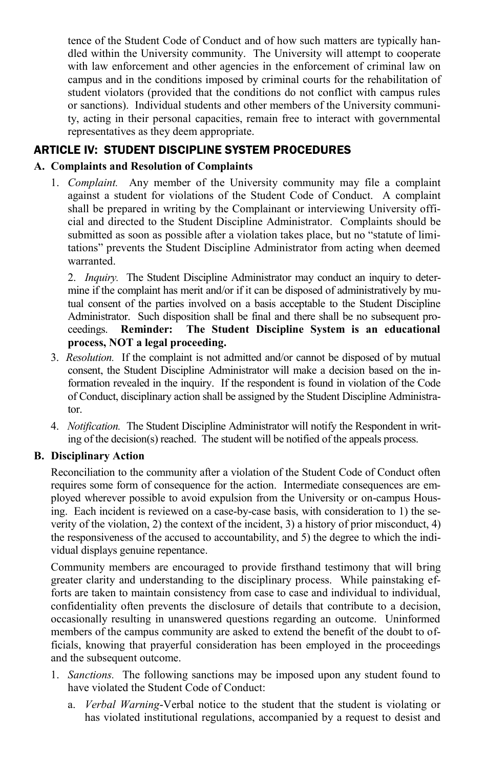tence of the Student Code of Conduct and of how such matters are typically handled within the University community. The University will attempt to cooperate with law enforcement and other agencies in the enforcement of criminal law on campus and in the conditions imposed by criminal courts for the rehabilitation of student violators (provided that the conditions do not conflict with campus rules or sanctions). Individual students and other members of the University community, acting in their personal capacities, remain free to interact with governmental representatives as they deem appropriate.

## ARTICLE IV: STUDENT DISCIPLINE SYSTEM PROCEDURES

### A. Complaints and Resolution of Complaints

1. *Complaint.* Any member of the University community may file a complaint against a student for violations of the Student Code of Conduct. A complaint shall be prepared in writing by the Complainant or interviewing University official and directed to the Student Discipline Administrator. Complaints should be submitted as soon as possible after a violation takes place, but no "statute of limitations" prevents the Student Discipline Administrator from acting when deemed warranted.

2. *Inquiry.* The Student Discipline Administrator may conduct an inquiry to determine if the complaint has merit and/or if it can be disposed of administratively by mutual consent of the parties involved on a basis acceptable to the Student Discipline Administrator. Such disposition shall be final and there shall be no subsequent proceedings. **Reminder: The Student Discipline System is an educational process, NOT a legal proceeding.**

3. *Resolution.* If the complaint is not admitted and/or cannot be disposed of by mutual consent, the Student Discipline Administrator will make a decision based on the information revealed in the inquiry. If the respondent is found in violation of the Code of Conduct, disciplinary action shall be assigned by the Student Discipline Administrator.

4. *Notification.* The Student Discipline Administrator will notify the Respondent in writing of the decision(s) reached. The student will be notified of the appeals process.

### B. Disciplinary Action

Reconciliation to the community after a violation of the Student Code of Conduct often requires some form of consequence for the action. Intermediate consequences are employed wherever possible to avoid expulsion from the University or on-campus Housing. Each incident is reviewed on a case-by-case basis, with consideration to 1) the severity of the violation, 2) the context of the incident, 3) a history of prior misconduct, 4) the responsiveness of the accused to accountability, and 5) the degree to which the individual displays genuine repentance.

Community members are encouraged to provide firsthand testimony that will bring greater clarity and understanding to the disciplinary process. While painstaking efforts are taken to maintain consistency from case to case and individual to individual, confidentiality often prevents the disclosure of details that contribute to a decision, occasionally resulting in unanswered questions regarding an outcome. Uninformed members of the campus community are asked to extend the benefit of the doubt to officials, knowing that prayerful consideration has been employed in the proceedings and the subsequent outcome.

1. *Sanctions.* The following sanctions may be imposed upon any student found to have violated the Student Code of Conduct:
   a. *Verbal Warning*-Verbal notice to the student that the student is violating or has violated institutional regulations, accompanied by a request to desist and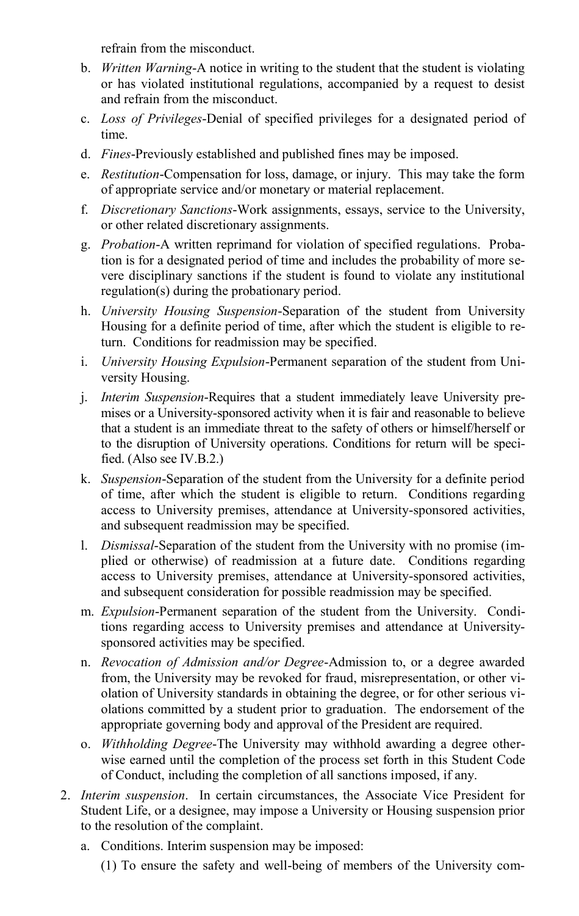refrain from the misconduct.

b. *Written Warning*-A notice in writing to the student that the student is violating or has violated institutional regulations, accompanied by a request to desist and refrain from the misconduct.

c. *Loss of Privileges*-Denial of specified privileges for a designated period of time.

d. *Fines*-Previously established and published fines may be imposed.

e. *Restitution*-Compensation for loss, damage, or injury. This may take the form of appropriate service and/or monetary or material replacement.

f. *Discretionary Sanctions*-Work assignments, essays, service to the University, or other related discretionary assignments.

g. *Probation*-A written reprimand for violation of specified regulations. Probation is for a designated period of time and includes the probability of more severe disciplinary sanctions if the student is found to violate any institutional regulation(s) during the probationary period.

h. *University Housing Suspension*-Separation of the student from University Housing for a definite period of time, after which the student is eligible to return. Conditions for readmission may be specified.

i. *University Housing Expulsion*-Permanent separation of the student from University Housing.

j. *Interim Suspension*-Requires that a student immediately leave University premises or a University-sponsored activity when it is fair and reasonable to believe that a student is an immediate threat to the safety of others or himself/herself or to the disruption of University operations. Conditions for return will be specified. (Also see IV.B.2.)

k. *Suspension*-Separation of the student from the University for a definite period of time, after which the student is eligible to return. Conditions regarding access to University premises, attendance at University-sponsored activities, and subsequent readmission may be specified.

l. *Dismissal*-Separation of the student from the University with no promise (implied or otherwise) of readmission at a future date. Conditions regarding access to University premises, attendance at University-sponsored activities, and subsequent consideration for possible readmission may be specified.

m. *Expulsion*-Permanent separation of the student from the University. Conditions regarding access to University premises and attendance at University-sponsored activities may be specified.

n. *Revocation of Admission and/or Degree*-Admission to, or a degree awarded from, the University may be revoked for fraud, misrepresentation, or other violation of University standards in obtaining the degree, or for other serious violations committed by a student prior to graduation. The endorsement of the appropriate governing body and approval of the President are required.

o. *Withholding Degree*-The University may withhold awarding a degree otherwise earned until the completion of the process set forth in this Student Code of Conduct, including the completion of all sanctions imposed, if any.

2. *Interim suspension*. In certain circumstances, the Associate Vice President for Student Life, or a designee, may impose a University or Housing suspension prior to the resolution of the complaint.

   a. Conditions. Interim suspension may be imposed:

      (1) To ensure the safety and well-being of members of the University com-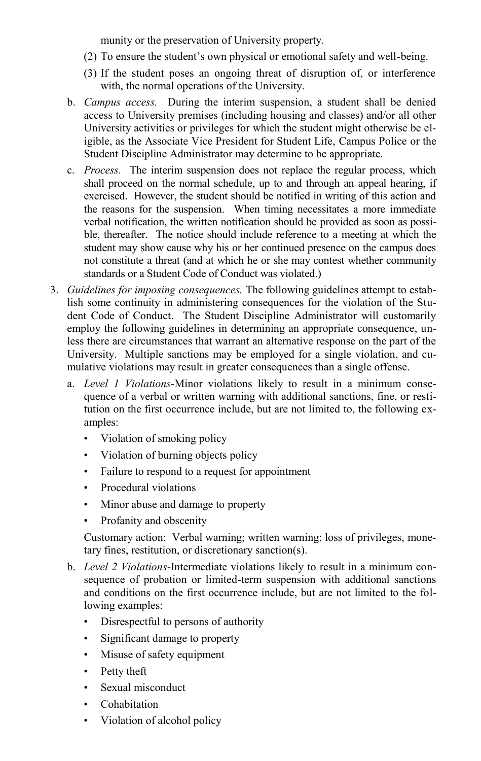munity or the preservation of University property.

   (2) To ensure the student's own physical or emotional safety and well-being.

   (3) If the student poses an ongoing threat of disruption of, or interference with, the normal operations of the University.

b. *Campus access.* During the interim suspension, a student shall be denied access to University premises (including housing and classes) and/or all other University activities or privileges for which the student might otherwise be eligible, as the Associate Vice President for Student Life, Campus Police or the Student Discipline Administrator may determine to be appropriate.

c. *Process.* The interim suspension does not replace the regular process, which shall proceed on the normal schedule, up to and through an appeal hearing, if exercised. However, the student should be notified in writing of this action and the reasons for the suspension. When timing necessitates a more immediate verbal notification, the written notification should be provided as soon as possible, thereafter. The notice should include reference to a meeting at which the student may show cause why his or her continued presence on the campus does not constitute a threat (and at which he or she may contest whether community standards or a Student Code of Conduct was violated.)

3. *Guidelines for imposing consequences.* The following guidelines attempt to establish some continuity in administering consequences for the violation of the Student Code of Conduct. The Student Discipline Administrator will customarily employ the following guidelines in determining an appropriate consequence, unless there are circumstances that warrant an alternative response on the part of the University. Multiple sanctions may be employed for a single violation, and cumulative violations may result in greater consequences than a single offense.

   a. *Level 1 Violations*-Minor violations likely to result in a minimum consequence of a verbal or written warning with additional sanctions, fine, or restitution on the first occurrence include, but are not limited to, the following examples:

      - Violation of smoking policy
      - Violation of burning objects policy
      - Failure to respond to a request for appointment
      - Procedural violations
      - Minor abuse and damage to property
      - Profanity and obscenity

      Customary action: Verbal warning; written warning; loss of privileges, monetary fines, restitution, or discretionary sanction(s).

   b. *Level 2 Violations*-Intermediate violations likely to result in a minimum consequence of probation or limited-term suspension with additional sanctions and conditions on the first occurrence include, but are not limited to the following examples:

      - Disrespectful to persons of authority
      - Significant damage to property
      - Misuse of safety equipment
      - Petty theft
      - Sexual misconduct
      - Cohabitation
      - Violation of alcohol policy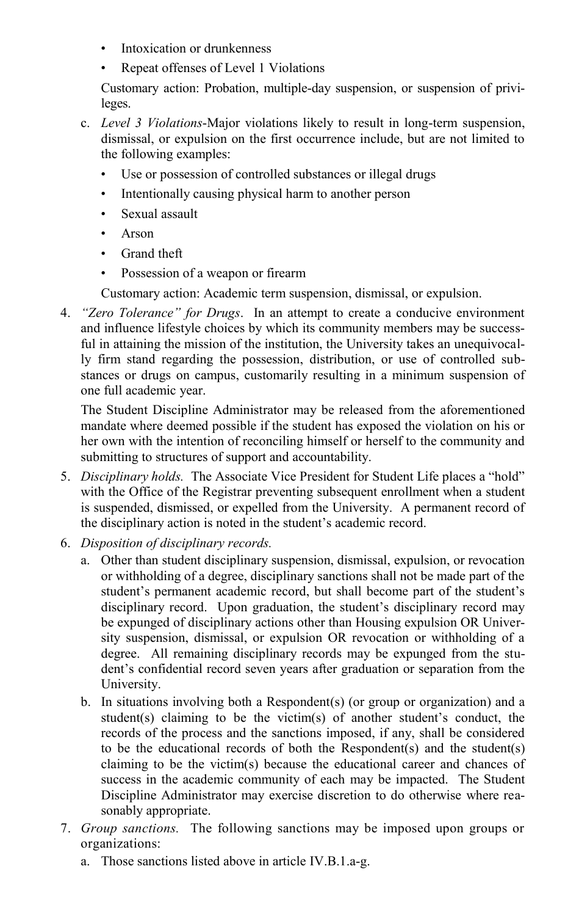- Intoxication or drunkenness
- Repeat offenses of Level 1 Violations

Customary action: Probation, multiple-day suspension, or suspension of privileges.

c. *Level 3 Violations*-Major violations likely to result in long-term suspension, dismissal, or expulsion on the first occurrence include, but are not limited to the following examples:

- Use or possession of controlled substances or illegal drugs
- Intentionally causing physical harm to another person
- Sexual assault
- Arson
- Grand theft
- Possession of a weapon or firearm

Customary action: Academic term suspension, dismissal, or expulsion.

4. *"Zero Tolerance" for Drugs*. In an attempt to create a conducive environment and influence lifestyle choices by which its community members may be successful in attaining the mission of the institution, the University takes an unequivocally firm stand regarding the possession, distribution, or use of controlled substances or drugs on campus, customarily resulting in a minimum suspension of one full academic year.

   The Student Discipline Administrator may be released from the aforementioned mandate where deemed possible if the student has exposed the violation on his or her own with the intention of reconciling himself or herself to the community and submitting to structures of support and accountability.

5. *Disciplinary holds.* The Associate Vice President for Student Life places a "hold" with the Office of the Registrar preventing subsequent enrollment when a student is suspended, dismissed, or expelled from the University. A permanent record of the disciplinary action is noted in the student's academic record.

6. *Disposition of disciplinary records.*

   a. Other than student disciplinary suspension, dismissal, expulsion, or revocation or withholding of a degree, disciplinary sanctions shall not be made part of the student's permanent academic record, but shall become part of the student's disciplinary record. Upon graduation, the student's disciplinary record may be expunged of disciplinary actions other than Housing expulsion OR University suspension, dismissal, or expulsion OR revocation or withholding of a degree. All remaining disciplinary records may be expunged from the student's confidential record seven years after graduation or separation from the University.

   b. In situations involving both a Respondent(s) (or group or organization) and a student(s) claiming to be the victim(s) of another student's conduct, the records of the process and the sanctions imposed, if any, shall be considered to be the educational records of both the Respondent(s) and the student(s) claiming to be the victim(s) because the educational career and chances of success in the academic community of each may be impacted. The Student Discipline Administrator may exercise discretion to do otherwise where reasonably appropriate.

7. *Group sanctions.* The following sanctions may be imposed upon groups or organizations:

   a. Those sanctions listed above in article IV.B.1.a-g.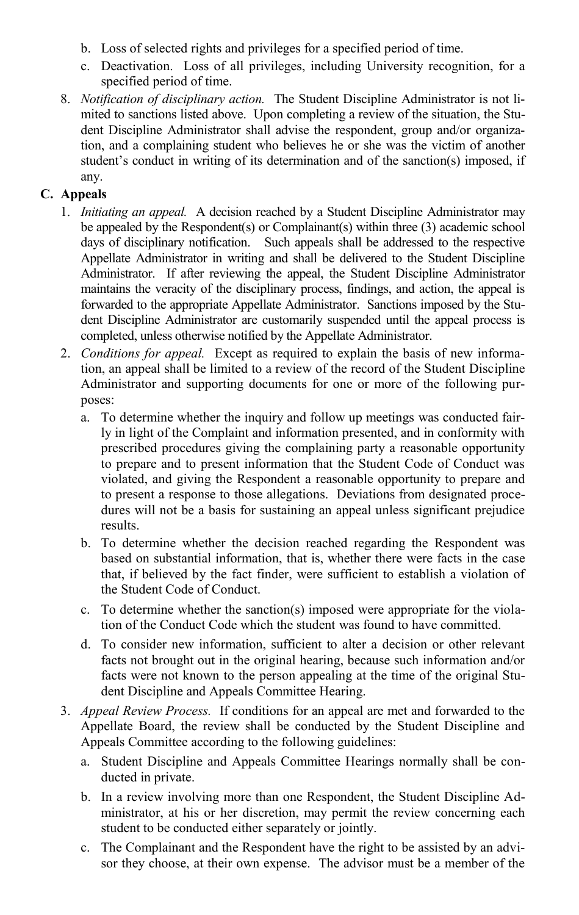b. Loss of selected rights and privileges for a specified period of time.

c. Deactivation. Loss of all privileges, including University recognition, for a specified period of time.

8. *Notification of disciplinary action.* The Student Discipline Administrator is not limited to sanctions listed above. Upon completing a review of the situation, the Student Discipline Administrator shall advise the respondent, group and/or organization, and a complaining student who believes he or she was the victim of another student's conduct in writing of its determination and of the sanction(s) imposed, if any.

## C. Appeals

1. *Initiating an appeal.* A decision reached by a Student Discipline Administrator may be appealed by the Respondent(s) or Complainant(s) within three (3) academic school days of disciplinary notification. Such appeals shall be addressed to the respective Appellate Administrator in writing and shall be delivered to the Student Discipline Administrator. If after reviewing the appeal, the Student Discipline Administrator maintains the veracity of the disciplinary process, findings, and action, the appeal is forwarded to the appropriate Appellate Administrator. Sanctions imposed by the Student Discipline Administrator are customarily suspended until the appeal process is completed, unless otherwise notified by the Appellate Administrator.

2. *Conditions for appeal.* Except as required to explain the basis of new information, an appeal shall be limited to a review of the record of the Student Discipline Administrator and supporting documents for one or more of the following purposes:

   a. To determine whether the inquiry and follow up meetings was conducted fairly in light of the Complaint and information presented, and in conformity with prescribed procedures giving the complaining party a reasonable opportunity to prepare and to present information that the Student Code of Conduct was violated, and giving the Respondent a reasonable opportunity to prepare and to present a response to those allegations. Deviations from designated procedures will not be a basis for sustaining an appeal unless significant prejudice results.

   b. To determine whether the decision reached regarding the Respondent was based on substantial information, that is, whether there were facts in the case that, if believed by the fact finder, were sufficient to establish a violation of the Student Code of Conduct.

   c. To determine whether the sanction(s) imposed were appropriate for the violation of the Conduct Code which the student was found to have committed.

   d. To consider new information, sufficient to alter a decision or other relevant facts not brought out in the original hearing, because such information and/or facts were not known to the person appealing at the time of the original Student Discipline and Appeals Committee Hearing.

3. *Appeal Review Process.* If conditions for an appeal are met and forwarded to the Appellate Board, the review shall be conducted by the Student Discipline and Appeals Committee according to the following guidelines:

   a. Student Discipline and Appeals Committee Hearings normally shall be conducted in private.

   b. In a review involving more than one Respondent, the Student Discipline Administrator, at his or her discretion, may permit the review concerning each student to be conducted either separately or jointly.

   c. The Complainant and the Respondent have the right to be assisted by an advisor they choose, at their own expense. The advisor must be a member of the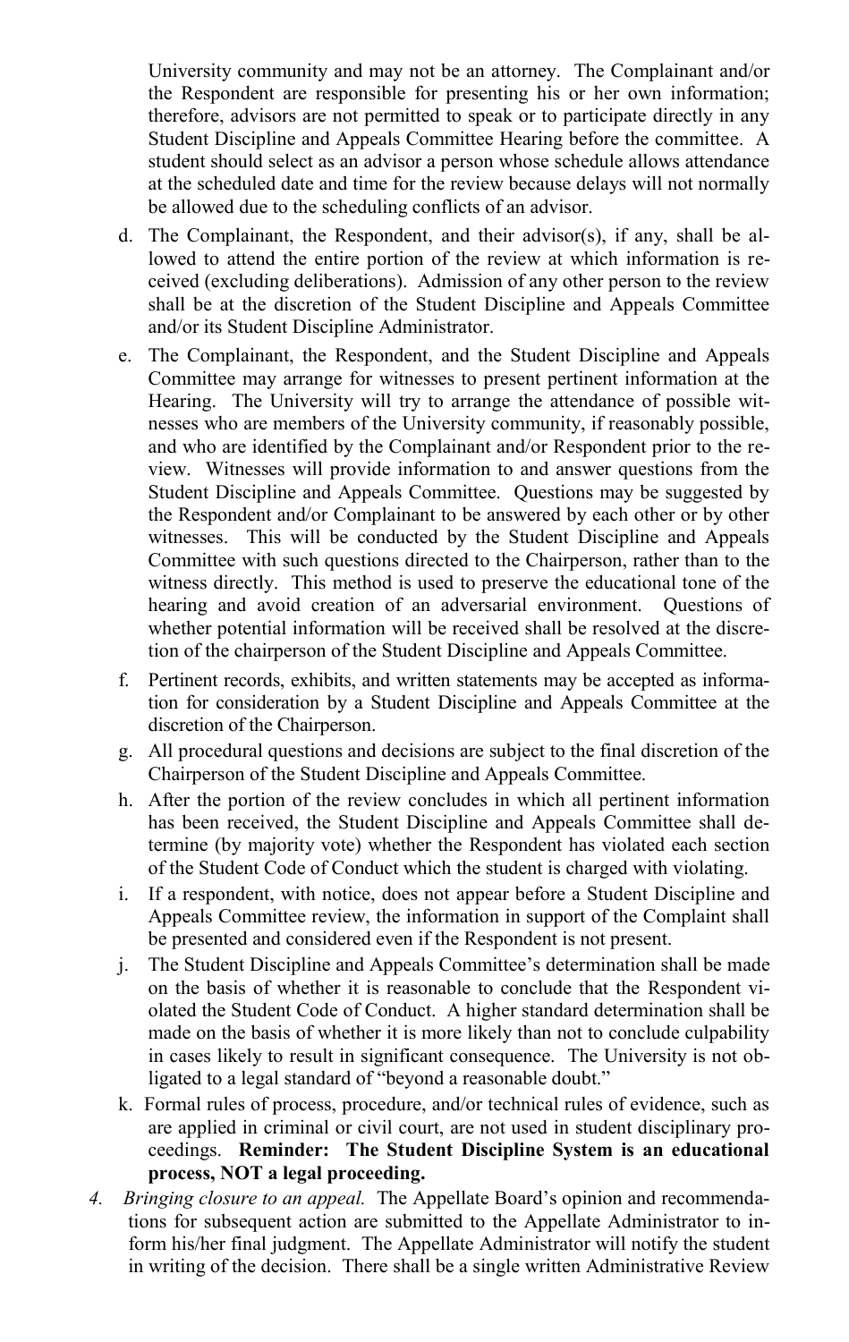University community and may not be an attorney. The Complainant and/or the Respondent are responsible for presenting his or her own information; therefore, advisors are not permitted to speak or to participate directly in any Student Discipline and Appeals Committee Hearing before the committee. A student should select as an advisor a person whose schedule allows attendance at the scheduled date and time for the review because delays will not normally be allowed due to the scheduling conflicts of an advisor.

d. The Complainant, the Respondent, and their advisor(s), if any, shall be allowed to attend the entire portion of the review at which information is received (excluding deliberations). Admission of any other person to the review shall be at the discretion of the Student Discipline and Appeals Committee and/or its Student Discipline Administrator.

e. The Complainant, the Respondent, and the Student Discipline and Appeals Committee may arrange for witnesses to present pertinent information at the Hearing. The University will try to arrange the attendance of possible witnesses who are members of the University community, if reasonably possible, and who are identified by the Complainant and/or Respondent prior to the review. Witnesses will provide information to and answer questions from the Student Discipline and Appeals Committee. Questions may be suggested by the Respondent and/or Complainant to be answered by each other or by other witnesses. This will be conducted by the Student Discipline and Appeals Committee with such questions directed to the Chairperson, rather than to the witness directly. This method is used to preserve the educational tone of the hearing and avoid creation of an adversarial environment. Questions of whether potential information will be received shall be resolved at the discretion of the chairperson of the Student Discipline and Appeals Committee.

f. Pertinent records, exhibits, and written statements may be accepted as information for consideration by a Student Discipline and Appeals Committee at the discretion of the Chairperson.

g. All procedural questions and decisions are subject to the final discretion of the Chairperson of the Student Discipline and Appeals Committee.

h. After the portion of the review concludes in which all pertinent information has been received, the Student Discipline and Appeals Committee shall determine (by majority vote) whether the Respondent has violated each section of the Student Code of Conduct which the student is charged with violating.

i. If a respondent, with notice, does not appear before a Student Discipline and Appeals Committee review, the information in support of the Complaint shall be presented and considered even if the Respondent is not present.

j. The Student Discipline and Appeals Committee's determination shall be made on the basis of whether it is reasonable to conclude that the Respondent violated the Student Code of Conduct. A higher standard determination shall be made on the basis of whether it is more likely than not to conclude culpability in cases likely to result in significant consequence. The University is not obligated to a legal standard of "beyond a reasonable doubt."

k. Formal rules of process, procedure, and/or technical rules of evidence, such as are applied in criminal or civil court, are not used in student disciplinary proceedings. **Reminder: The Student Discipline System is an educational process, NOT a legal proceeding.**

4. *Bringing closure to an appeal.* The Appellate Board's opinion and recommendations for subsequent action are submitted to the Appellate Administrator to inform his/her final judgment. The Appellate Administrator will notify the student in writing of the decision. There shall be a single written Administrative Review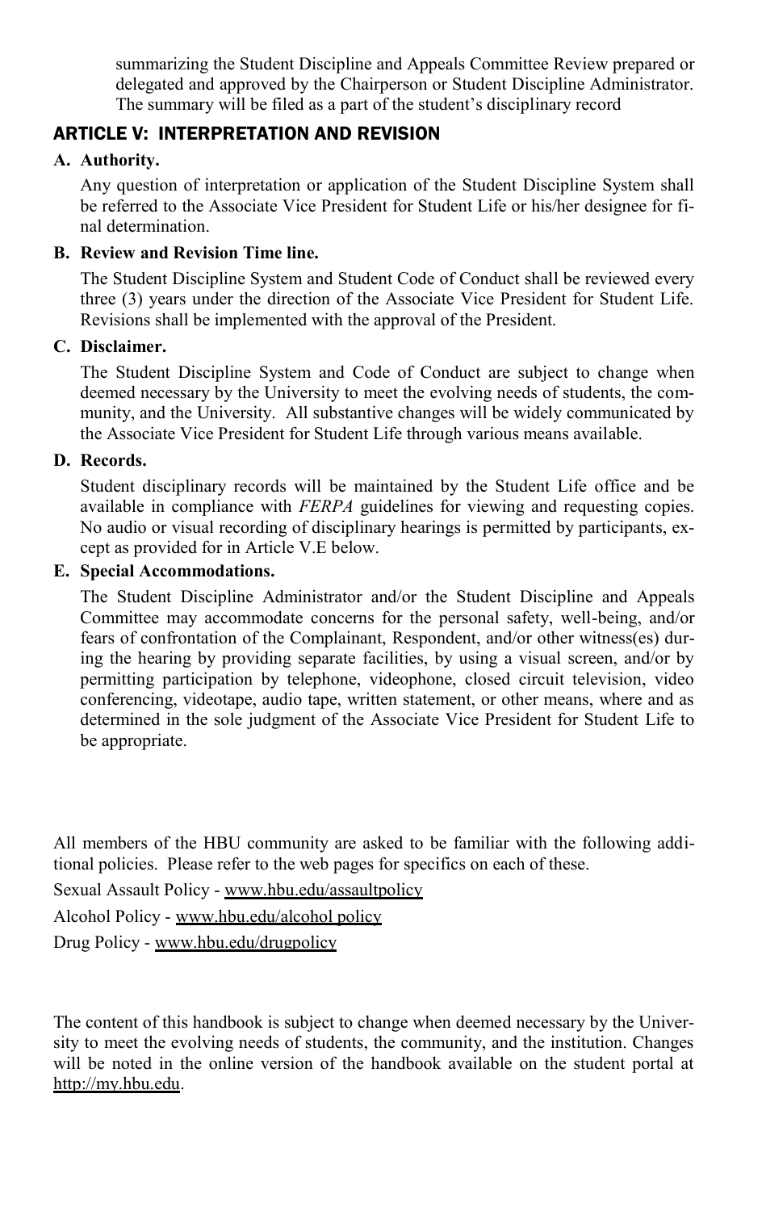summarizing the Student Discipline and Appeals Committee Review prepared or delegated and approved by the Chairperson or Student Discipline Administrator. The summary will be filed as a part of the student's disciplinary record

## ARTICLE V: INTERPRETATION AND REVISION

**A. Authority.**

Any question of interpretation or application of the Student Discipline System shall be referred to the Associate Vice President for Student Life or his/her designee for final determination.

**B. Review and Revision Time line.**

The Student Discipline System and Student Code of Conduct shall be reviewed every three (3) years under the direction of the Associate Vice President for Student Life. Revisions shall be implemented with the approval of the President.

**C. Disclaimer.**

The Student Discipline System and Code of Conduct are subject to change when deemed necessary by the University to meet the evolving needs of students, the community, and the University. All substantive changes will be widely communicated by the Associate Vice President for Student Life through various means available.

**D. Records.**

Student disciplinary records will be maintained by the Student Life office and be available in compliance with *FERPA* guidelines for viewing and requesting copies. No audio or visual recording of disciplinary hearings is permitted by participants, except as provided for in Article V.E below.

**E. Special Accommodations.**

The Student Discipline Administrator and/or the Student Discipline and Appeals Committee may accommodate concerns for the personal safety, well-being, and/or fears of confrontation of the Complainant, Respondent, and/or other witness(es) during the hearing by providing separate facilities, by using a visual screen, and/or by permitting participation by telephone, videophone, closed circuit television, video conferencing, videotape, audio tape, written statement, or other means, where and as determined in the sole judgment of the Associate Vice President for Student Life to be appropriate.

All members of the HBU community are asked to be familiar with the following additional policies. Please refer to the web pages for specifics on each of these.

Sexual Assault Policy - www.hbu.edu/assaultpolicy

Alcohol Policy - www.hbu.edu/alcohol policy

Drug Policy - www.hbu.edu/drugpolicy

The content of this handbook is subject to change when deemed necessary by the University to meet the evolving needs of students, the community, and the institution. Changes will be noted in the online version of the handbook available on the student portal at http://my.hbu.edu.